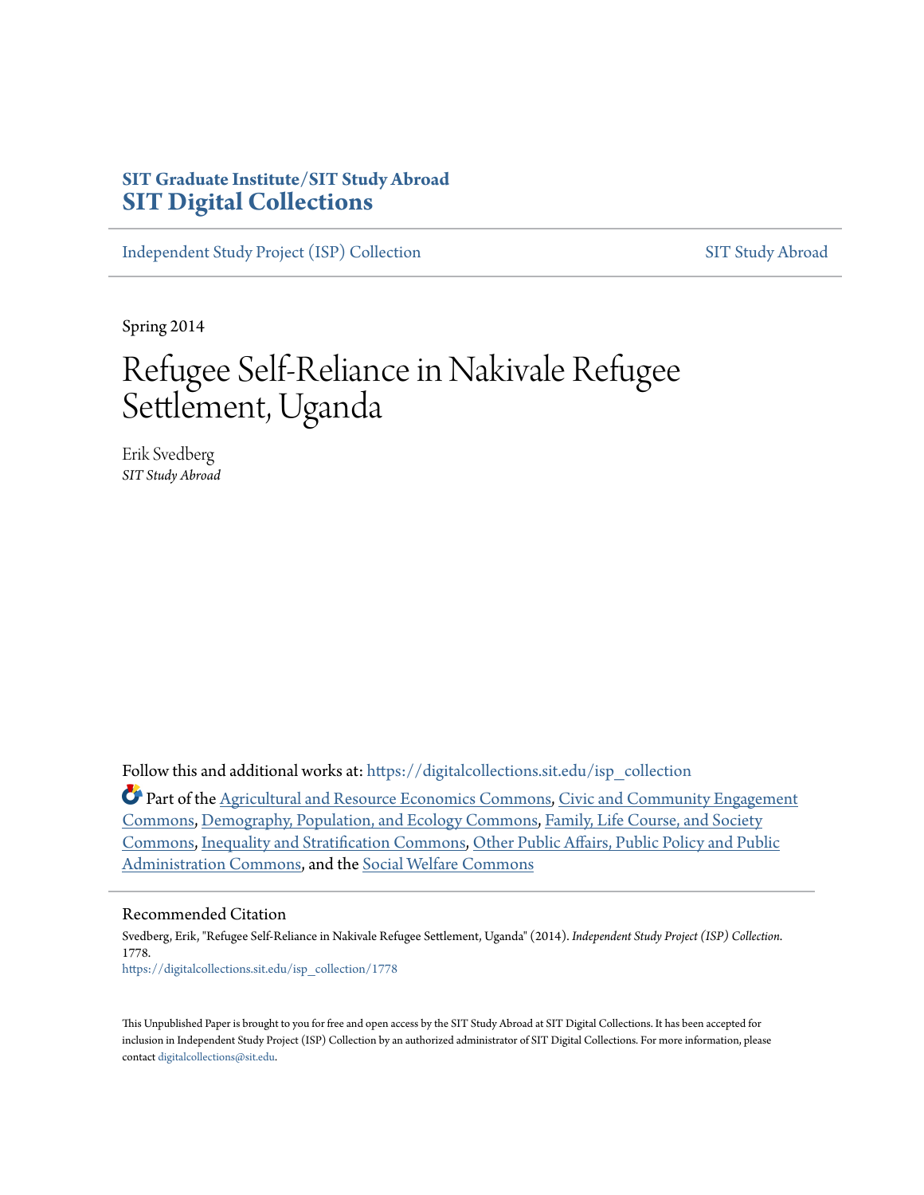**SIT Graduate Institute/SIT Study Abroad**
## SIT Digital Collections

Independent Study Project (ISP) Collection | SIT Study Abroad

Spring 2014

# Refugee Self-Reliance in Nakivale Refugee Settlement, Uganda

Erik Svedberg
*SIT Study Abroad*

Follow this and additional works at: https://digitalcollections.sit.edu/isp_collection

Part of the Agricultural and Resource Economics Commons, Civic and Community Engagement Commons, Demography, Population, and Ecology Commons, Family, Life Course, and Society Commons, Inequality and Stratification Commons, Other Public Affairs, Public Policy and Public Administration Commons, and the Social Welfare Commons

## Recommended Citation

Svedberg, Erik, "Refugee Self-Reliance in Nakivale Refugee Settlement, Uganda" (2014). *Independent Study Project (ISP) Collection*. 1778.
https://digitalcollections.sit.edu/isp_collection/1778

This Unpublished Paper is brought to you for free and open access by the SIT Study Abroad at SIT Digital Collections. It has been accepted for inclusion in Independent Study Project (ISP) Collection by an authorized administrator of SIT Digital Collections. For more information, please contact digitalcollections@sit.edu.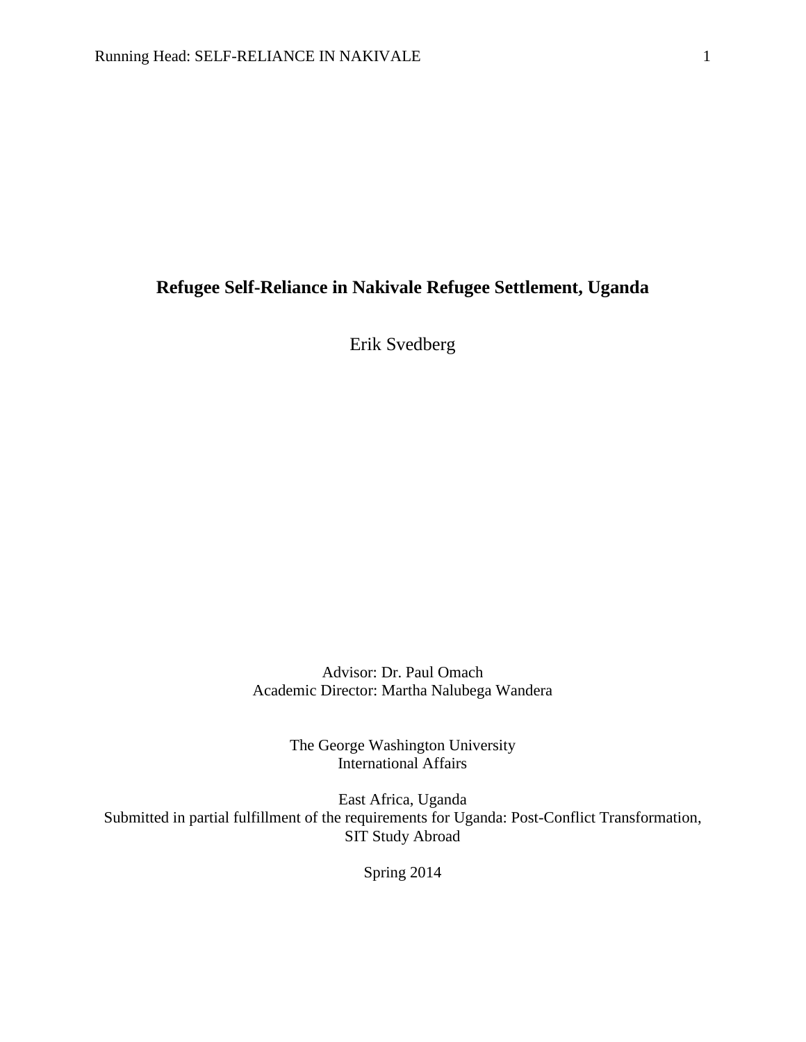# Refugee Self-Reliance in Nakivale Refugee Settlement, Uganda

Erik Svedberg

Advisor: Dr. Paul Omach
Academic Director: Martha Nalubega Wandera

The George Washington University
International Affairs

East Africa, Uganda
Submitted in partial fulfillment of the requirements for Uganda: Post-Conflict Transformation, SIT Study Abroad

Spring 2014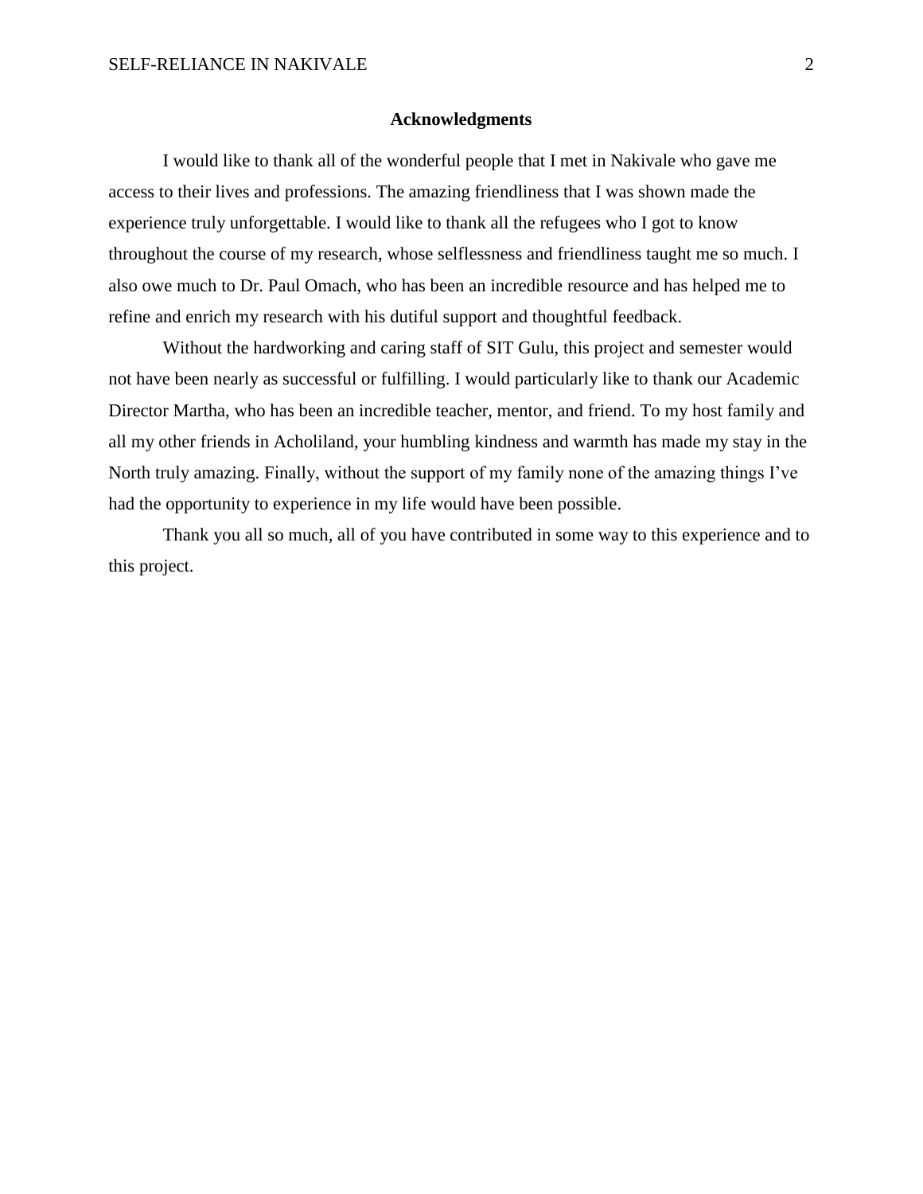## Acknowledgments

I would like to thank all of the wonderful people that I met in Nakivale who gave me access to their lives and professions. The amazing friendliness that I was shown made the experience truly unforgettable. I would like to thank all the refugees who I got to know throughout the course of my research, whose selflessness and friendliness taught me so much. I also owe much to Dr. Paul Omach, who has been an incredible resource and has helped me to refine and enrich my research with his dutiful support and thoughtful feedback.

Without the hardworking and caring staff of SIT Gulu, this project and semester would not have been nearly as successful or fulfilling. I would particularly like to thank our Academic Director Martha, who has been an incredible teacher, mentor, and friend. To my host family and all my other friends in Acholiland, your humbling kindness and warmth has made my stay in the North truly amazing. Finally, without the support of my family none of the amazing things I've had the opportunity to experience in my life would have been possible.

Thank you all so much, all of you have contributed in some way to this experience and to this project.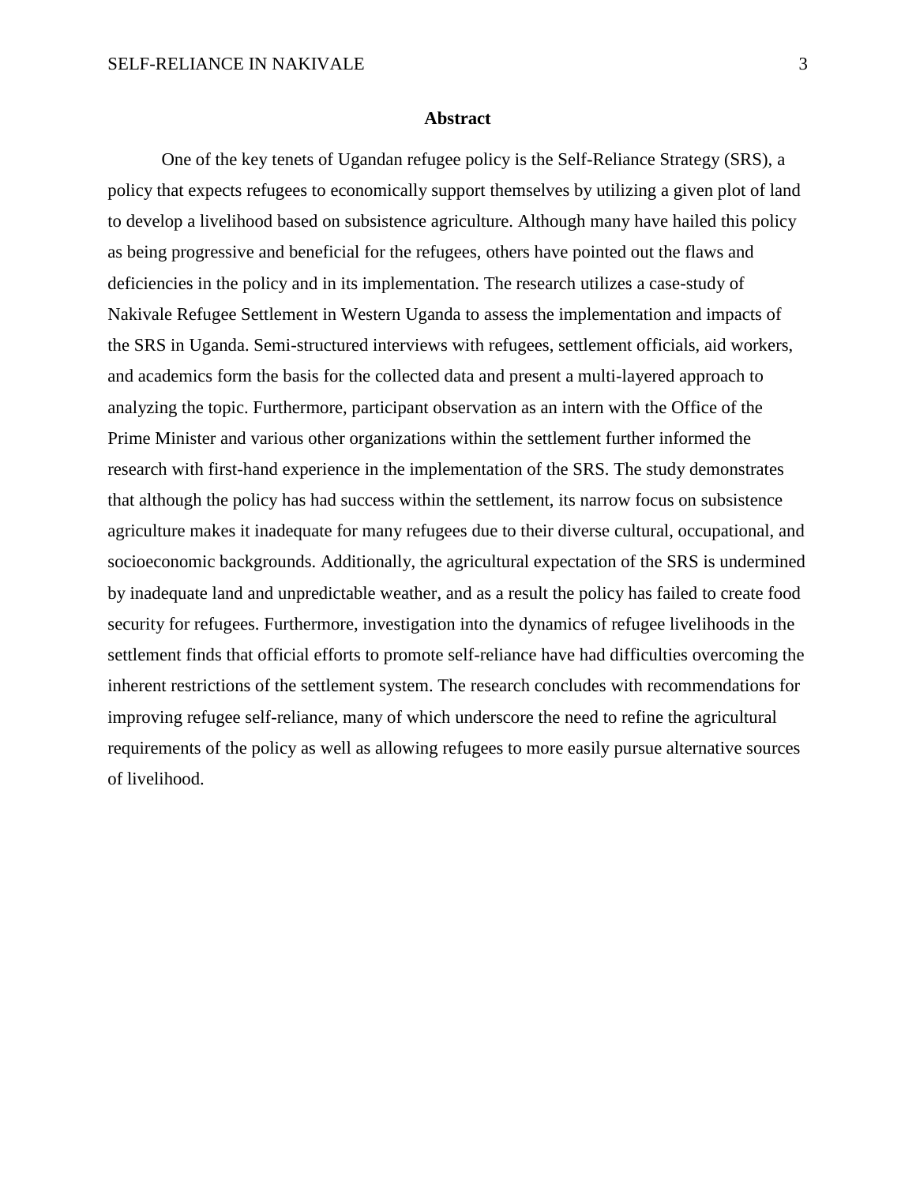## Abstract

One of the key tenets of Ugandan refugee policy is the Self-Reliance Strategy (SRS), a policy that expects refugees to economically support themselves by utilizing a given plot of land to develop a livelihood based on subsistence agriculture. Although many have hailed this policy as being progressive and beneficial for the refugees, others have pointed out the flaws and deficiencies in the policy and in its implementation. The research utilizes a case-study of Nakivale Refugee Settlement in Western Uganda to assess the implementation and impacts of the SRS in Uganda. Semi-structured interviews with refugees, settlement officials, aid workers, and academics form the basis for the collected data and present a multi-layered approach to analyzing the topic. Furthermore, participant observation as an intern with the Office of the Prime Minister and various other organizations within the settlement further informed the research with first-hand experience in the implementation of the SRS. The study demonstrates that although the policy has had success within the settlement, its narrow focus on subsistence agriculture makes it inadequate for many refugees due to their diverse cultural, occupational, and socioeconomic backgrounds. Additionally, the agricultural expectation of the SRS is undermined by inadequate land and unpredictable weather, and as a result the policy has failed to create food security for refugees. Furthermore, investigation into the dynamics of refugee livelihoods in the settlement finds that official efforts to promote self-reliance have had difficulties overcoming the inherent restrictions of the settlement system. The research concludes with recommendations for improving refugee self-reliance, many of which underscore the need to refine the agricultural requirements of the policy as well as allowing refugees to more easily pursue alternative sources of livelihood.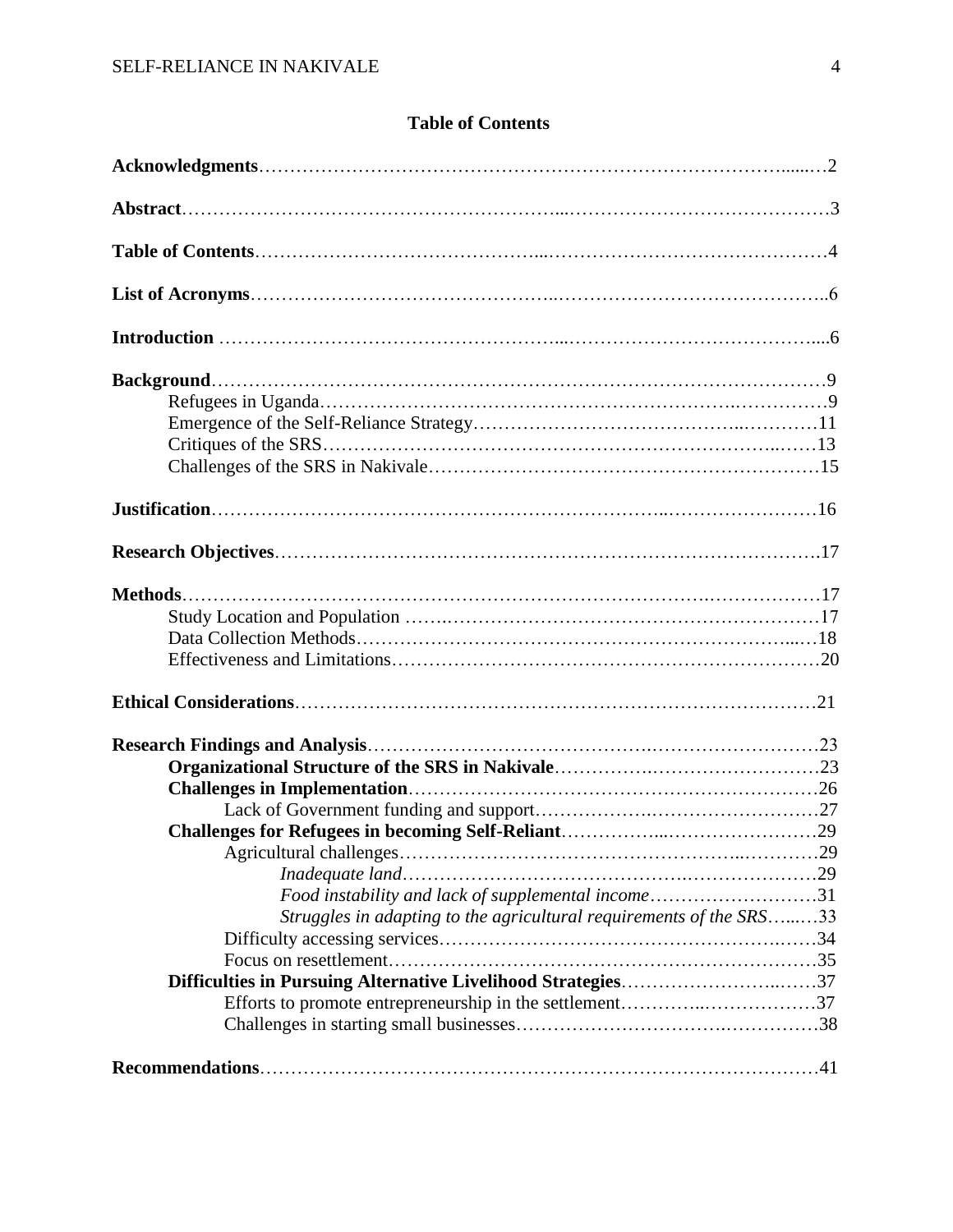## Table of Contents

**Acknowledgments**……………………………………………………………………….....…2

**Abstract**…………………………………………………...……………………………………3

**Table of Contents**……………………………………...………………………………………4

**List of Acronyms**……………………………………..……………………………………..6

**Introduction** ……………………………………………...………………………………....6

**Background**……………………………………………………………………………………9

- Refugees in Uganda………………………………………………………………………9
- Emergence of the Self-Reliance Strategy…………………………………..…………11
- Critiques of the SRS……………………………………………………………..……13
- Challenges of the SRS in Nakivale……………………………………………………15

**Justification**……………………………………………………………..……………………16

**Research Objectives**………………………………………………………………………….17

**Methods**…………………………………………………………………….………………17

- Study Location and Population ……..…………………………………….……………17
- Data Collection Methods……………………………………………………………...…18
- Effectiveness and Limitations……………………………………………………………20

**Ethical Considerations**…………………………………………………………………………21

**Research Findings and Analysis**……………………………………..………………………23

- **Organizational Structure of the SRS in Nakivale**…………….………………………23
- **Challenges in Implementation**…………………………………………………………26
  - Lack of Government funding and support……………….………………………27
- **Challenges for Refugees in becoming Self-Reliant**……………...……………………29
  - Agricultural challenges……………………………………………..…………29
    - *Inadequate land*……………………………………….………………29
    - *Food instability and lack of supplemental income*………………………31
    - *Struggles in adapting to the agricultural requirements of the SRS*…...…33
  - Difficulty accessing services…………………………………………….……34
  - Focus on resettlement……………………………………………………………35
- **Difficulties in Pursuing Alternative Livelihood Strategies**……………………..……37
  - Efforts to promote entrepreneurship in the settlement…………..………………37
  - Challenges in starting small businesses…………………………….……………38

**Recommendations**……………………………………………………………………………41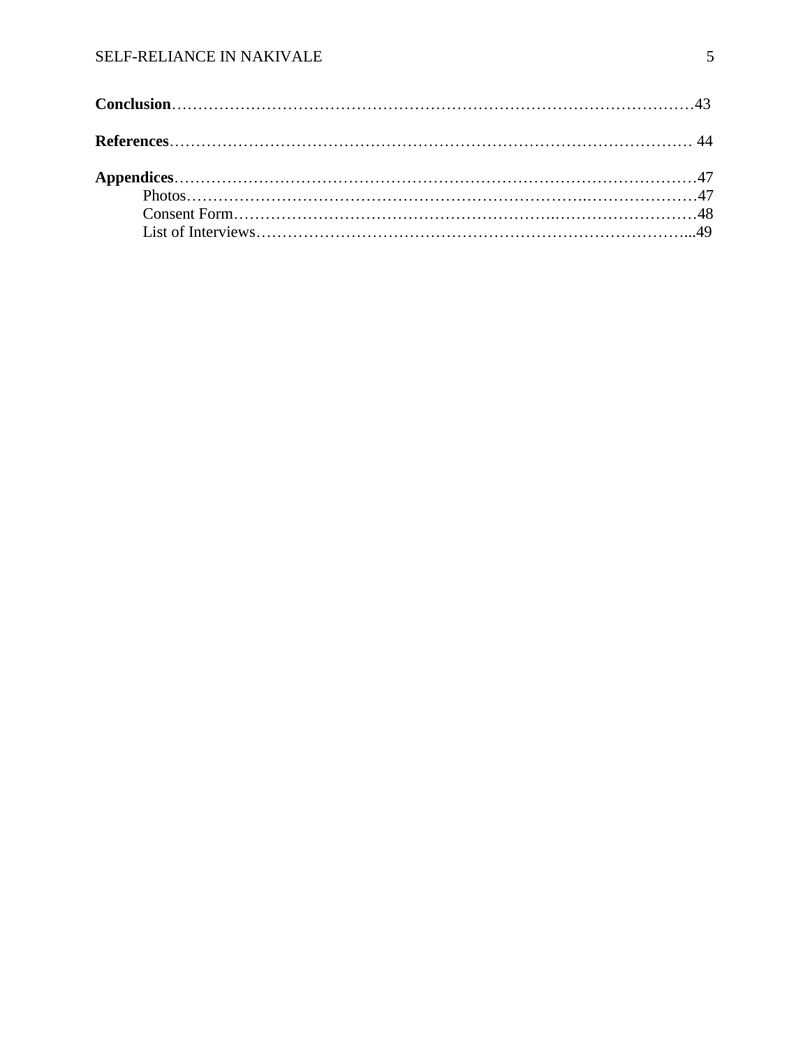**Conclusion**……………………………………………………………………………………43

**References**…………………………………………………………………………………… 44

**Appendices**……………………………………………………………………………………47

Photos……………………………………………………………………………………47

Consent Form……………………………………………………………………………48

List of Interviews………………………………………………………………………...49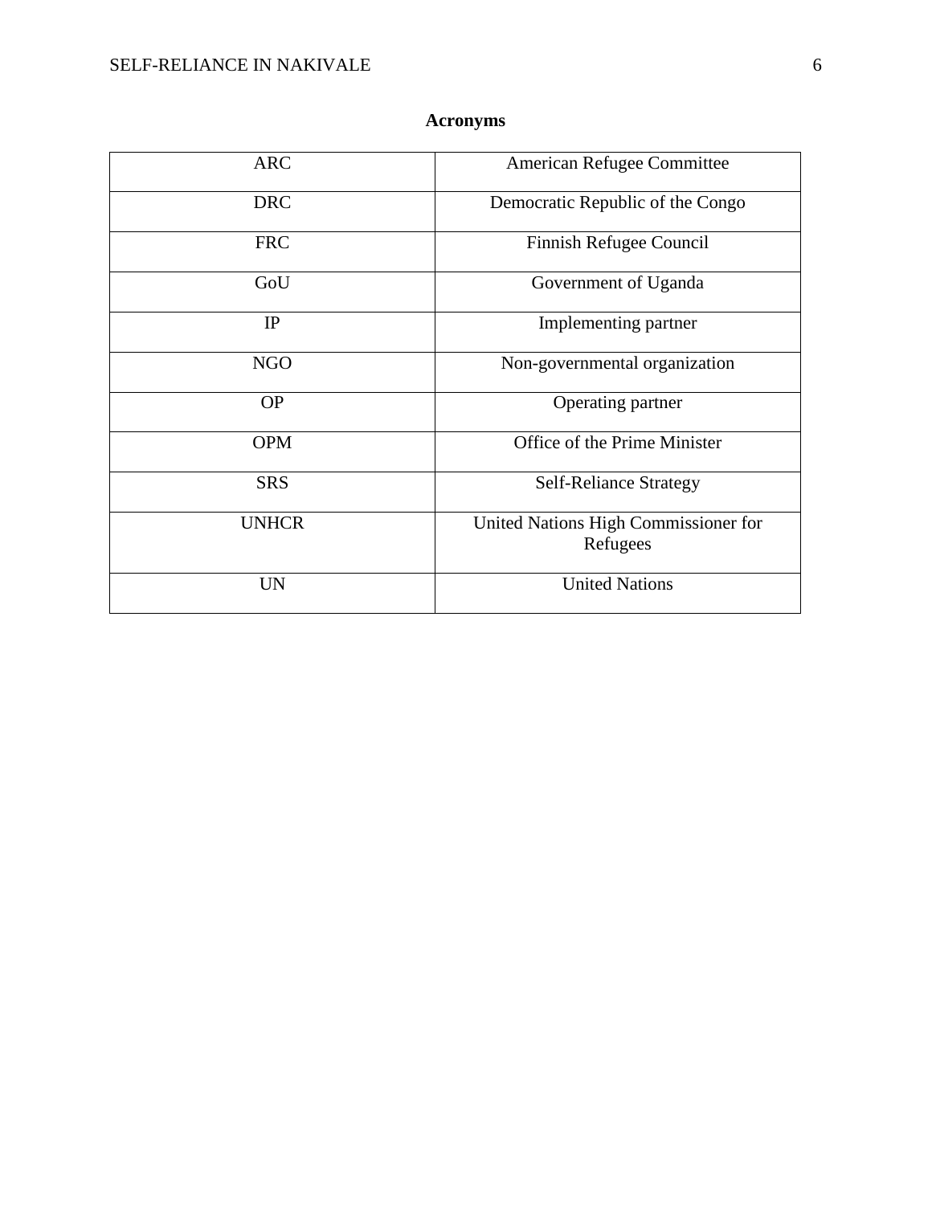## Acronyms

| ARC | American Refugee Committee |
|---|---|
| DRC | Democratic Republic of the Congo |
| FRC | Finnish Refugee Council |
| GoU | Government of Uganda |
| IP | Implementing partner |
| NGO | Non-governmental organization |
| OP | Operating partner |
| OPM | Office of the Prime Minister |
| SRS | Self-Reliance Strategy |
| UNHCR | United Nations High Commissioner for Refugees |
| UN | United Nations |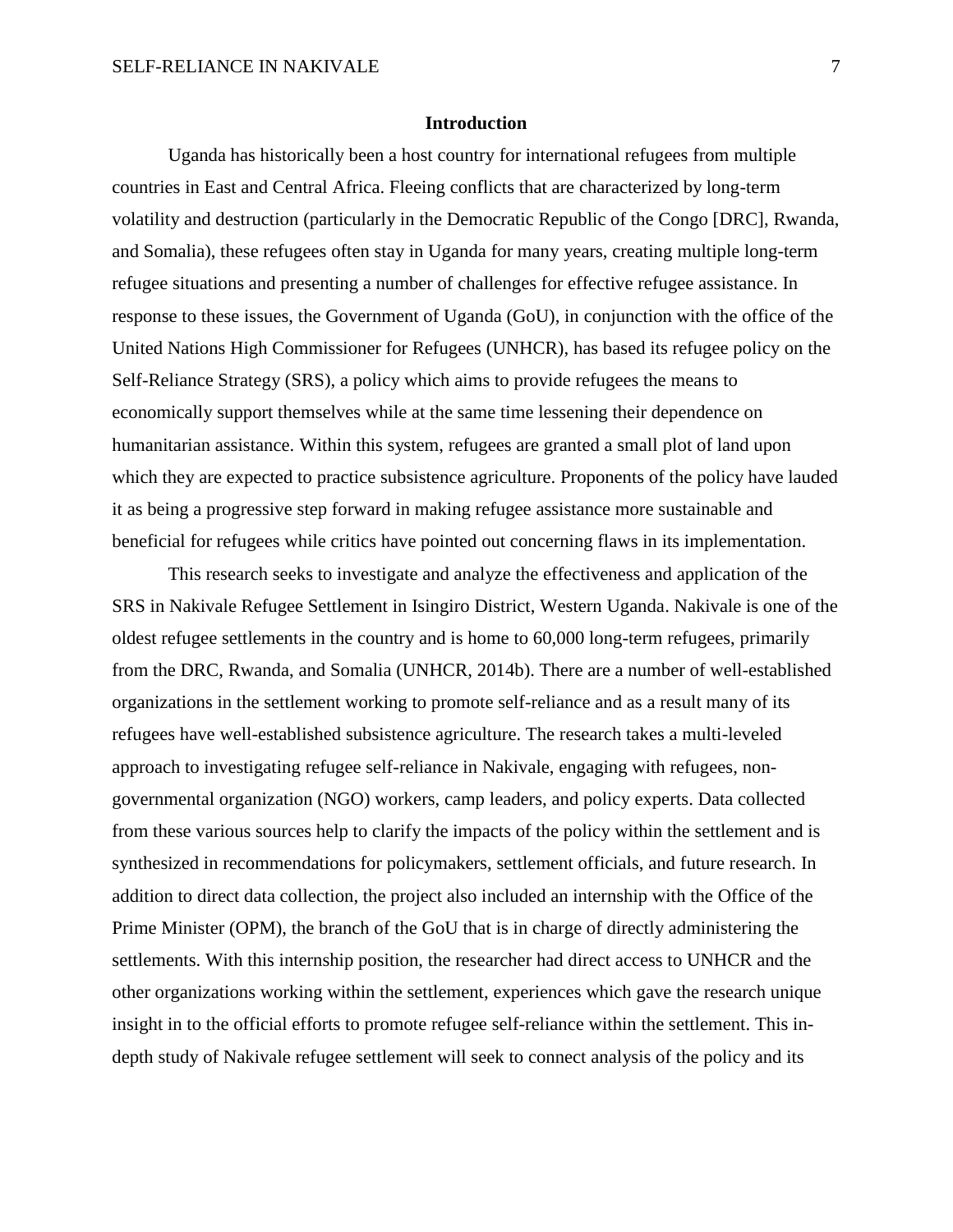## Introduction

Uganda has historically been a host country for international refugees from multiple countries in East and Central Africa. Fleeing conflicts that are characterized by long-term volatility and destruction (particularly in the Democratic Republic of the Congo [DRC], Rwanda, and Somalia), these refugees often stay in Uganda for many years, creating multiple long-term refugee situations and presenting a number of challenges for effective refugee assistance. In response to these issues, the Government of Uganda (GoU), in conjunction with the office of the United Nations High Commissioner for Refugees (UNHCR), has based its refugee policy on the Self-Reliance Strategy (SRS), a policy which aims to provide refugees the means to economically support themselves while at the same time lessening their dependence on humanitarian assistance. Within this system, refugees are granted a small plot of land upon which they are expected to practice subsistence agriculture. Proponents of the policy have lauded it as being a progressive step forward in making refugee assistance more sustainable and beneficial for refugees while critics have pointed out concerning flaws in its implementation.

This research seeks to investigate and analyze the effectiveness and application of the SRS in Nakivale Refugee Settlement in Isingiro District, Western Uganda. Nakivale is one of the oldest refugee settlements in the country and is home to 60,000 long-term refugees, primarily from the DRC, Rwanda, and Somalia (UNHCR, 2014b). There are a number of well-established organizations in the settlement working to promote self-reliance and as a result many of its refugees have well-established subsistence agriculture. The research takes a multi-leveled approach to investigating refugee self-reliance in Nakivale, engaging with refugees, non-governmental organization (NGO) workers, camp leaders, and policy experts. Data collected from these various sources help to clarify the impacts of the policy within the settlement and is synthesized in recommendations for policymakers, settlement officials, and future research. In addition to direct data collection, the project also included an internship with the Office of the Prime Minister (OPM), the branch of the GoU that is in charge of directly administering the settlements. With this internship position, the researcher had direct access to UNHCR and the other organizations working within the settlement, experiences which gave the research unique insight in to the official efforts to promote refugee self-reliance within the settlement. This in-depth study of Nakivale refugee settlement will seek to connect analysis of the policy and its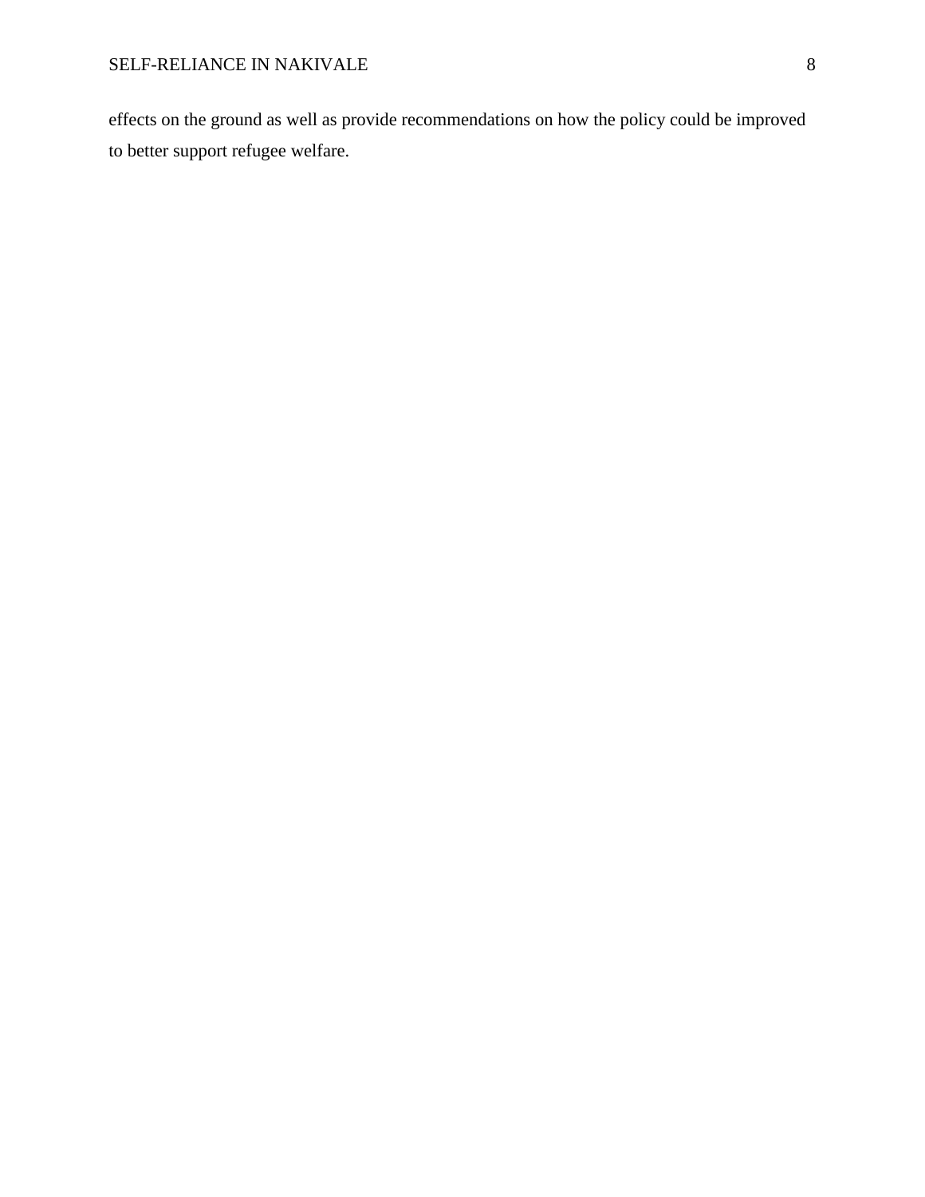effects on the ground as well as provide recommendations on how the policy could be improved to better support refugee welfare.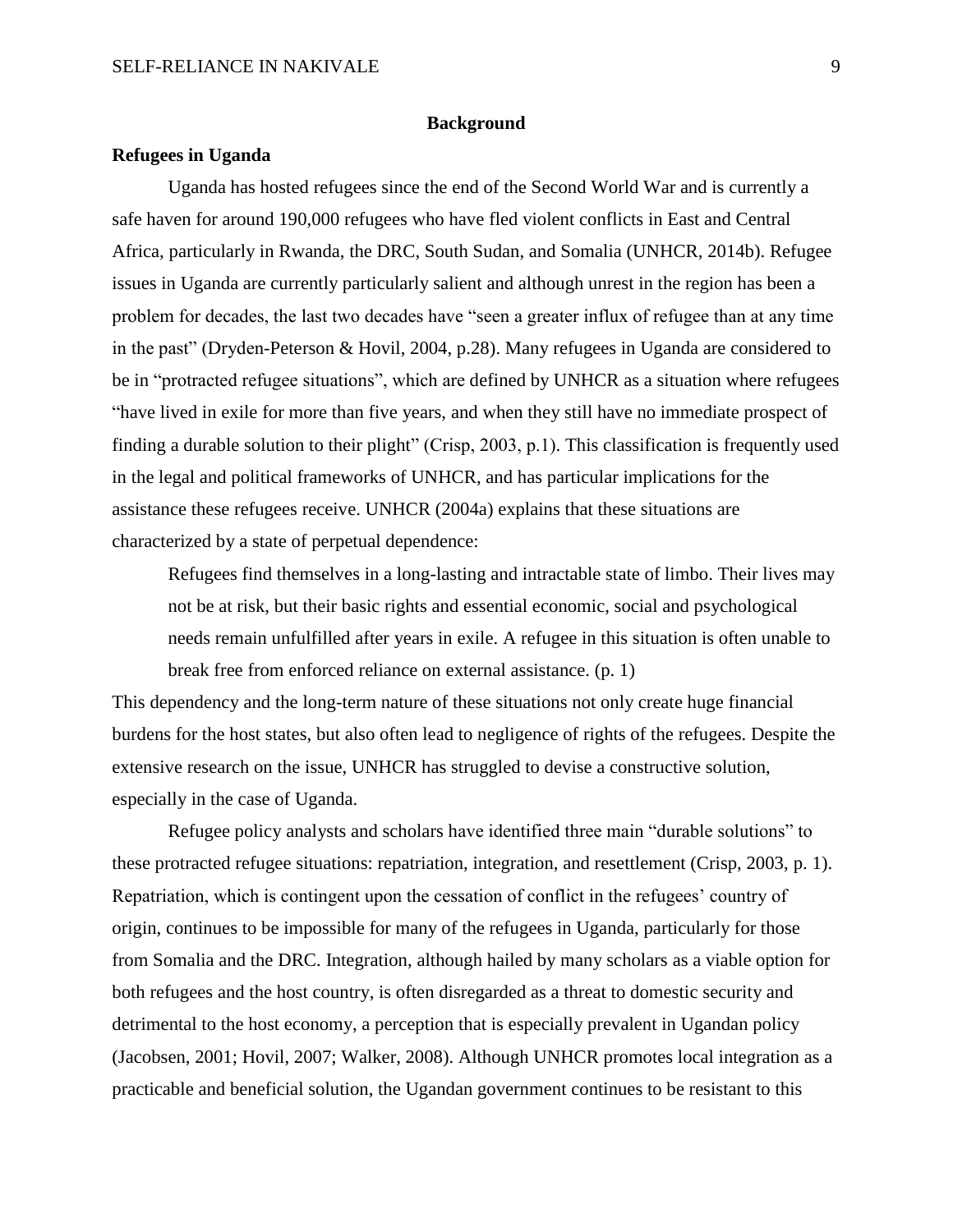## Background

### Refugees in Uganda

Uganda has hosted refugees since the end of the Second World War and is currently a safe haven for around 190,000 refugees who have fled violent conflicts in East and Central Africa, particularly in Rwanda, the DRC, South Sudan, and Somalia (UNHCR, 2014b). Refugee issues in Uganda are currently particularly salient and although unrest in the region has been a problem for decades, the last two decades have "seen a greater influx of refugee than at any time in the past" (Dryden-Peterson & Hovil, 2004, p.28). Many refugees in Uganda are considered to be in "protracted refugee situations", which are defined by UNHCR as a situation where refugees "have lived in exile for more than five years, and when they still have no immediate prospect of finding a durable solution to their plight" (Crisp, 2003, p.1). This classification is frequently used in the legal and political frameworks of UNHCR, and has particular implications for the assistance these refugees receive. UNHCR (2004a) explains that these situations are characterized by a state of perpetual dependence:

> Refugees find themselves in a long-lasting and intractable state of limbo. Their lives may not be at risk, but their basic rights and essential economic, social and psychological needs remain unfulfilled after years in exile. A refugee in this situation is often unable to break free from enforced reliance on external assistance. (p. 1)

This dependency and the long-term nature of these situations not only create huge financial burdens for the host states, but also often lead to negligence of rights of the refugees. Despite the extensive research on the issue, UNHCR has struggled to devise a constructive solution, especially in the case of Uganda.

Refugee policy analysts and scholars have identified three main "durable solutions" to these protracted refugee situations: repatriation, integration, and resettlement (Crisp, 2003, p. 1). Repatriation, which is contingent upon the cessation of conflict in the refugees' country of origin, continues to be impossible for many of the refugees in Uganda, particularly for those from Somalia and the DRC. Integration, although hailed by many scholars as a viable option for both refugees and the host country, is often disregarded as a threat to domestic security and detrimental to the host economy, a perception that is especially prevalent in Ugandan policy (Jacobsen, 2001; Hovil, 2007; Walker, 2008). Although UNHCR promotes local integration as a practicable and beneficial solution, the Ugandan government continues to be resistant to this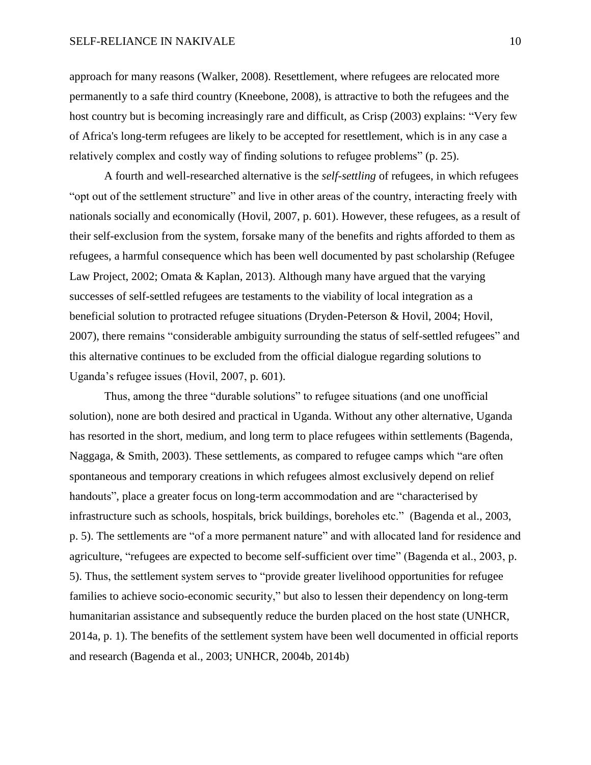approach for many reasons (Walker, 2008). Resettlement, where refugees are relocated more permanently to a safe third country (Kneebone, 2008), is attractive to both the refugees and the host country but is becoming increasingly rare and difficult, as Crisp (2003) explains: "Very few of Africa's long-term refugees are likely to be accepted for resettlement, which is in any case a relatively complex and costly way of finding solutions to refugee problems" (p. 25).

A fourth and well-researched alternative is the *self-settling* of refugees, in which refugees "opt out of the settlement structure" and live in other areas of the country, interacting freely with nationals socially and economically (Hovil, 2007, p. 601). However, these refugees, as a result of their self-exclusion from the system, forsake many of the benefits and rights afforded to them as refugees, a harmful consequence which has been well documented by past scholarship (Refugee Law Project, 2002; Omata & Kaplan, 2013). Although many have argued that the varying successes of self-settled refugees are testaments to the viability of local integration as a beneficial solution to protracted refugee situations (Dryden-Peterson & Hovil, 2004; Hovil, 2007), there remains "considerable ambiguity surrounding the status of self-settled refugees" and this alternative continues to be excluded from the official dialogue regarding solutions to Uganda's refugee issues (Hovil, 2007, p. 601).

Thus, among the three "durable solutions" to refugee situations (and one unofficial solution), none are both desired and practical in Uganda. Without any other alternative, Uganda has resorted in the short, medium, and long term to place refugees within settlements (Bagenda, Naggaga, & Smith, 2003). These settlements, as compared to refugee camps which "are often spontaneous and temporary creations in which refugees almost exclusively depend on relief handouts", place a greater focus on long-term accommodation and are "characterised by infrastructure such as schools, hospitals, brick buildings, boreholes etc." (Bagenda et al., 2003, p. 5). The settlements are "of a more permanent nature" and with allocated land for residence and agriculture, "refugees are expected to become self-sufficient over time" (Bagenda et al., 2003, p. 5). Thus, the settlement system serves to "provide greater livelihood opportunities for refugee families to achieve socio-economic security," but also to lessen their dependency on long-term humanitarian assistance and subsequently reduce the burden placed on the host state (UNHCR, 2014a, p. 1). The benefits of the settlement system have been well documented in official reports and research (Bagenda et al., 2003; UNHCR, 2004b, 2014b)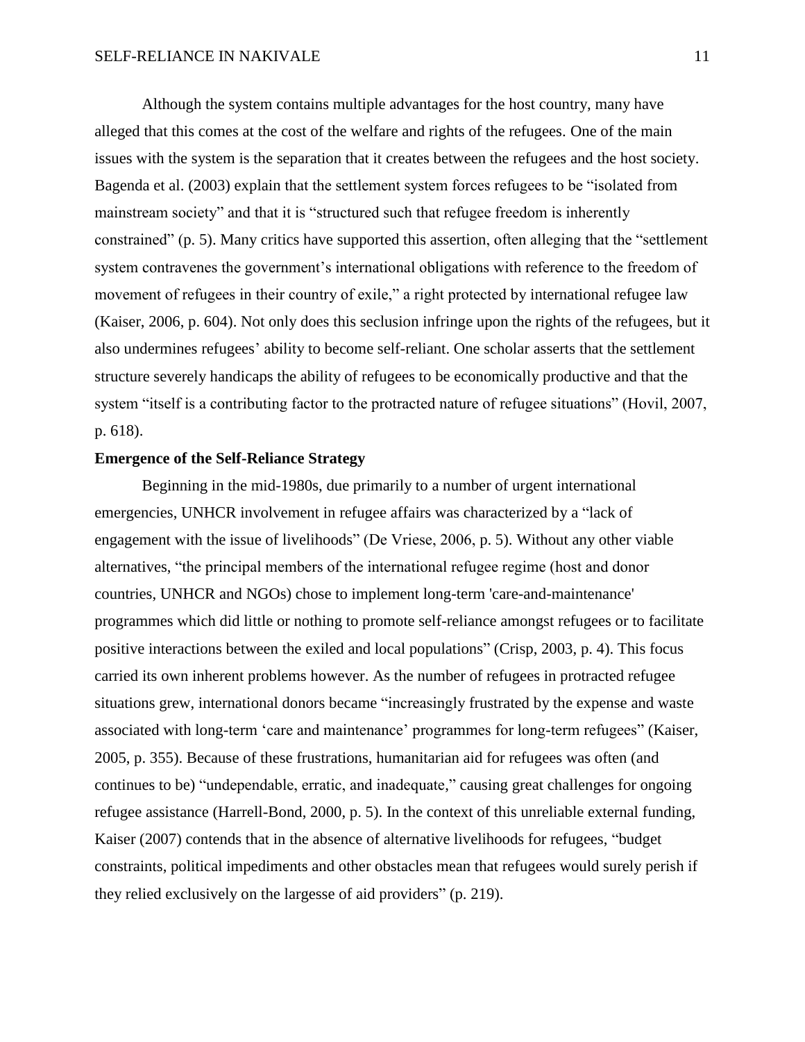Although the system contains multiple advantages for the host country, many have alleged that this comes at the cost of the welfare and rights of the refugees. One of the main issues with the system is the separation that it creates between the refugees and the host society. Bagenda et al. (2003) explain that the settlement system forces refugees to be "isolated from mainstream society" and that it is "structured such that refugee freedom is inherently constrained" (p. 5). Many critics have supported this assertion, often alleging that the "settlement system contravenes the government's international obligations with reference to the freedom of movement of refugees in their country of exile," a right protected by international refugee law (Kaiser, 2006, p. 604). Not only does this seclusion infringe upon the rights of the refugees, but it also undermines refugees' ability to become self-reliant. One scholar asserts that the settlement structure severely handicaps the ability of refugees to be economically productive and that the system "itself is a contributing factor to the protracted nature of refugee situations" (Hovil, 2007, p. 618).

**Emergence of the Self-Reliance Strategy**

Beginning in the mid-1980s, due primarily to a number of urgent international emergencies, UNHCR involvement in refugee affairs was characterized by a "lack of engagement with the issue of livelihoods" (De Vriese, 2006, p. 5). Without any other viable alternatives, "the principal members of the international refugee regime (host and donor countries, UNHCR and NGOs) chose to implement long-term 'care-and-maintenance' programmes which did little or nothing to promote self-reliance amongst refugees or to facilitate positive interactions between the exiled and local populations" (Crisp, 2003, p. 4). This focus carried its own inherent problems however. As the number of refugees in protracted refugee situations grew, international donors became "increasingly frustrated by the expense and waste associated with long-term 'care and maintenance' programmes for long-term refugees" (Kaiser, 2005, p. 355). Because of these frustrations, humanitarian aid for refugees was often (and continues to be) "undependable, erratic, and inadequate," causing great challenges for ongoing refugee assistance (Harrell-Bond, 2000, p. 5). In the context of this unreliable external funding, Kaiser (2007) contends that in the absence of alternative livelihoods for refugees, "budget constraints, political impediments and other obstacles mean that refugees would surely perish if they relied exclusively on the largesse of aid providers" (p. 219).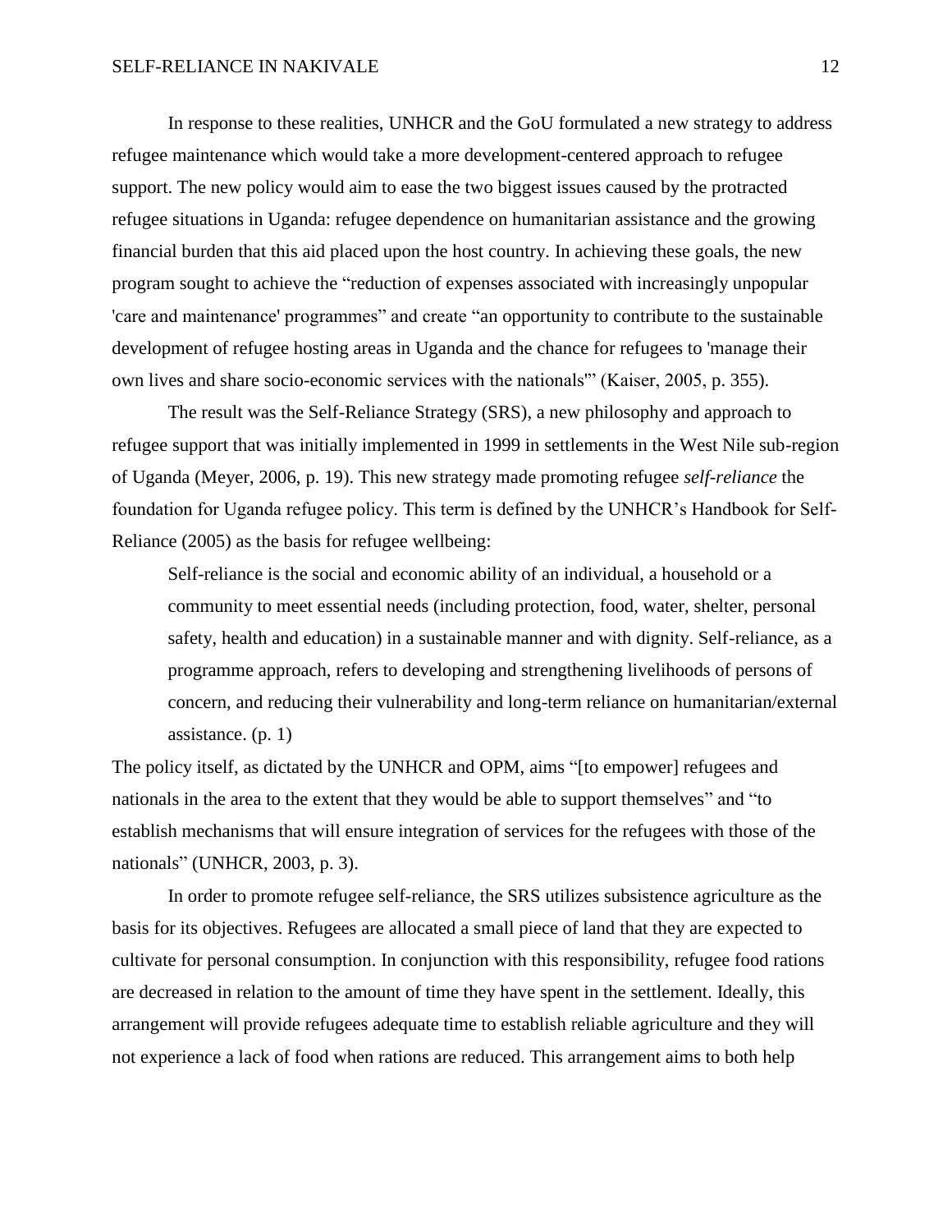In response to these realities, UNHCR and the GoU formulated a new strategy to address refugee maintenance which would take a more development-centered approach to refugee support. The new policy would aim to ease the two biggest issues caused by the protracted refugee situations in Uganda: refugee dependence on humanitarian assistance and the growing financial burden that this aid placed upon the host country. In achieving these goals, the new program sought to achieve the "reduction of expenses associated with increasingly unpopular 'care and maintenance' programmes" and create "an opportunity to contribute to the sustainable development of refugee hosting areas in Uganda and the chance for refugees to 'manage their own lives and share socio-economic services with the nationals'" (Kaiser, 2005, p. 355).

The result was the Self-Reliance Strategy (SRS), a new philosophy and approach to refugee support that was initially implemented in 1999 in settlements in the West Nile sub-region of Uganda (Meyer, 2006, p. 19). This new strategy made promoting refugee *self-reliance* the foundation for Uganda refugee policy. This term is defined by the UNHCR's Handbook for Self-Reliance (2005) as the basis for refugee wellbeing:

> Self-reliance is the social and economic ability of an individual, a household or a community to meet essential needs (including protection, food, water, shelter, personal safety, health and education) in a sustainable manner and with dignity. Self-reliance, as a programme approach, refers to developing and strengthening livelihoods of persons of concern, and reducing their vulnerability and long-term reliance on humanitarian/external assistance. (p. 1)

The policy itself, as dictated by the UNHCR and OPM, aims "[to empower] refugees and nationals in the area to the extent that they would be able to support themselves" and "to establish mechanisms that will ensure integration of services for the refugees with those of the nationals" (UNHCR, 2003, p. 3).

In order to promote refugee self-reliance, the SRS utilizes subsistence agriculture as the basis for its objectives. Refugees are allocated a small piece of land that they are expected to cultivate for personal consumption. In conjunction with this responsibility, refugee food rations are decreased in relation to the amount of time they have spent in the settlement. Ideally, this arrangement will provide refugees adequate time to establish reliable agriculture and they will not experience a lack of food when rations are reduced. This arrangement aims to both help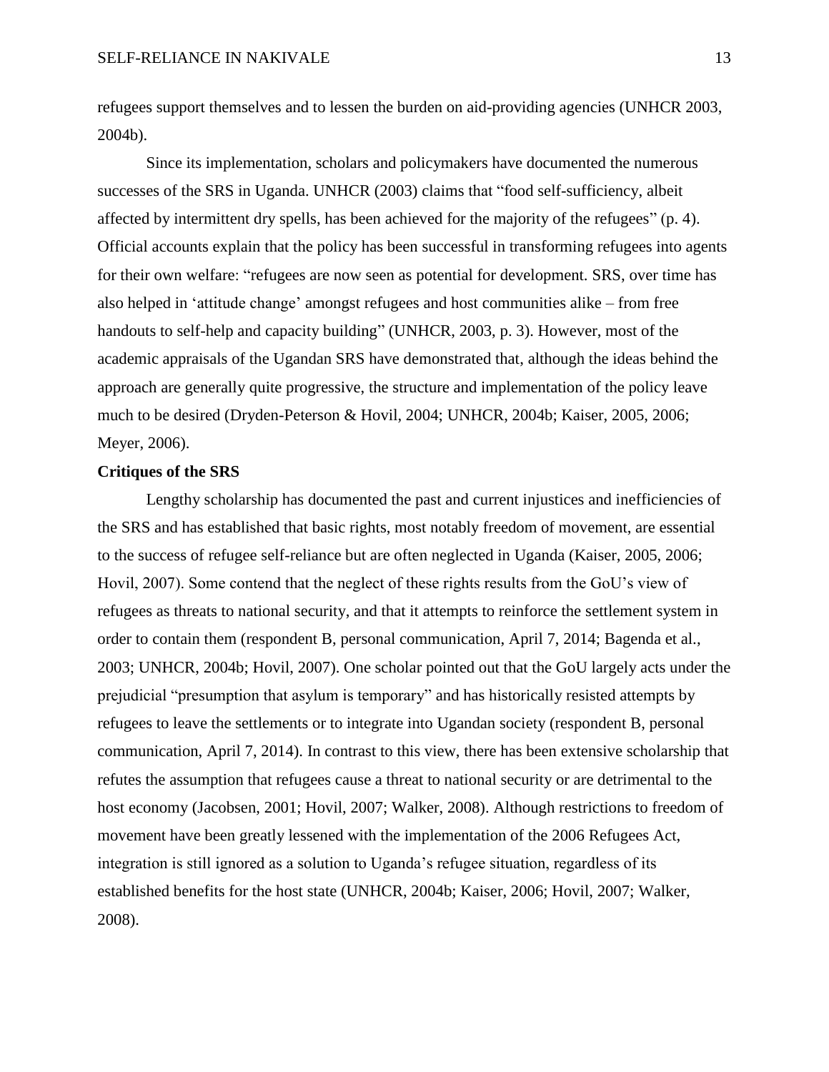refugees support themselves and to lessen the burden on aid-providing agencies (UNHCR 2003, 2004b).

Since its implementation, scholars and policymakers have documented the numerous successes of the SRS in Uganda. UNHCR (2003) claims that "food self-sufficiency, albeit affected by intermittent dry spells, has been achieved for the majority of the refugees" (p. 4). Official accounts explain that the policy has been successful in transforming refugees into agents for their own welfare: "refugees are now seen as potential for development. SRS, over time has also helped in 'attitude change' amongst refugees and host communities alike – from free handouts to self-help and capacity building" (UNHCR, 2003, p. 3). However, most of the academic appraisals of the Ugandan SRS have demonstrated that, although the ideas behind the approach are generally quite progressive, the structure and implementation of the policy leave much to be desired (Dryden-Peterson & Hovil, 2004; UNHCR, 2004b; Kaiser, 2005, 2006; Meyer, 2006).

**Critiques of the SRS**

Lengthy scholarship has documented the past and current injustices and inefficiencies of the SRS and has established that basic rights, most notably freedom of movement, are essential to the success of refugee self-reliance but are often neglected in Uganda (Kaiser, 2005, 2006; Hovil, 2007). Some contend that the neglect of these rights results from the GoU's view of refugees as threats to national security, and that it attempts to reinforce the settlement system in order to contain them (respondent B, personal communication, April 7, 2014; Bagenda et al., 2003; UNHCR, 2004b; Hovil, 2007). One scholar pointed out that the GoU largely acts under the prejudicial "presumption that asylum is temporary" and has historically resisted attempts by refugees to leave the settlements or to integrate into Ugandan society (respondent B, personal communication, April 7, 2014). In contrast to this view, there has been extensive scholarship that refutes the assumption that refugees cause a threat to national security or are detrimental to the host economy (Jacobsen, 2001; Hovil, 2007; Walker, 2008). Although restrictions to freedom of movement have been greatly lessened with the implementation of the 2006 Refugees Act, integration is still ignored as a solution to Uganda's refugee situation, regardless of its established benefits for the host state (UNHCR, 2004b; Kaiser, 2006; Hovil, 2007; Walker, 2008).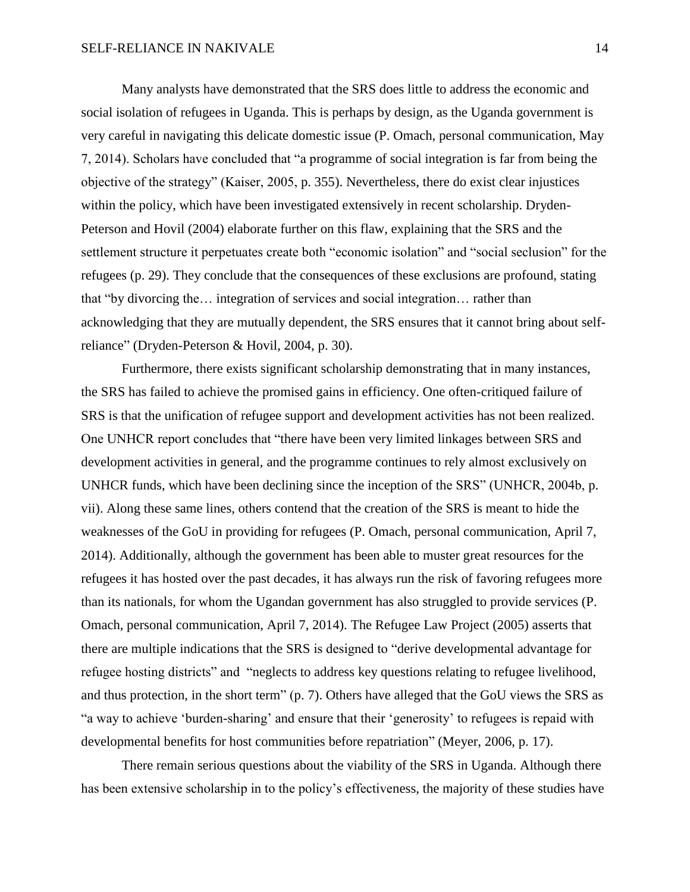Many analysts have demonstrated that the SRS does little to address the economic and social isolation of refugees in Uganda. This is perhaps by design, as the Uganda government is very careful in navigating this delicate domestic issue (P. Omach, personal communication, May 7, 2014). Scholars have concluded that "a programme of social integration is far from being the objective of the strategy" (Kaiser, 2005, p. 355). Nevertheless, there do exist clear injustices within the policy, which have been investigated extensively in recent scholarship. Dryden-Peterson and Hovil (2004) elaborate further on this flaw, explaining that the SRS and the settlement structure it perpetuates create both "economic isolation" and "social seclusion" for the refugees (p. 29). They conclude that the consequences of these exclusions are profound, stating that "by divorcing the… integration of services and social integration… rather than acknowledging that they are mutually dependent, the SRS ensures that it cannot bring about self-reliance" (Dryden-Peterson & Hovil, 2004, p. 30).

Furthermore, there exists significant scholarship demonstrating that in many instances, the SRS has failed to achieve the promised gains in efficiency. One often-critiqued failure of SRS is that the unification of refugee support and development activities has not been realized. One UNHCR report concludes that "there have been very limited linkages between SRS and development activities in general, and the programme continues to rely almost exclusively on UNHCR funds, which have been declining since the inception of the SRS" (UNHCR, 2004b, p. vii). Along these same lines, others contend that the creation of the SRS is meant to hide the weaknesses of the GoU in providing for refugees (P. Omach, personal communication, April 7, 2014). Additionally, although the government has been able to muster great resources for the refugees it has hosted over the past decades, it has always run the risk of favoring refugees more than its nationals, for whom the Ugandan government has also struggled to provide services (P. Omach, personal communication, April 7, 2014). The Refugee Law Project (2005) asserts that there are multiple indications that the SRS is designed to "derive developmental advantage for refugee hosting districts" and "neglects to address key questions relating to refugee livelihood, and thus protection, in the short term" (p. 7). Others have alleged that the GoU views the SRS as "a way to achieve 'burden-sharing' and ensure that their 'generosity' to refugees is repaid with developmental benefits for host communities before repatriation" (Meyer, 2006, p. 17).

There remain serious questions about the viability of the SRS in Uganda. Although there has been extensive scholarship in to the policy's effectiveness, the majority of these studies have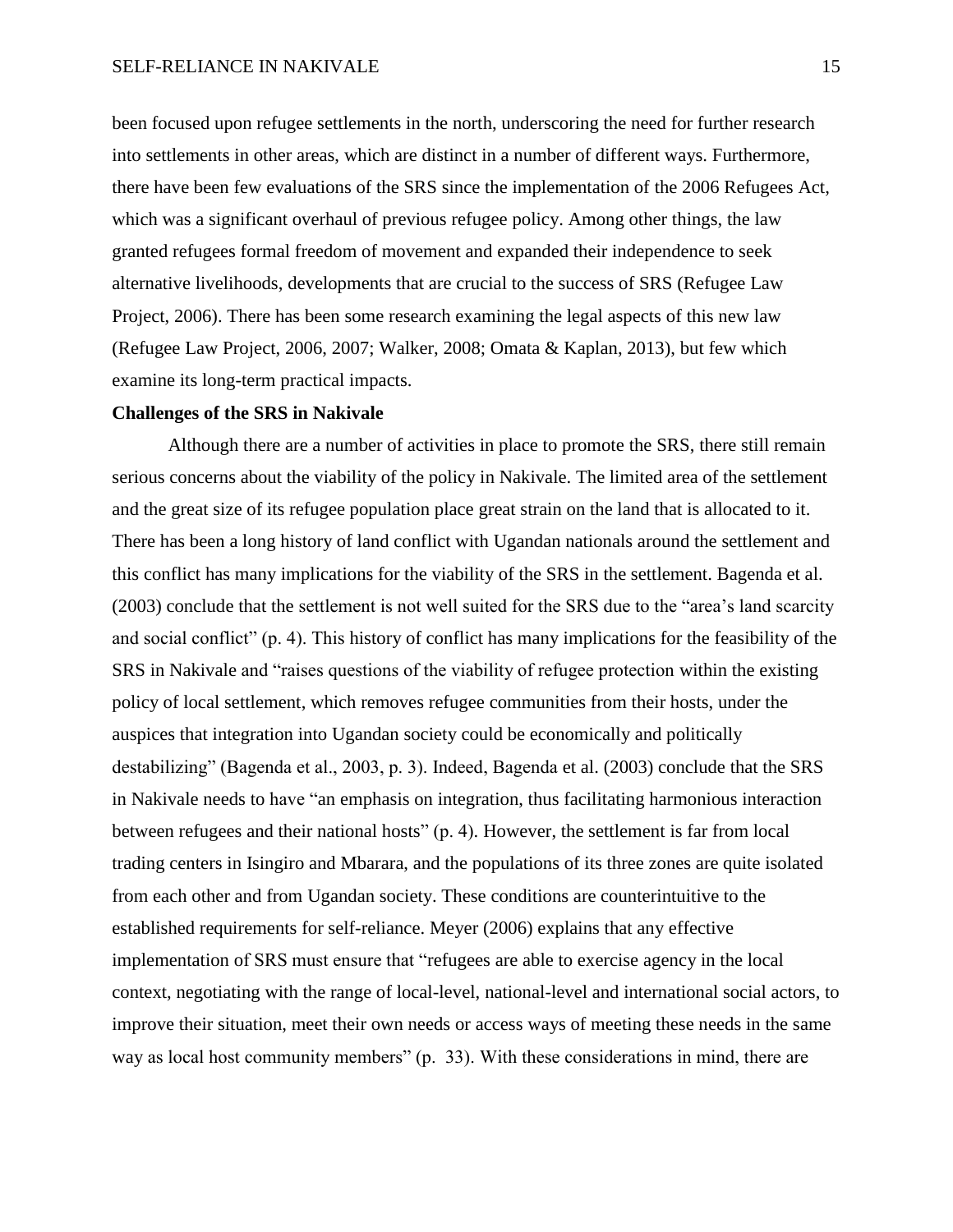been focused upon refugee settlements in the north, underscoring the need for further research into settlements in other areas, which are distinct in a number of different ways. Furthermore, there have been few evaluations of the SRS since the implementation of the 2006 Refugees Act, which was a significant overhaul of previous refugee policy. Among other things, the law granted refugees formal freedom of movement and expanded their independence to seek alternative livelihoods, developments that are crucial to the success of SRS (Refugee Law Project, 2006). There has been some research examining the legal aspects of this new law (Refugee Law Project, 2006, 2007; Walker, 2008; Omata & Kaplan, 2013), but few which examine its long-term practical impacts.

**Challenges of the SRS in Nakivale**

Although there are a number of activities in place to promote the SRS, there still remain serious concerns about the viability of the policy in Nakivale. The limited area of the settlement and the great size of its refugee population place great strain on the land that is allocated to it. There has been a long history of land conflict with Ugandan nationals around the settlement and this conflict has many implications for the viability of the SRS in the settlement. Bagenda et al. (2003) conclude that the settlement is not well suited for the SRS due to the "area's land scarcity and social conflict" (p. 4). This history of conflict has many implications for the feasibility of the SRS in Nakivale and "raises questions of the viability of refugee protection within the existing policy of local settlement, which removes refugee communities from their hosts, under the auspices that integration into Ugandan society could be economically and politically destabilizing" (Bagenda et al., 2003, p. 3). Indeed, Bagenda et al. (2003) conclude that the SRS in Nakivale needs to have "an emphasis on integration, thus facilitating harmonious interaction between refugees and their national hosts" (p. 4). However, the settlement is far from local trading centers in Isingiro and Mbarara, and the populations of its three zones are quite isolated from each other and from Ugandan society. These conditions are counterintuitive to the established requirements for self-reliance. Meyer (2006) explains that any effective implementation of SRS must ensure that "refugees are able to exercise agency in the local context, negotiating with the range of local-level, national-level and international social actors, to improve their situation, meet their own needs or access ways of meeting these needs in the same way as local host community members" (p. 33). With these considerations in mind, there are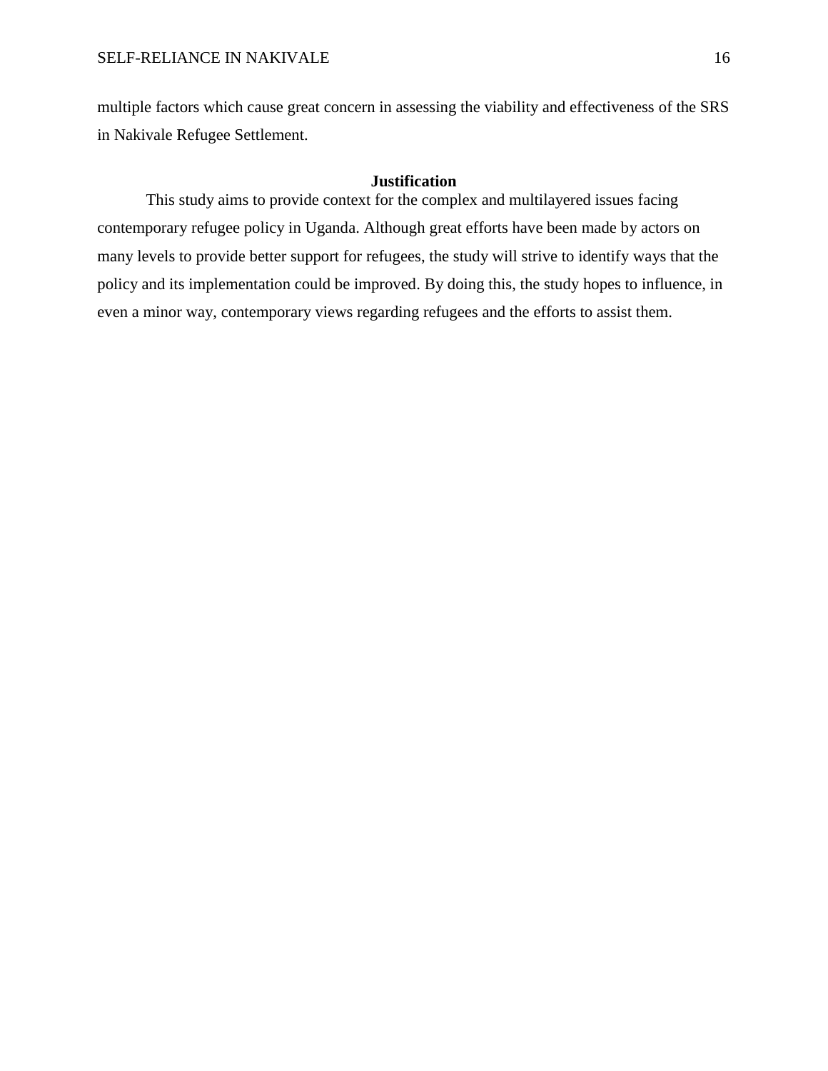multiple factors which cause great concern in assessing the viability and effectiveness of the SRS in Nakivale Refugee Settlement.

## Justification

This study aims to provide context for the complex and multilayered issues facing contemporary refugee policy in Uganda. Although great efforts have been made by actors on many levels to provide better support for refugees, the study will strive to identify ways that the policy and its implementation could be improved. By doing this, the study hopes to influence, in even a minor way, contemporary views regarding refugees and the efforts to assist them.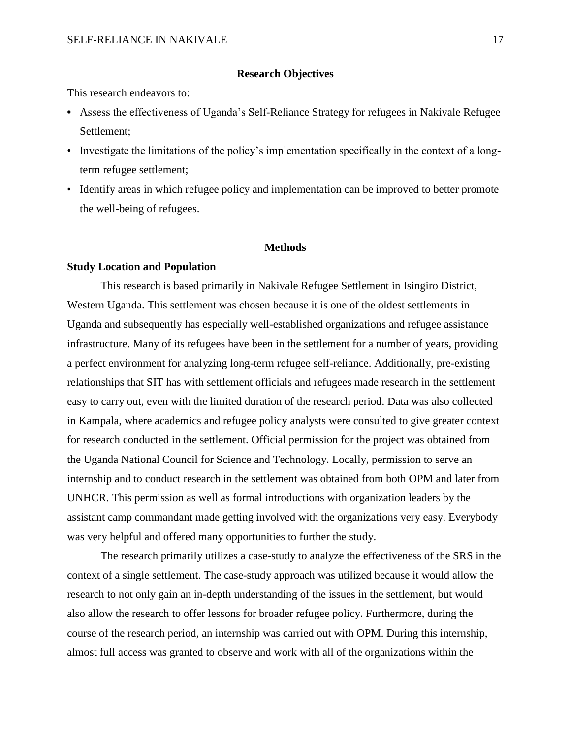## Research Objectives

This research endeavors to:

- Assess the effectiveness of Uganda's Self-Reliance Strategy for refugees in Nakivale Refugee Settlement;
- Investigate the limitations of the policy's implementation specifically in the context of a long-term refugee settlement;
- Identify areas in which refugee policy and implementation can be improved to better promote the well-being of refugees.

## Methods

### Study Location and Population

This research is based primarily in Nakivale Refugee Settlement in Isingiro District, Western Uganda. This settlement was chosen because it is one of the oldest settlements in Uganda and subsequently has especially well-established organizations and refugee assistance infrastructure. Many of its refugees have been in the settlement for a number of years, providing a perfect environment for analyzing long-term refugee self-reliance. Additionally, pre-existing relationships that SIT has with settlement officials and refugees made research in the settlement easy to carry out, even with the limited duration of the research period. Data was also collected in Kampala, where academics and refugee policy analysts were consulted to give greater context for research conducted in the settlement. Official permission for the project was obtained from the Uganda National Council for Science and Technology. Locally, permission to serve an internship and to conduct research in the settlement was obtained from both OPM and later from UNHCR. This permission as well as formal introductions with organization leaders by the assistant camp commandant made getting involved with the organizations very easy. Everybody was very helpful and offered many opportunities to further the study.

The research primarily utilizes a case-study to analyze the effectiveness of the SRS in the context of a single settlement. The case-study approach was utilized because it would allow the research to not only gain an in-depth understanding of the issues in the settlement, but would also allow the research to offer lessons for broader refugee policy. Furthermore, during the course of the research period, an internship was carried out with OPM. During this internship, almost full access was granted to observe and work with all of the organizations within the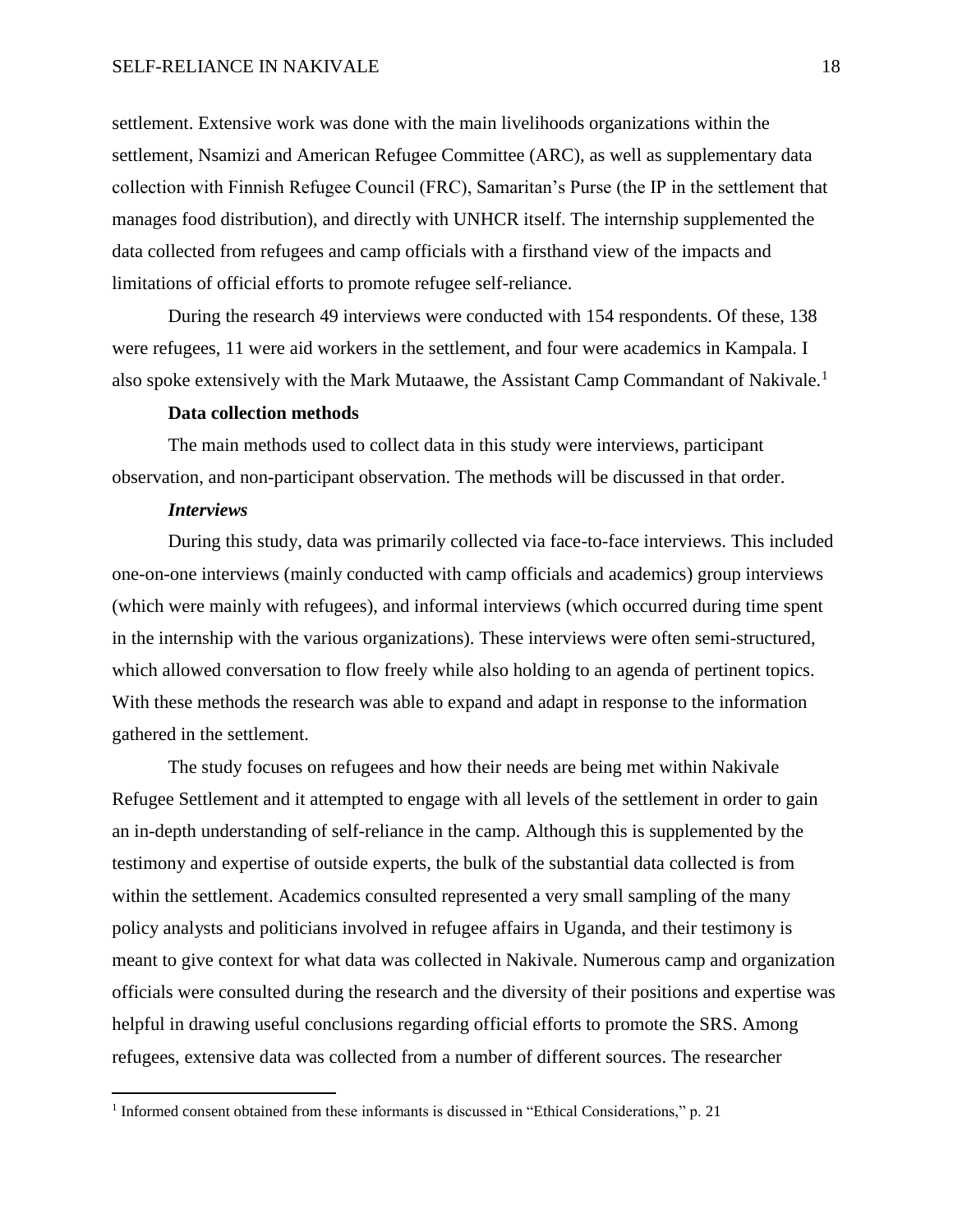settlement. Extensive work was done with the main livelihoods organizations within the settlement, Nsamizi and American Refugee Committee (ARC), as well as supplementary data collection with Finnish Refugee Council (FRC), Samaritan's Purse (the IP in the settlement that manages food distribution), and directly with UNHCR itself. The internship supplemented the data collected from refugees and camp officials with a firsthand view of the impacts and limitations of official efforts to promote refugee self-reliance.

During the research 49 interviews were conducted with 154 respondents. Of these, 138 were refugees, 11 were aid workers in the settlement, and four were academics in Kampala. I also spoke extensively with the Mark Mutaawe, the Assistant Camp Commandant of Nakivale.[1]

### Data collection methods

The main methods used to collect data in this study were interviews, participant observation, and non-participant observation. The methods will be discussed in that order.

#### *Interviews*

During this study, data was primarily collected via face-to-face interviews. This included one-on-one interviews (mainly conducted with camp officials and academics) group interviews (which were mainly with refugees), and informal interviews (which occurred during time spent in the internship with the various organizations). These interviews were often semi-structured, which allowed conversation to flow freely while also holding to an agenda of pertinent topics. With these methods the research was able to expand and adapt in response to the information gathered in the settlement.

The study focuses on refugees and how their needs are being met within Nakivale Refugee Settlement and it attempted to engage with all levels of the settlement in order to gain an in-depth understanding of self-reliance in the camp. Although this is supplemented by the testimony and expertise of outside experts, the bulk of the substantial data collected is from within the settlement. Academics consulted represented a very small sampling of the many policy analysts and politicians involved in refugee affairs in Uganda, and their testimony is meant to give context for what data was collected in Nakivale. Numerous camp and organization officials were consulted during the research and the diversity of their positions and expertise was helpful in drawing useful conclusions regarding official efforts to promote the SRS. Among refugees, extensive data was collected from a number of different sources. The researcher

[1] Informed consent obtained from these informants is discussed in "Ethical Considerations," p. 21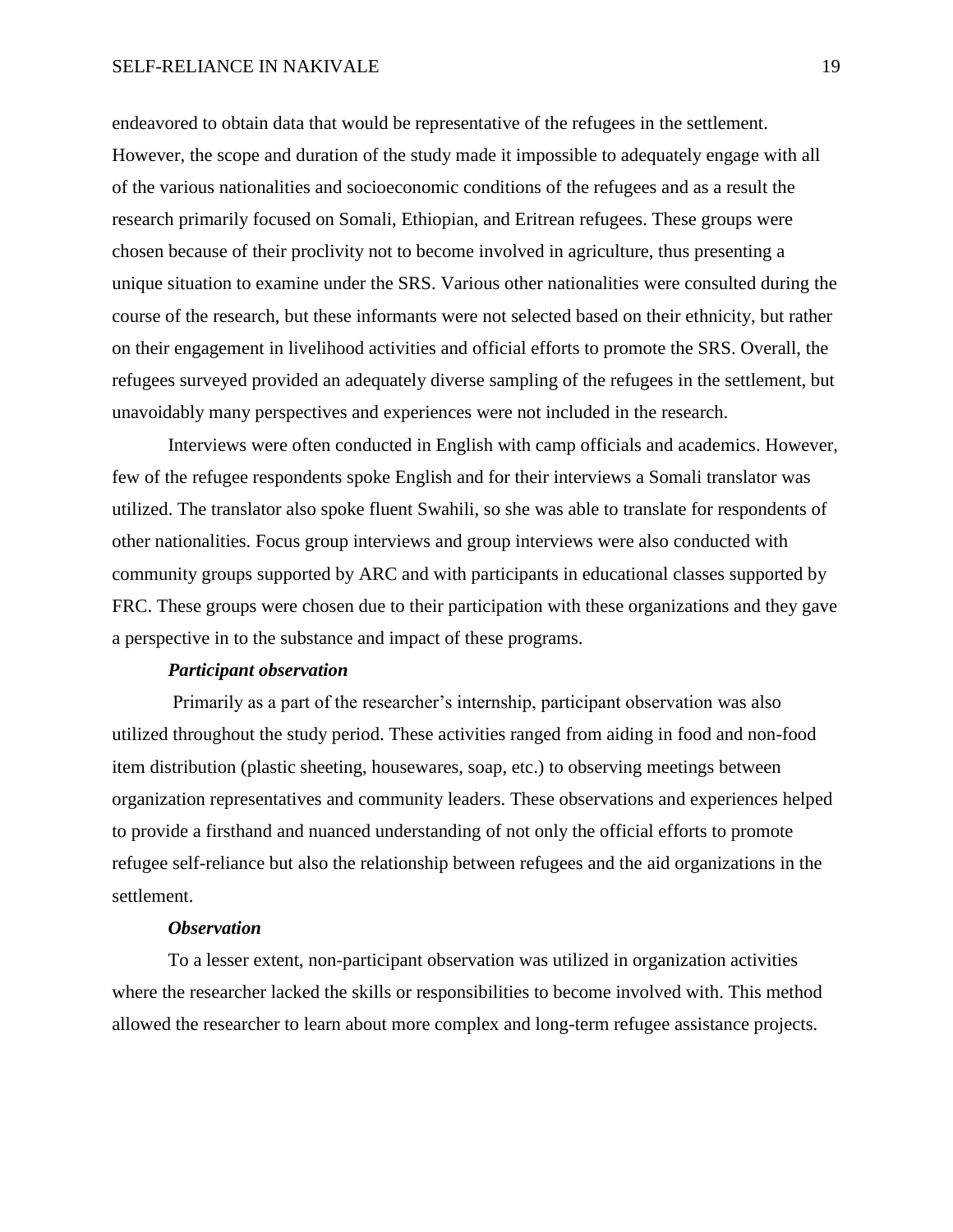endeavored to obtain data that would be representative of the refugees in the settlement. However, the scope and duration of the study made it impossible to adequately engage with all of the various nationalities and socioeconomic conditions of the refugees and as a result the research primarily focused on Somali, Ethiopian, and Eritrean refugees. These groups were chosen because of their proclivity not to become involved in agriculture, thus presenting a unique situation to examine under the SRS. Various other nationalities were consulted during the course of the research, but these informants were not selected based on their ethnicity, but rather on their engagement in livelihood activities and official efforts to promote the SRS. Overall, the refugees surveyed provided an adequately diverse sampling of the refugees in the settlement, but unavoidably many perspectives and experiences were not included in the research.

Interviews were often conducted in English with camp officials and academics. However, few of the refugee respondents spoke English and for their interviews a Somali translator was utilized. The translator also spoke fluent Swahili, so she was able to translate for respondents of other nationalities. Focus group interviews and group interviews were also conducted with community groups supported by ARC and with participants in educational classes supported by FRC. These groups were chosen due to their participation with these organizations and they gave a perspective in to the substance and impact of these programs.

***Participant observation***

Primarily as a part of the researcher's internship, participant observation was also utilized throughout the study period. These activities ranged from aiding in food and non-food item distribution (plastic sheeting, housewares, soap, etc.) to observing meetings between organization representatives and community leaders. These observations and experiences helped to provide a firsthand and nuanced understanding of not only the official efforts to promote refugee self-reliance but also the relationship between refugees and the aid organizations in the settlement.

***Observation***

To a lesser extent, non-participant observation was utilized in organization activities where the researcher lacked the skills or responsibilities to become involved with. This method allowed the researcher to learn about more complex and long-term refugee assistance projects.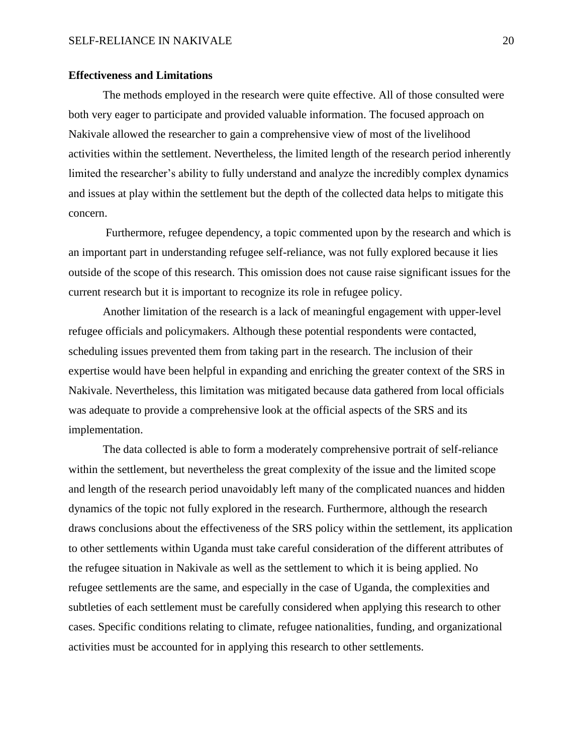**Effectiveness and Limitations**

The methods employed in the research were quite effective. All of those consulted were both very eager to participate and provided valuable information. The focused approach on Nakivale allowed the researcher to gain a comprehensive view of most of the livelihood activities within the settlement. Nevertheless, the limited length of the research period inherently limited the researcher's ability to fully understand and analyze the incredibly complex dynamics and issues at play within the settlement but the depth of the collected data helps to mitigate this concern.

Furthermore, refugee dependency, a topic commented upon by the research and which is an important part in understanding refugee self-reliance, was not fully explored because it lies outside of the scope of this research. This omission does not cause raise significant issues for the current research but it is important to recognize its role in refugee policy.

Another limitation of the research is a lack of meaningful engagement with upper-level refugee officials and policymakers. Although these potential respondents were contacted, scheduling issues prevented them from taking part in the research. The inclusion of their expertise would have been helpful in expanding and enriching the greater context of the SRS in Nakivale. Nevertheless, this limitation was mitigated because data gathered from local officials was adequate to provide a comprehensive look at the official aspects of the SRS and its implementation.

The data collected is able to form a moderately comprehensive portrait of self-reliance within the settlement, but nevertheless the great complexity of the issue and the limited scope and length of the research period unavoidably left many of the complicated nuances and hidden dynamics of the topic not fully explored in the research. Furthermore, although the research draws conclusions about the effectiveness of the SRS policy within the settlement, its application to other settlements within Uganda must take careful consideration of the different attributes of the refugee situation in Nakivale as well as the settlement to which it is being applied. No refugee settlements are the same, and especially in the case of Uganda, the complexities and subtleties of each settlement must be carefully considered when applying this research to other cases. Specific conditions relating to climate, refugee nationalities, funding, and organizational activities must be accounted for in applying this research to other settlements.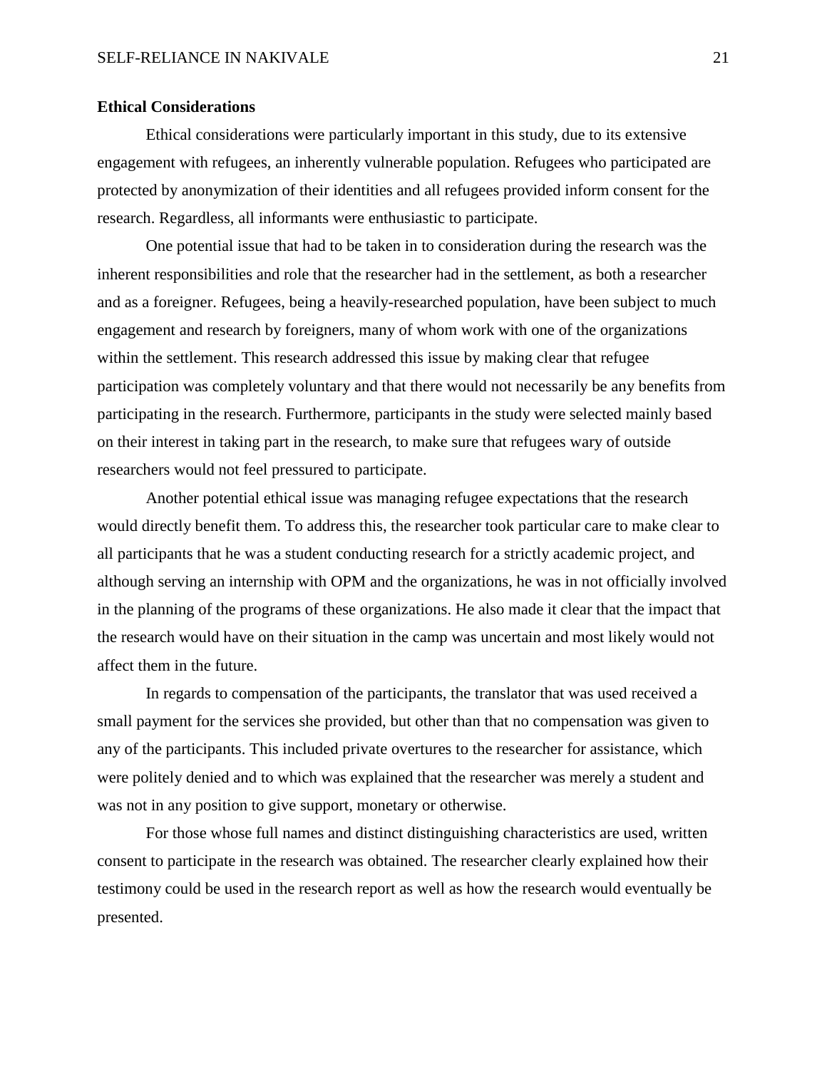**Ethical Considerations**

Ethical considerations were particularly important in this study, due to its extensive engagement with refugees, an inherently vulnerable population. Refugees who participated are protected by anonymization of their identities and all refugees provided inform consent for the research. Regardless, all informants were enthusiastic to participate.

One potential issue that had to be taken in to consideration during the research was the inherent responsibilities and role that the researcher had in the settlement, as both a researcher and as a foreigner. Refugees, being a heavily-researched population, have been subject to much engagement and research by foreigners, many of whom work with one of the organizations within the settlement. This research addressed this issue by making clear that refugee participation was completely voluntary and that there would not necessarily be any benefits from participating in the research. Furthermore, participants in the study were selected mainly based on their interest in taking part in the research, to make sure that refugees wary of outside researchers would not feel pressured to participate.

Another potential ethical issue was managing refugee expectations that the research would directly benefit them. To address this, the researcher took particular care to make clear to all participants that he was a student conducting research for a strictly academic project, and although serving an internship with OPM and the organizations, he was in not officially involved in the planning of the programs of these organizations. He also made it clear that the impact that the research would have on their situation in the camp was uncertain and most likely would not affect them in the future.

In regards to compensation of the participants, the translator that was used received a small payment for the services she provided, but other than that no compensation was given to any of the participants. This included private overtures to the researcher for assistance, which were politely denied and to which was explained that the researcher was merely a student and was not in any position to give support, monetary or otherwise.

For those whose full names and distinct distinguishing characteristics are used, written consent to participate in the research was obtained. The researcher clearly explained how their testimony could be used in the research report as well as how the research would eventually be presented.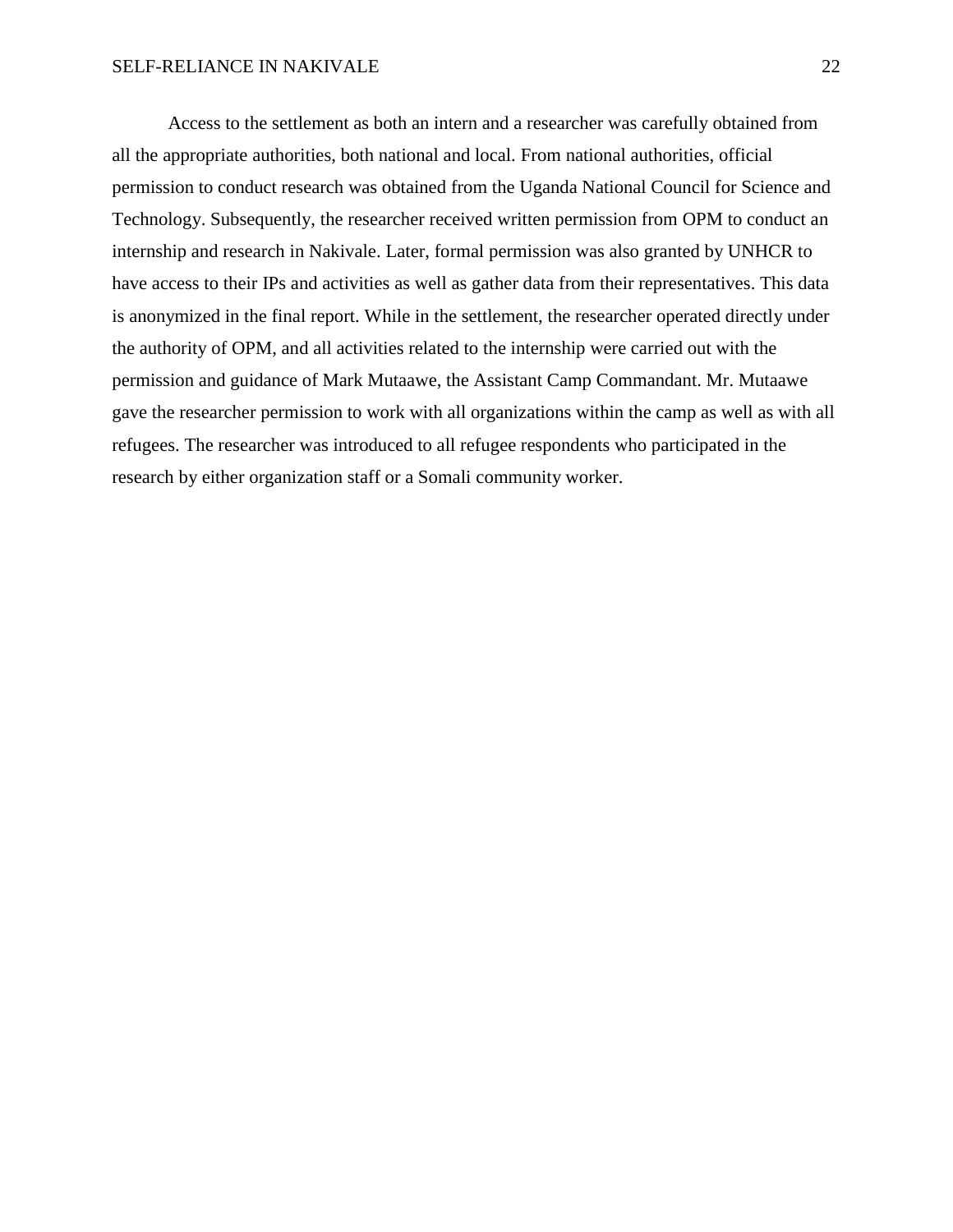Access to the settlement as both an intern and a researcher was carefully obtained from all the appropriate authorities, both national and local. From national authorities, official permission to conduct research was obtained from the Uganda National Council for Science and Technology. Subsequently, the researcher received written permission from OPM to conduct an internship and research in Nakivale. Later, formal permission was also granted by UNHCR to have access to their IPs and activities as well as gather data from their representatives. This data is anonymized in the final report. While in the settlement, the researcher operated directly under the authority of OPM, and all activities related to the internship were carried out with the permission and guidance of Mark Mutaawe, the Assistant Camp Commandant. Mr. Mutaawe gave the researcher permission to work with all organizations within the camp as well as with all refugees. The researcher was introduced to all refugee respondents who participated in the research by either organization staff or a Somali community worker.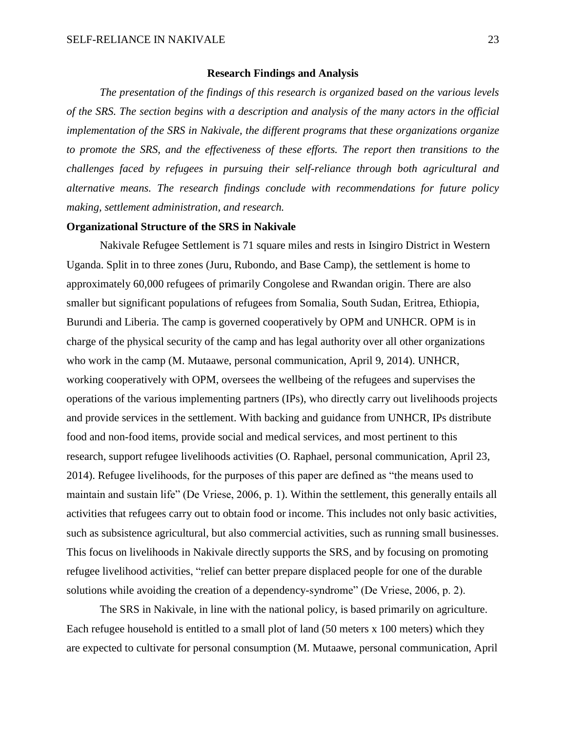## Research Findings and Analysis

*The presentation of the findings of this research is organized based on the various levels of the SRS. The section begins with a description and analysis of the many actors in the official implementation of the SRS in Nakivale, the different programs that these organizations organize to promote the SRS, and the effectiveness of these efforts. The report then transitions to the challenges faced by refugees in pursuing their self-reliance through both agricultural and alternative means. The research findings conclude with recommendations for future policy making, settlement administration, and research.*

### Organizational Structure of the SRS in Nakivale

Nakivale Refugee Settlement is 71 square miles and rests in Isingiro District in Western Uganda. Split in to three zones (Juru, Rubondo, and Base Camp), the settlement is home to approximately 60,000 refugees of primarily Congolese and Rwandan origin. There are also smaller but significant populations of refugees from Somalia, South Sudan, Eritrea, Ethiopia, Burundi and Liberia. The camp is governed cooperatively by OPM and UNHCR. OPM is in charge of the physical security of the camp and has legal authority over all other organizations who work in the camp (M. Mutaawe, personal communication, April 9, 2014). UNHCR, working cooperatively with OPM, oversees the wellbeing of the refugees and supervises the operations of the various implementing partners (IPs), who directly carry out livelihoods projects and provide services in the settlement. With backing and guidance from UNHCR, IPs distribute food and non-food items, provide social and medical services, and most pertinent to this research, support refugee livelihoods activities (O. Raphael, personal communication, April 23, 2014). Refugee livelihoods, for the purposes of this paper are defined as "the means used to maintain and sustain life" (De Vriese, 2006, p. 1). Within the settlement, this generally entails all activities that refugees carry out to obtain food or income. This includes not only basic activities, such as subsistence agricultural, but also commercial activities, such as running small businesses. This focus on livelihoods in Nakivale directly supports the SRS, and by focusing on promoting refugee livelihood activities, "relief can better prepare displaced people for one of the durable solutions while avoiding the creation of a dependency-syndrome" (De Vriese, 2006, p. 2).

The SRS in Nakivale, in line with the national policy, is based primarily on agriculture. Each refugee household is entitled to a small plot of land (50 meters x 100 meters) which they are expected to cultivate for personal consumption (M. Mutaawe, personal communication, April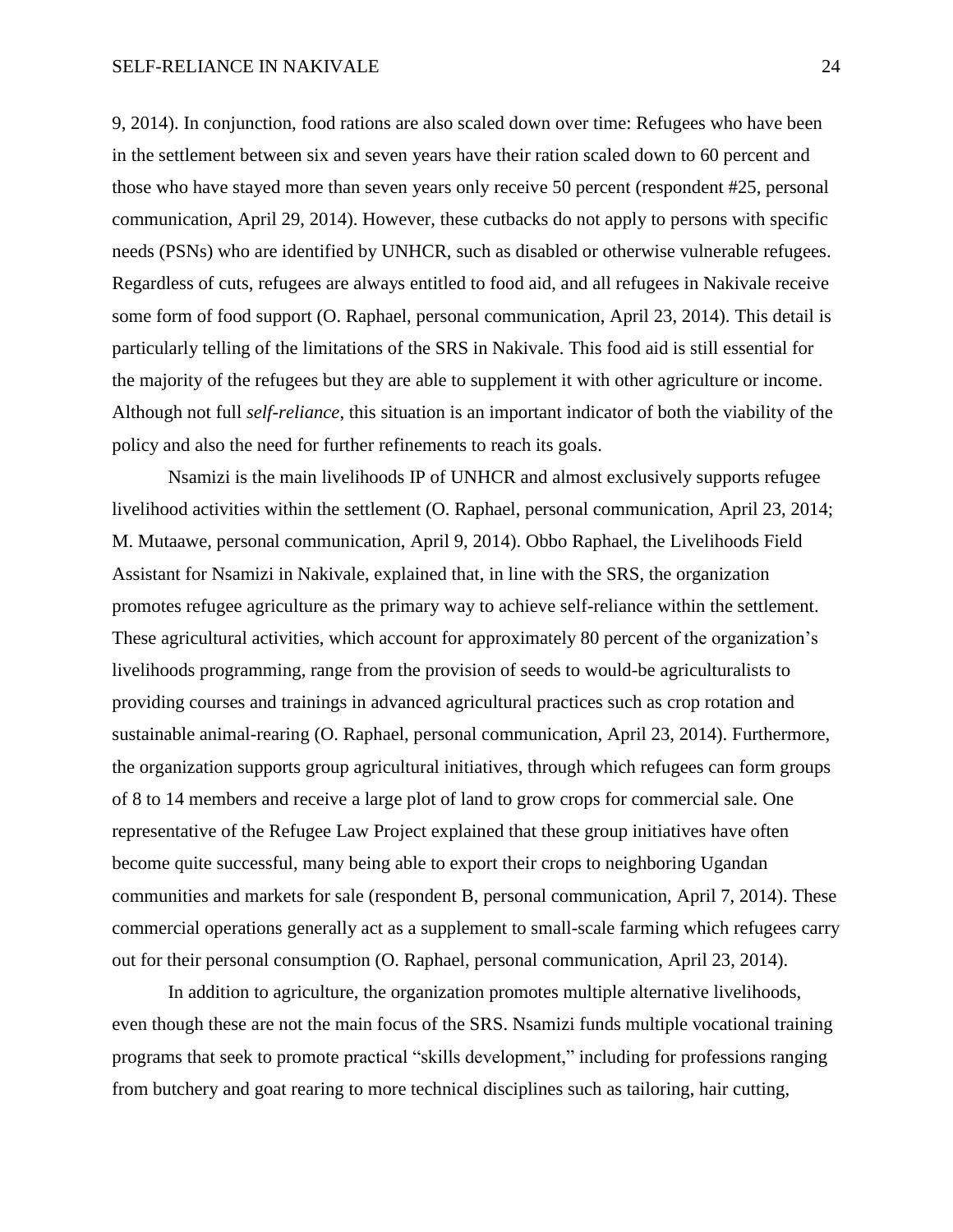9, 2014). In conjunction, food rations are also scaled down over time: Refugees who have been in the settlement between six and seven years have their ration scaled down to 60 percent and those who have stayed more than seven years only receive 50 percent (respondent #25, personal communication, April 29, 2014). However, these cutbacks do not apply to persons with specific needs (PSNs) who are identified by UNHCR, such as disabled or otherwise vulnerable refugees. Regardless of cuts, refugees are always entitled to food aid, and all refugees in Nakivale receive some form of food support (O. Raphael, personal communication, April 23, 2014). This detail is particularly telling of the limitations of the SRS in Nakivale. This food aid is still essential for the majority of the refugees but they are able to supplement it with other agriculture or income. Although not full *self-reliance*, this situation is an important indicator of both the viability of the policy and also the need for further refinements to reach its goals.

Nsamizi is the main livelihoods IP of UNHCR and almost exclusively supports refugee livelihood activities within the settlement (O. Raphael, personal communication, April 23, 2014; M. Mutaawe, personal communication, April 9, 2014). Obbo Raphael, the Livelihoods Field Assistant for Nsamizi in Nakivale, explained that, in line with the SRS, the organization promotes refugee agriculture as the primary way to achieve self-reliance within the settlement. These agricultural activities, which account for approximately 80 percent of the organization's livelihoods programming, range from the provision of seeds to would-be agriculturalists to providing courses and trainings in advanced agricultural practices such as crop rotation and sustainable animal-rearing (O. Raphael, personal communication, April 23, 2014). Furthermore, the organization supports group agricultural initiatives, through which refugees can form groups of 8 to 14 members and receive a large plot of land to grow crops for commercial sale. One representative of the Refugee Law Project explained that these group initiatives have often become quite successful, many being able to export their crops to neighboring Ugandan communities and markets for sale (respondent B, personal communication, April 7, 2014). These commercial operations generally act as a supplement to small-scale farming which refugees carry out for their personal consumption (O. Raphael, personal communication, April 23, 2014).

In addition to agriculture, the organization promotes multiple alternative livelihoods, even though these are not the main focus of the SRS. Nsamizi funds multiple vocational training programs that seek to promote practical "skills development," including for professions ranging from butchery and goat rearing to more technical disciplines such as tailoring, hair cutting,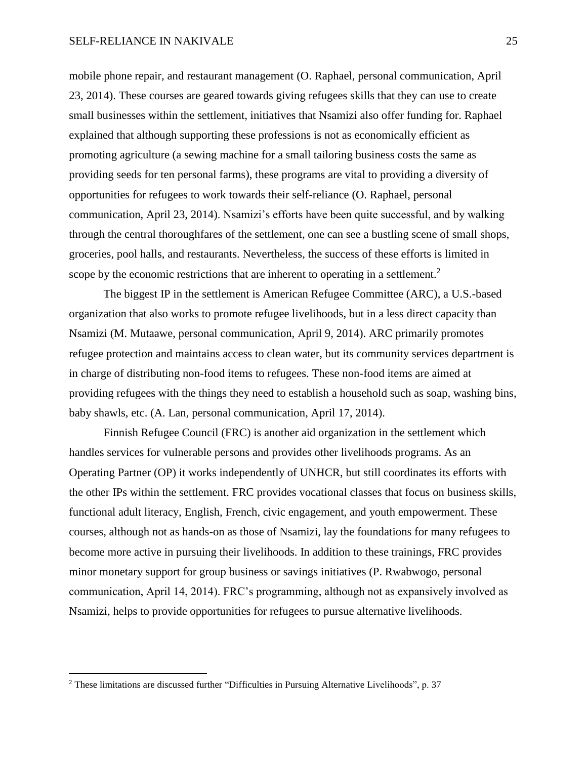mobile phone repair, and restaurant management (O. Raphael, personal communication, April 23, 2014). These courses are geared towards giving refugees skills that they can use to create small businesses within the settlement, initiatives that Nsamizi also offer funding for. Raphael explained that although supporting these professions is not as economically efficient as promoting agriculture (a sewing machine for a small tailoring business costs the same as providing seeds for ten personal farms), these programs are vital to providing a diversity of opportunities for refugees to work towards their self-reliance (O. Raphael, personal communication, April 23, 2014). Nsamizi's efforts have been quite successful, and by walking through the central thoroughfares of the settlement, one can see a bustling scene of small shops, groceries, pool halls, and restaurants. Nevertheless, the success of these efforts is limited in scope by the economic restrictions that are inherent to operating in a settlement.[2]

The biggest IP in the settlement is American Refugee Committee (ARC), a U.S.-based organization that also works to promote refugee livelihoods, but in a less direct capacity than Nsamizi (M. Mutaawe, personal communication, April 9, 2014). ARC primarily promotes refugee protection and maintains access to clean water, but its community services department is in charge of distributing non-food items to refugees. These non-food items are aimed at providing refugees with the things they need to establish a household such as soap, washing bins, baby shawls, etc. (A. Lan, personal communication, April 17, 2014).

Finnish Refugee Council (FRC) is another aid organization in the settlement which handles services for vulnerable persons and provides other livelihoods programs. As an Operating Partner (OP) it works independently of UNHCR, but still coordinates its efforts with the other IPs within the settlement. FRC provides vocational classes that focus on business skills, functional adult literacy, English, French, civic engagement, and youth empowerment. These courses, although not as hands-on as those of Nsamizi, lay the foundations for many refugees to become more active in pursuing their livelihoods. In addition to these trainings, FRC provides minor monetary support for group business or savings initiatives (P. Rwabwogo, personal communication, April 14, 2014). FRC's programming, although not as expansively involved as Nsamizi, helps to provide opportunities for refugees to pursue alternative livelihoods.

---

[2] These limitations are discussed further "Difficulties in Pursuing Alternative Livelihoods", p. 37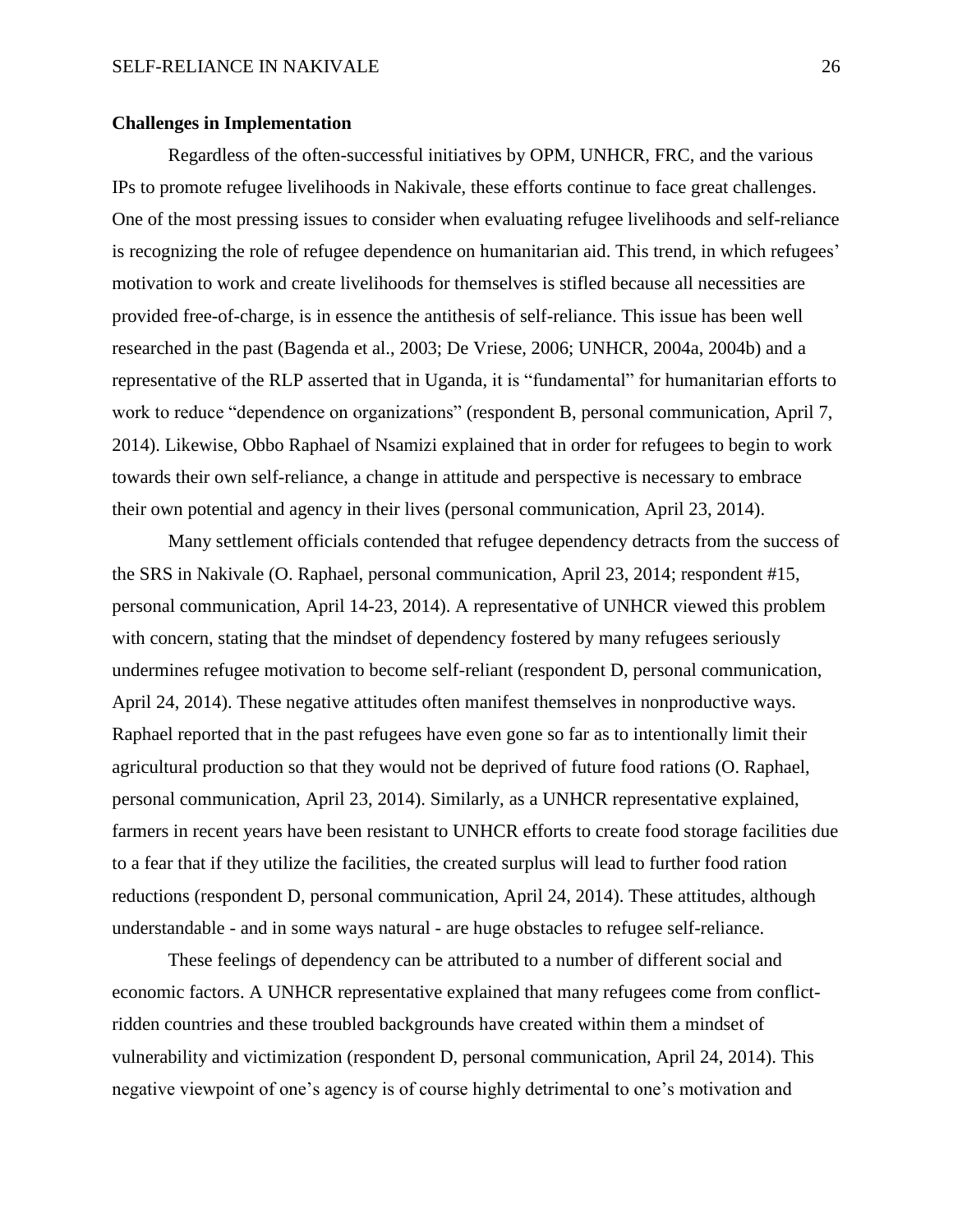## Challenges in Implementation

Regardless of the often-successful initiatives by OPM, UNHCR, FRC, and the various IPs to promote refugee livelihoods in Nakivale, these efforts continue to face great challenges. One of the most pressing issues to consider when evaluating refugee livelihoods and self-reliance is recognizing the role of refugee dependence on humanitarian aid. This trend, in which refugees' motivation to work and create livelihoods for themselves is stifled because all necessities are provided free-of-charge, is in essence the antithesis of self-reliance. This issue has been well researched in the past (Bagenda et al., 2003; De Vriese, 2006; UNHCR, 2004a, 2004b) and a representative of the RLP asserted that in Uganda, it is "fundamental" for humanitarian efforts to work to reduce "dependence on organizations" (respondent B, personal communication, April 7, 2014). Likewise, Obbo Raphael of Nsamizi explained that in order for refugees to begin to work towards their own self-reliance, a change in attitude and perspective is necessary to embrace their own potential and agency in their lives (personal communication, April 23, 2014).

Many settlement officials contended that refugee dependency detracts from the success of the SRS in Nakivale (O. Raphael, personal communication, April 23, 2014; respondent #15, personal communication, April 14-23, 2014). A representative of UNHCR viewed this problem with concern, stating that the mindset of dependency fostered by many refugees seriously undermines refugee motivation to become self-reliant (respondent D, personal communication, April 24, 2014). These negative attitudes often manifest themselves in nonproductive ways. Raphael reported that in the past refugees have even gone so far as to intentionally limit their agricultural production so that they would not be deprived of future food rations (O. Raphael, personal communication, April 23, 2014). Similarly, as a UNHCR representative explained, farmers in recent years have been resistant to UNHCR efforts to create food storage facilities due to a fear that if they utilize the facilities, the created surplus will lead to further food ration reductions (respondent D, personal communication, April 24, 2014). These attitudes, although understandable - and in some ways natural - are huge obstacles to refugee self-reliance.

These feelings of dependency can be attributed to a number of different social and economic factors. A UNHCR representative explained that many refugees come from conflict-ridden countries and these troubled backgrounds have created within them a mindset of vulnerability and victimization (respondent D, personal communication, April 24, 2014). This negative viewpoint of one's agency is of course highly detrimental to one's motivation and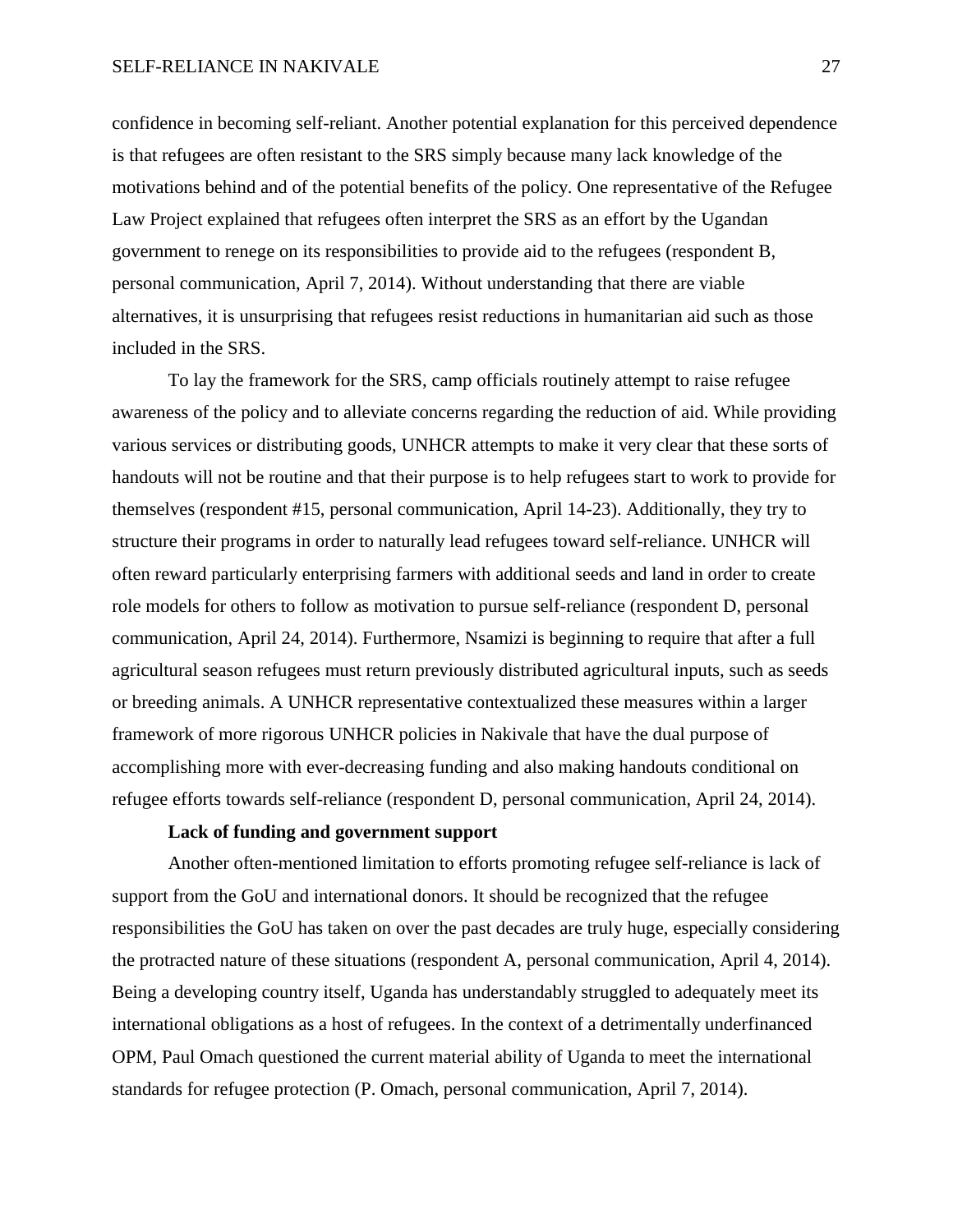confidence in becoming self-reliant. Another potential explanation for this perceived dependence is that refugees are often resistant to the SRS simply because many lack knowledge of the motivations behind and of the potential benefits of the policy. One representative of the Refugee Law Project explained that refugees often interpret the SRS as an effort by the Ugandan government to renege on its responsibilities to provide aid to the refugees (respondent B, personal communication, April 7, 2014). Without understanding that there are viable alternatives, it is unsurprising that refugees resist reductions in humanitarian aid such as those included in the SRS.

To lay the framework for the SRS, camp officials routinely attempt to raise refugee awareness of the policy and to alleviate concerns regarding the reduction of aid. While providing various services or distributing goods, UNHCR attempts to make it very clear that these sorts of handouts will not be routine and that their purpose is to help refugees start to work to provide for themselves (respondent #15, personal communication, April 14-23). Additionally, they try to structure their programs in order to naturally lead refugees toward self-reliance. UNHCR will often reward particularly enterprising farmers with additional seeds and land in order to create role models for others to follow as motivation to pursue self-reliance (respondent D, personal communication, April 24, 2014). Furthermore, Nsamizi is beginning to require that after a full agricultural season refugees must return previously distributed agricultural inputs, such as seeds or breeding animals. A UNHCR representative contextualized these measures within a larger framework of more rigorous UNHCR policies in Nakivale that have the dual purpose of accomplishing more with ever-decreasing funding and also making handouts conditional on refugee efforts towards self-reliance (respondent D, personal communication, April 24, 2014).

**Lack of funding and government support**

Another often-mentioned limitation to efforts promoting refugee self-reliance is lack of support from the GoU and international donors. It should be recognized that the refugee responsibilities the GoU has taken on over the past decades are truly huge, especially considering the protracted nature of these situations (respondent A, personal communication, April 4, 2014). Being a developing country itself, Uganda has understandably struggled to adequately meet its international obligations as a host of refugees. In the context of a detrimentally underfinanced OPM, Paul Omach questioned the current material ability of Uganda to meet the international standards for refugee protection (P. Omach, personal communication, April 7, 2014).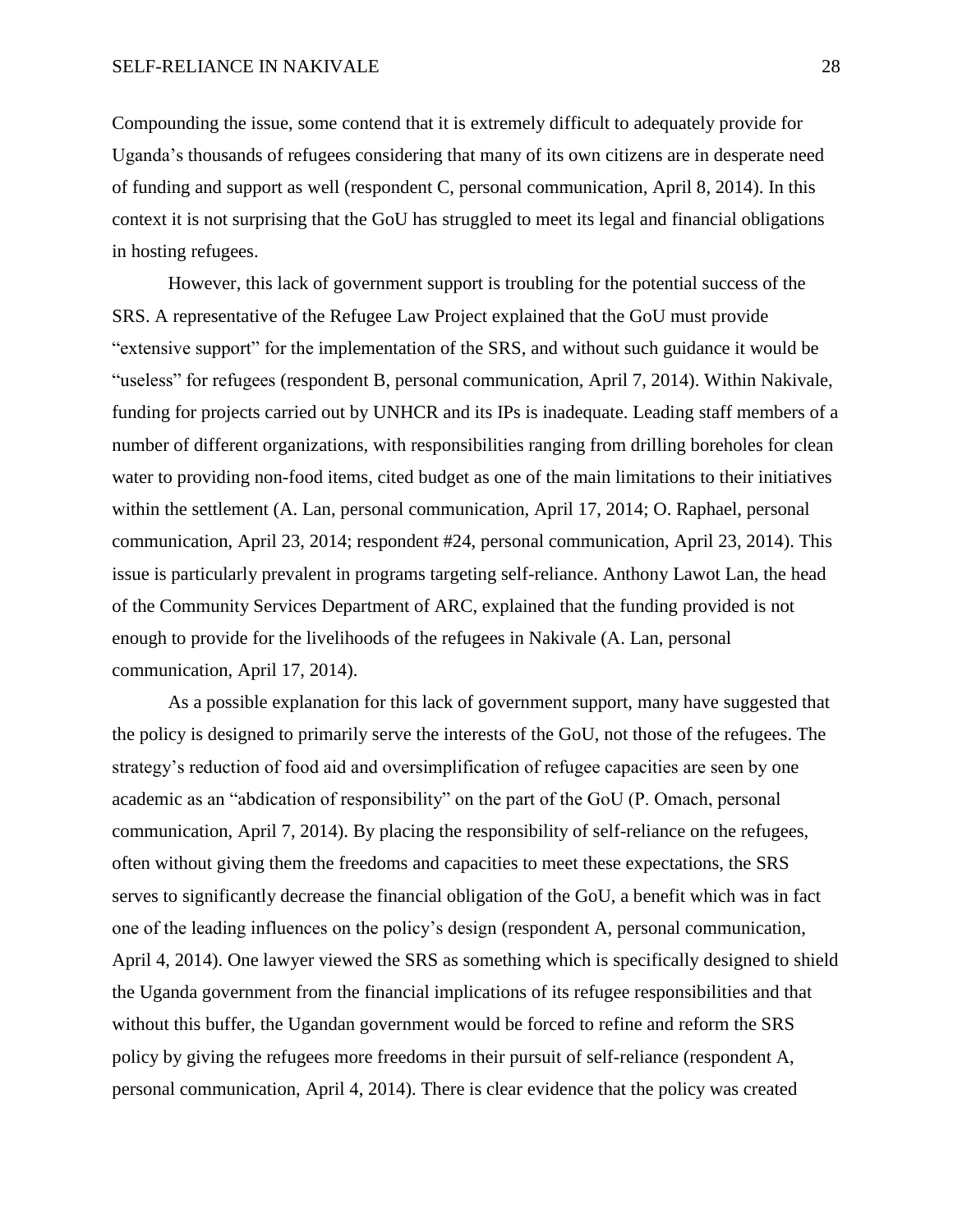Compounding the issue, some contend that it is extremely difficult to adequately provide for Uganda's thousands of refugees considering that many of its own citizens are in desperate need of funding and support as well (respondent C, personal communication, April 8, 2014). In this context it is not surprising that the GoU has struggled to meet its legal and financial obligations in hosting refugees.

However, this lack of government support is troubling for the potential success of the SRS. A representative of the Refugee Law Project explained that the GoU must provide "extensive support" for the implementation of the SRS, and without such guidance it would be "useless" for refugees (respondent B, personal communication, April 7, 2014). Within Nakivale, funding for projects carried out by UNHCR and its IPs is inadequate. Leading staff members of a number of different organizations, with responsibilities ranging from drilling boreholes for clean water to providing non-food items, cited budget as one of the main limitations to their initiatives within the settlement (A. Lan, personal communication, April 17, 2014; O. Raphael, personal communication, April 23, 2014; respondent #24, personal communication, April 23, 2014). This issue is particularly prevalent in programs targeting self-reliance. Anthony Lawot Lan, the head of the Community Services Department of ARC, explained that the funding provided is not enough to provide for the livelihoods of the refugees in Nakivale (A. Lan, personal communication, April 17, 2014).

As a possible explanation for this lack of government support, many have suggested that the policy is designed to primarily serve the interests of the GoU, not those of the refugees. The strategy's reduction of food aid and oversimplification of refugee capacities are seen by one academic as an "abdication of responsibility" on the part of the GoU (P. Omach, personal communication, April 7, 2014). By placing the responsibility of self-reliance on the refugees, often without giving them the freedoms and capacities to meet these expectations, the SRS serves to significantly decrease the financial obligation of the GoU, a benefit which was in fact one of the leading influences on the policy's design (respondent A, personal communication, April 4, 2014). One lawyer viewed the SRS as something which is specifically designed to shield the Uganda government from the financial implications of its refugee responsibilities and that without this buffer, the Ugandan government would be forced to refine and reform the SRS policy by giving the refugees more freedoms in their pursuit of self-reliance (respondent A, personal communication, April 4, 2014). There is clear evidence that the policy was created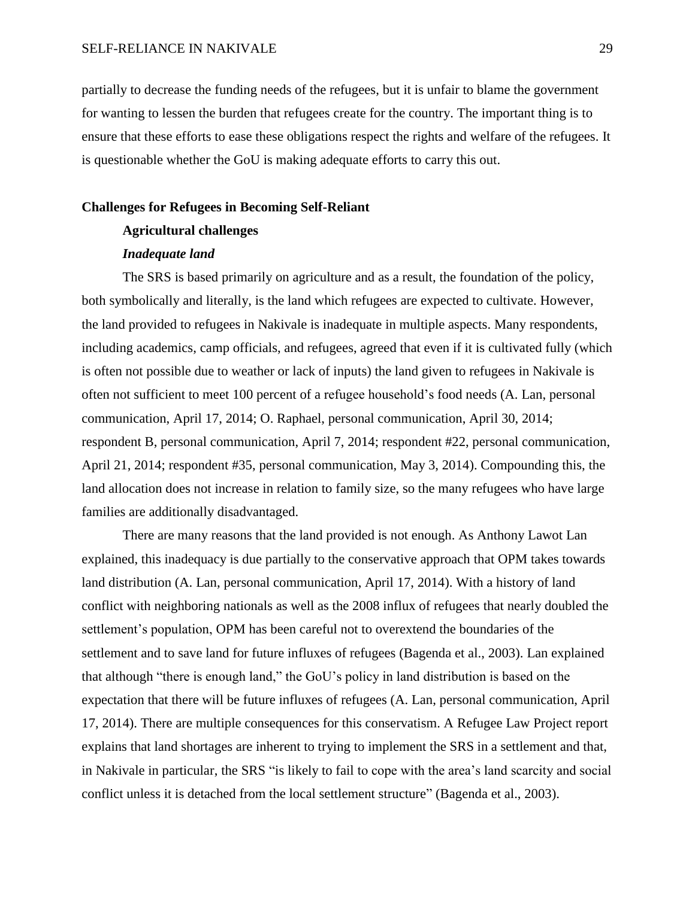partially to decrease the funding needs of the refugees, but it is unfair to blame the government for wanting to lessen the burden that refugees create for the country. The important thing is to ensure that these efforts to ease these obligations respect the rights and welfare of the refugees. It is questionable whether the GoU is making adequate efforts to carry this out.

## Challenges for Refugees in Becoming Self-Reliant

### Agricultural challenges

#### *Inadequate land*

The SRS is based primarily on agriculture and as a result, the foundation of the policy, both symbolically and literally, is the land which refugees are expected to cultivate. However, the land provided to refugees in Nakivale is inadequate in multiple aspects. Many respondents, including academics, camp officials, and refugees, agreed that even if it is cultivated fully (which is often not possible due to weather or lack of inputs) the land given to refugees in Nakivale is often not sufficient to meet 100 percent of a refugee household's food needs (A. Lan, personal communication, April 17, 2014; O. Raphael, personal communication, April 30, 2014; respondent B, personal communication, April 7, 2014; respondent #22, personal communication, April 21, 2014; respondent #35, personal communication, May 3, 2014). Compounding this, the land allocation does not increase in relation to family size, so the many refugees who have large families are additionally disadvantaged.

There are many reasons that the land provided is not enough. As Anthony Lawot Lan explained, this inadequacy is due partially to the conservative approach that OPM takes towards land distribution (A. Lan, personal communication, April 17, 2014). With a history of land conflict with neighboring nationals as well as the 2008 influx of refugees that nearly doubled the settlement's population, OPM has been careful not to overextend the boundaries of the settlement and to save land for future influxes of refugees (Bagenda et al., 2003). Lan explained that although "there is enough land," the GoU's policy in land distribution is based on the expectation that there will be future influxes of refugees (A. Lan, personal communication, April 17, 2014). There are multiple consequences for this conservatism. A Refugee Law Project report explains that land shortages are inherent to trying to implement the SRS in a settlement and that, in Nakivale in particular, the SRS "is likely to fail to cope with the area's land scarcity and social conflict unless it is detached from the local settlement structure" (Bagenda et al., 2003).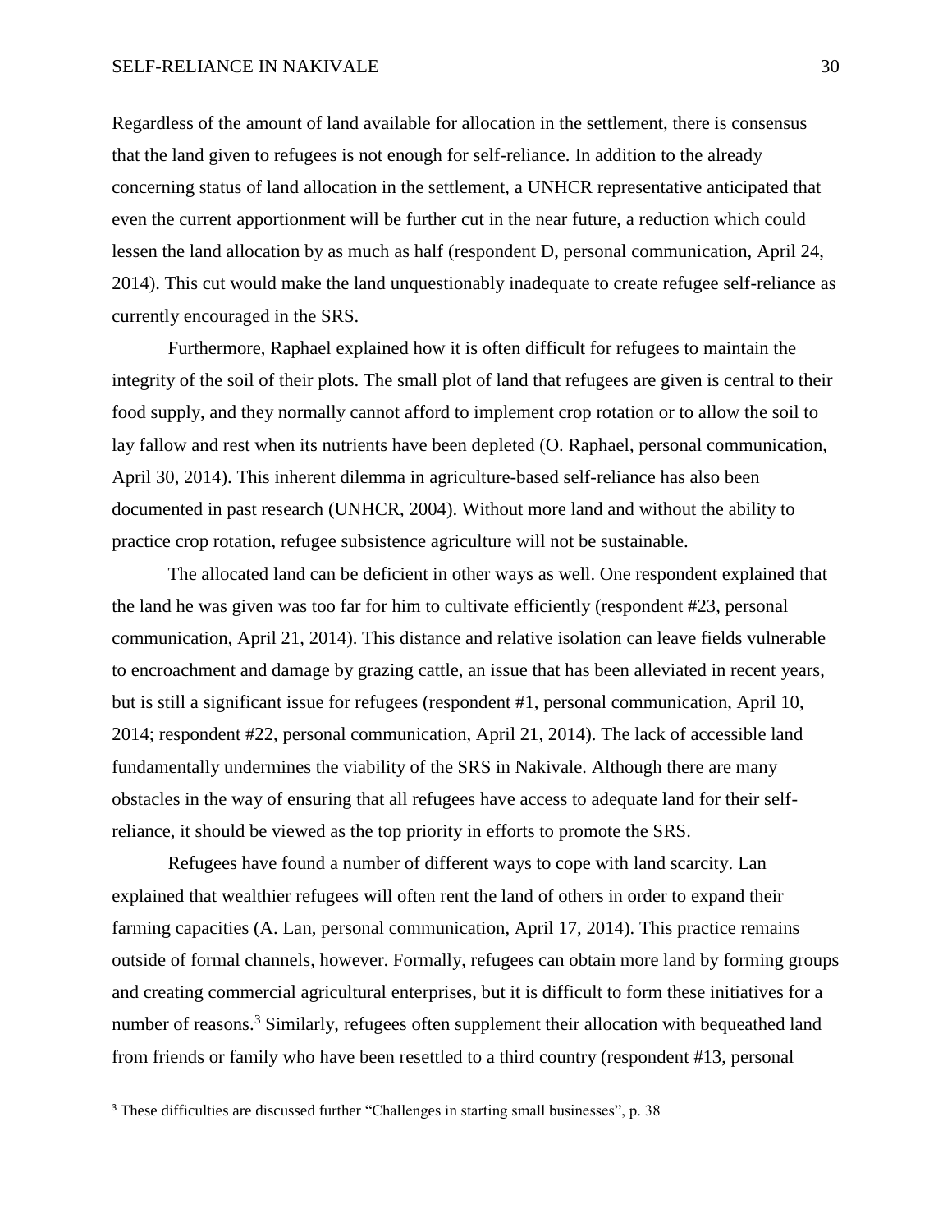Regardless of the amount of land available for allocation in the settlement, there is consensus that the land given to refugees is not enough for self-reliance. In addition to the already concerning status of land allocation in the settlement, a UNHCR representative anticipated that even the current apportionment will be further cut in the near future, a reduction which could lessen the land allocation by as much as half (respondent D, personal communication, April 24, 2014). This cut would make the land unquestionably inadequate to create refugee self-reliance as currently encouraged in the SRS.

Furthermore, Raphael explained how it is often difficult for refugees to maintain the integrity of the soil of their plots. The small plot of land that refugees are given is central to their food supply, and they normally cannot afford to implement crop rotation or to allow the soil to lay fallow and rest when its nutrients have been depleted (O. Raphael, personal communication, April 30, 2014). This inherent dilemma in agriculture-based self-reliance has also been documented in past research (UNHCR, 2004). Without more land and without the ability to practice crop rotation, refugee subsistence agriculture will not be sustainable.

The allocated land can be deficient in other ways as well. One respondent explained that the land he was given was too far for him to cultivate efficiently (respondent #23, personal communication, April 21, 2014). This distance and relative isolation can leave fields vulnerable to encroachment and damage by grazing cattle, an issue that has been alleviated in recent years, but is still a significant issue for refugees (respondent #1, personal communication, April 10, 2014; respondent #22, personal communication, April 21, 2014). The lack of accessible land fundamentally undermines the viability of the SRS in Nakivale. Although there are many obstacles in the way of ensuring that all refugees have access to adequate land for their self-reliance, it should be viewed as the top priority in efforts to promote the SRS.

Refugees have found a number of different ways to cope with land scarcity. Lan explained that wealthier refugees will often rent the land of others in order to expand their farming capacities (A. Lan, personal communication, April 17, 2014). This practice remains outside of formal channels, however. Formally, refugees can obtain more land by forming groups and creating commercial agricultural enterprises, but it is difficult to form these initiatives for a number of reasons.[3] Similarly, refugees often supplement their allocation with bequeathed land from friends or family who have been resettled to a third country (respondent #13, personal

[3] These difficulties are discussed further "Challenges in starting small businesses", p. 38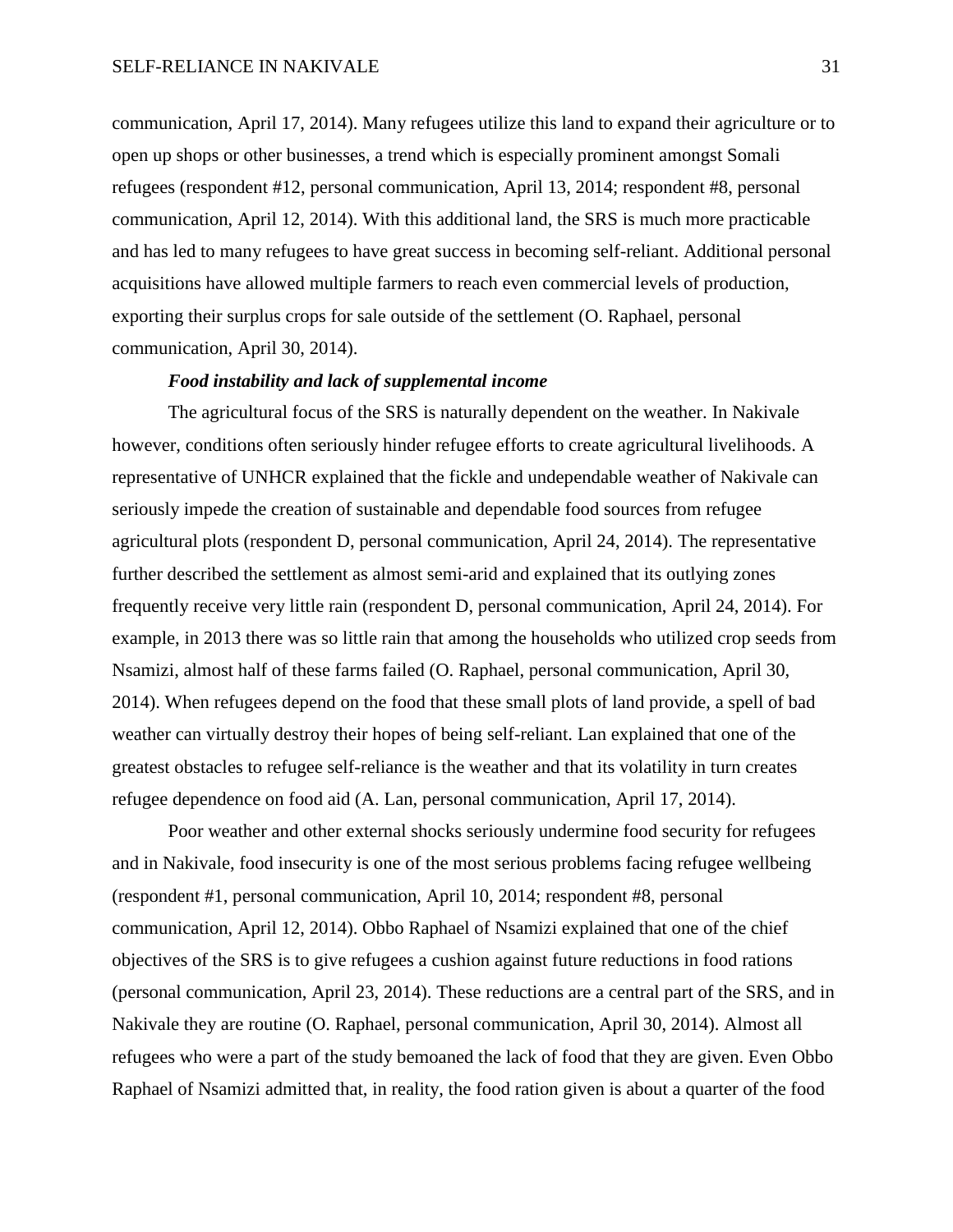communication, April 17, 2014). Many refugees utilize this land to expand their agriculture or to open up shops or other businesses, a trend which is especially prominent amongst Somali refugees (respondent #12, personal communication, April 13, 2014; respondent #8, personal communication, April 12, 2014). With this additional land, the SRS is much more practicable and has led to many refugees to have great success in becoming self-reliant. Additional personal acquisitions have allowed multiple farmers to reach even commercial levels of production, exporting their surplus crops for sale outside of the settlement (O. Raphael, personal communication, April 30, 2014).

#### *Food instability and lack of supplemental income*

The agricultural focus of the SRS is naturally dependent on the weather. In Nakivale however, conditions often seriously hinder refugee efforts to create agricultural livelihoods. A representative of UNHCR explained that the fickle and undependable weather of Nakivale can seriously impede the creation of sustainable and dependable food sources from refugee agricultural plots (respondent D, personal communication, April 24, 2014). The representative further described the settlement as almost semi-arid and explained that its outlying zones frequently receive very little rain (respondent D, personal communication, April 24, 2014). For example, in 2013 there was so little rain that among the households who utilized crop seeds from Nsamizi, almost half of these farms failed (O. Raphael, personal communication, April 30, 2014). When refugees depend on the food that these small plots of land provide, a spell of bad weather can virtually destroy their hopes of being self-reliant. Lan explained that one of the greatest obstacles to refugee self-reliance is the weather and that its volatility in turn creates refugee dependence on food aid (A. Lan, personal communication, April 17, 2014).

Poor weather and other external shocks seriously undermine food security for refugees and in Nakivale, food insecurity is one of the most serious problems facing refugee wellbeing (respondent #1, personal communication, April 10, 2014; respondent #8, personal communication, April 12, 2014). Obbo Raphael of Nsamizi explained that one of the chief objectives of the SRS is to give refugees a cushion against future reductions in food rations (personal communication, April 23, 2014). These reductions are a central part of the SRS, and in Nakivale they are routine (O. Raphael, personal communication, April 30, 2014). Almost all refugees who were a part of the study bemoaned the lack of food that they are given. Even Obbo Raphael of Nsamizi admitted that, in reality, the food ration given is about a quarter of the food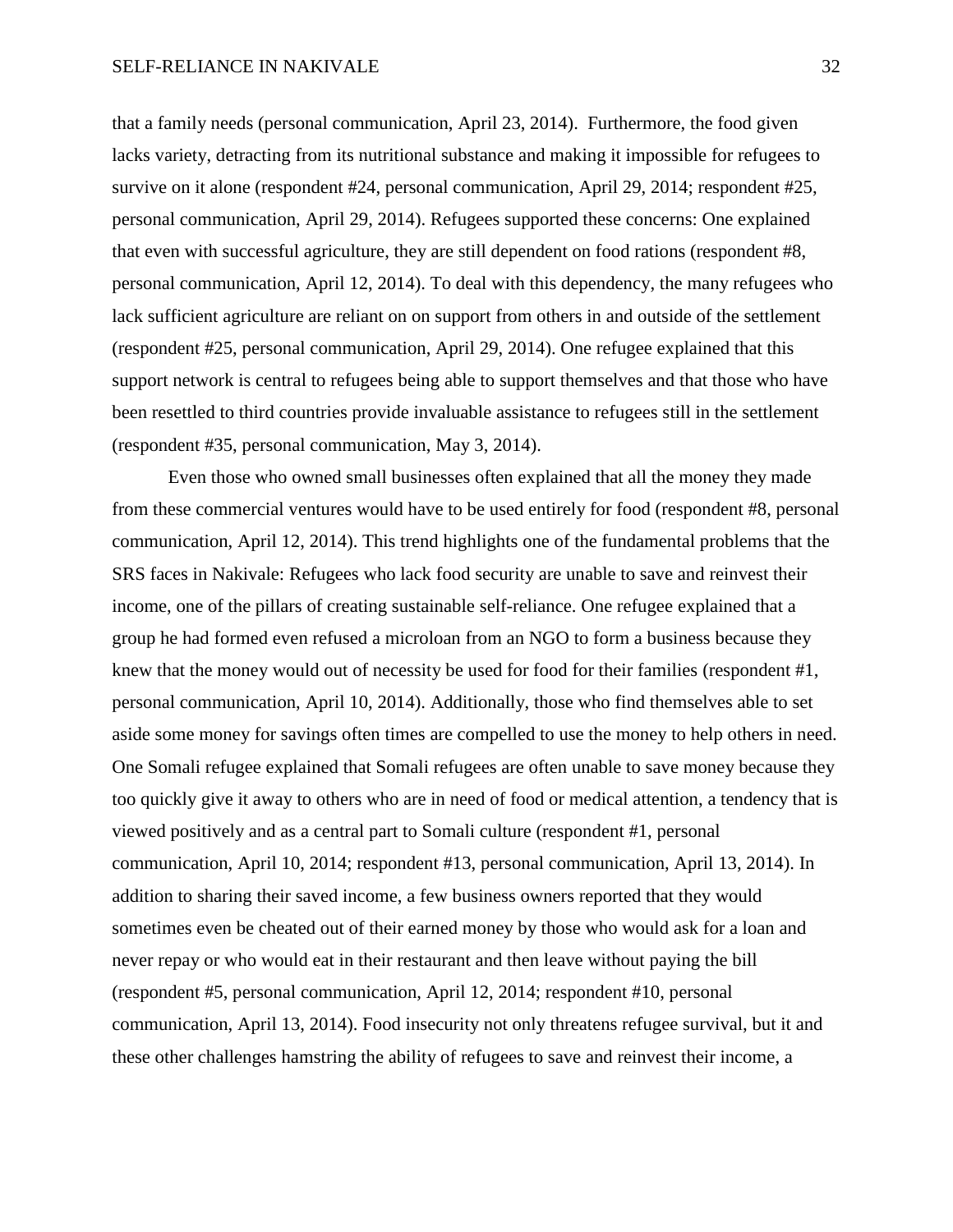that a family needs (personal communication, April 23, 2014). Furthermore, the food given lacks variety, detracting from its nutritional substance and making it impossible for refugees to survive on it alone (respondent #24, personal communication, April 29, 2014; respondent #25, personal communication, April 29, 2014). Refugees supported these concerns: One explained that even with successful agriculture, they are still dependent on food rations (respondent #8, personal communication, April 12, 2014). To deal with this dependency, the many refugees who lack sufficient agriculture are reliant on on support from others in and outside of the settlement (respondent #25, personal communication, April 29, 2014). One refugee explained that this support network is central to refugees being able to support themselves and that those who have been resettled to third countries provide invaluable assistance to refugees still in the settlement (respondent #35, personal communication, May 3, 2014).

Even those who owned small businesses often explained that all the money they made from these commercial ventures would have to be used entirely for food (respondent #8, personal communication, April 12, 2014). This trend highlights one of the fundamental problems that the SRS faces in Nakivale: Refugees who lack food security are unable to save and reinvest their income, one of the pillars of creating sustainable self-reliance. One refugee explained that a group he had formed even refused a microloan from an NGO to form a business because they knew that the money would out of necessity be used for food for their families (respondent #1, personal communication, April 10, 2014). Additionally, those who find themselves able to set aside some money for savings often times are compelled to use the money to help others in need. One Somali refugee explained that Somali refugees are often unable to save money because they too quickly give it away to others who are in need of food or medical attention, a tendency that is viewed positively and as a central part to Somali culture (respondent #1, personal communication, April 10, 2014; respondent #13, personal communication, April 13, 2014). In addition to sharing their saved income, a few business owners reported that they would sometimes even be cheated out of their earned money by those who would ask for a loan and never repay or who would eat in their restaurant and then leave without paying the bill (respondent #5, personal communication, April 12, 2014; respondent #10, personal communication, April 13, 2014). Food insecurity not only threatens refugee survival, but it and these other challenges hamstring the ability of refugees to save and reinvest their income, a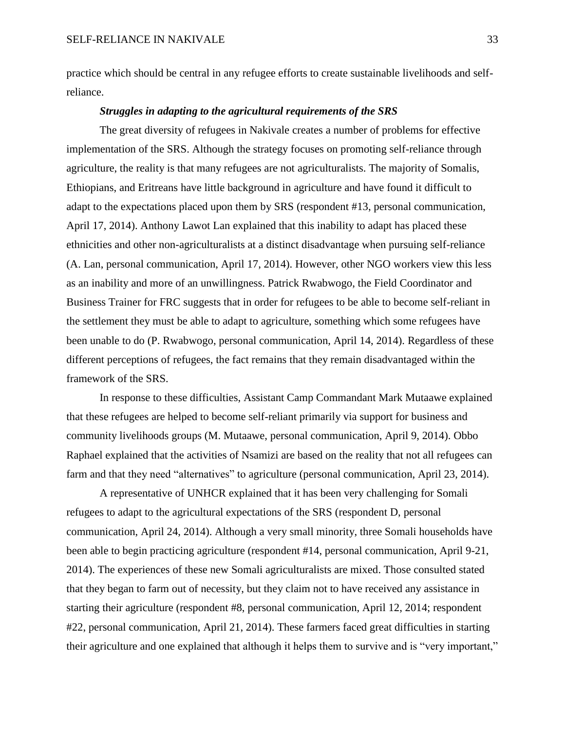practice which should be central in any refugee efforts to create sustainable livelihoods and self-reliance.

***Struggles in adapting to the agricultural requirements of the SRS***

The great diversity of refugees in Nakivale creates a number of problems for effective implementation of the SRS. Although the strategy focuses on promoting self-reliance through agriculture, the reality is that many refugees are not agriculturalists. The majority of Somalis, Ethiopians, and Eritreans have little background in agriculture and have found it difficult to adapt to the expectations placed upon them by SRS (respondent #13, personal communication, April 17, 2014). Anthony Lawot Lan explained that this inability to adapt has placed these ethnicities and other non-agriculturalists at a distinct disadvantage when pursuing self-reliance (A. Lan, personal communication, April 17, 2014). However, other NGO workers view this less as an inability and more of an unwillingness. Patrick Rwabwogo, the Field Coordinator and Business Trainer for FRC suggests that in order for refugees to be able to become self-reliant in the settlement they must be able to adapt to agriculture, something which some refugees have been unable to do (P. Rwabwogo, personal communication, April 14, 2014). Regardless of these different perceptions of refugees, the fact remains that they remain disadvantaged within the framework of the SRS.

In response to these difficulties, Assistant Camp Commandant Mark Mutaawe explained that these refugees are helped to become self-reliant primarily via support for business and community livelihoods groups (M. Mutaawe, personal communication, April 9, 2014). Obbo Raphael explained that the activities of Nsamizi are based on the reality that not all refugees can farm and that they need "alternatives" to agriculture (personal communication, April 23, 2014).

A representative of UNHCR explained that it has been very challenging for Somali refugees to adapt to the agricultural expectations of the SRS (respondent D, personal communication, April 24, 2014). Although a very small minority, three Somali households have been able to begin practicing agriculture (respondent #14, personal communication, April 9-21, 2014). The experiences of these new Somali agriculturalists are mixed. Those consulted stated that they began to farm out of necessity, but they claim not to have received any assistance in starting their agriculture (respondent #8, personal communication, April 12, 2014; respondent #22, personal communication, April 21, 2014). These farmers faced great difficulties in starting their agriculture and one explained that although it helps them to survive and is "very important,"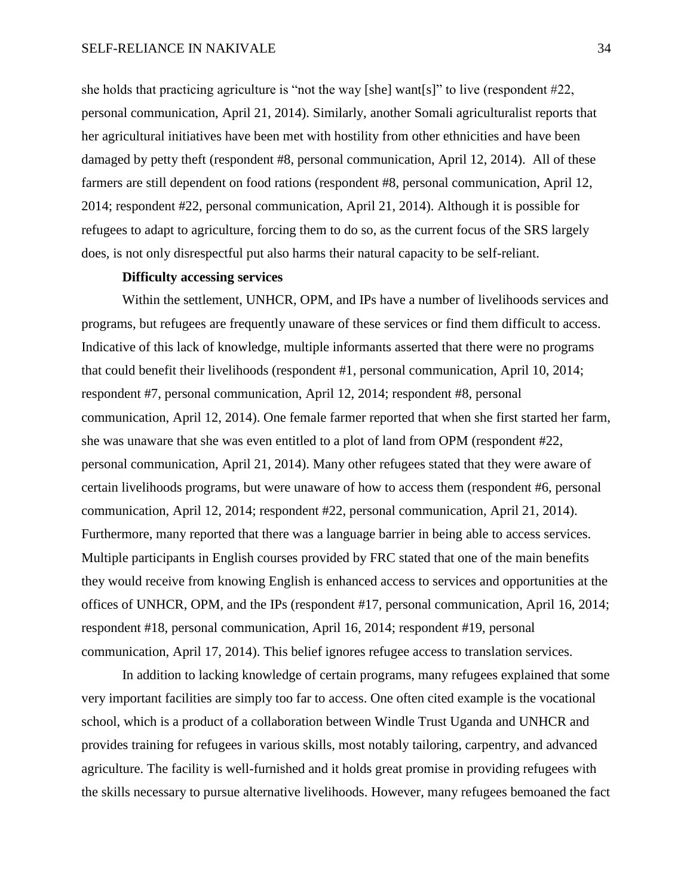she holds that practicing agriculture is "not the way [she] want[s]" to live (respondent #22, personal communication, April 21, 2014). Similarly, another Somali agriculturalist reports that her agricultural initiatives have been met with hostility from other ethnicities and have been damaged by petty theft (respondent #8, personal communication, April 12, 2014). All of these farmers are still dependent on food rations (respondent #8, personal communication, April 12, 2014; respondent #22, personal communication, April 21, 2014). Although it is possible for refugees to adapt to agriculture, forcing them to do so, as the current focus of the SRS largely does, is not only disrespectful put also harms their natural capacity to be self-reliant.

### Difficulty accessing services

Within the settlement, UNHCR, OPM, and IPs have a number of livelihoods services and programs, but refugees are frequently unaware of these services or find them difficult to access. Indicative of this lack of knowledge, multiple informants asserted that there were no programs that could benefit their livelihoods (respondent #1, personal communication, April 10, 2014; respondent #7, personal communication, April 12, 2014; respondent #8, personal communication, April 12, 2014). One female farmer reported that when she first started her farm, she was unaware that she was even entitled to a plot of land from OPM (respondent #22, personal communication, April 21, 2014). Many other refugees stated that they were aware of certain livelihoods programs, but were unaware of how to access them (respondent #6, personal communication, April 12, 2014; respondent #22, personal communication, April 21, 2014). Furthermore, many reported that there was a language barrier in being able to access services. Multiple participants in English courses provided by FRC stated that one of the main benefits they would receive from knowing English is enhanced access to services and opportunities at the offices of UNHCR, OPM, and the IPs (respondent #17, personal communication, April 16, 2014; respondent #18, personal communication, April 16, 2014; respondent #19, personal communication, April 17, 2014). This belief ignores refugee access to translation services.

In addition to lacking knowledge of certain programs, many refugees explained that some very important facilities are simply too far to access. One often cited example is the vocational school, which is a product of a collaboration between Windle Trust Uganda and UNHCR and provides training for refugees in various skills, most notably tailoring, carpentry, and advanced agriculture. The facility is well-furnished and it holds great promise in providing refugees with the skills necessary to pursue alternative livelihoods. However, many refugees bemoaned the fact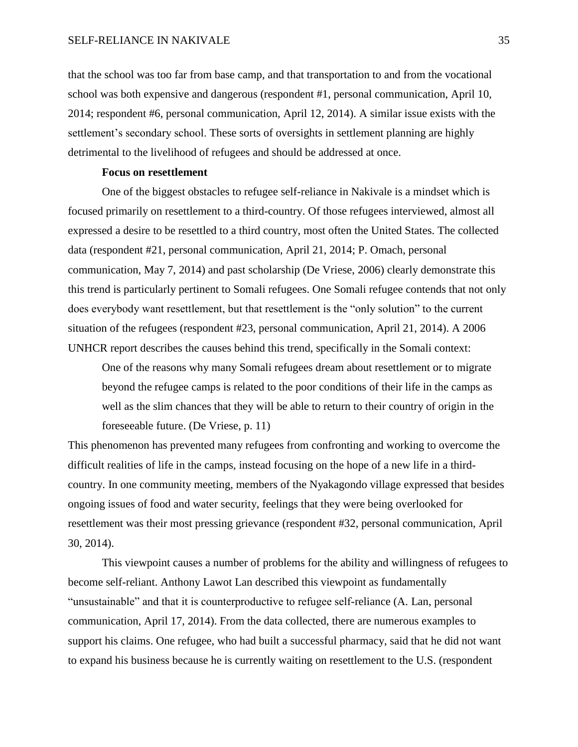that the school was too far from base camp, and that transportation to and from the vocational school was both expensive and dangerous (respondent #1, personal communication, April 10, 2014; respondent #6, personal communication, April 12, 2014). A similar issue exists with the settlement's secondary school. These sorts of oversights in settlement planning are highly detrimental to the livelihood of refugees and should be addressed at once.

**Focus on resettlement**

One of the biggest obstacles to refugee self-reliance in Nakivale is a mindset which is focused primarily on resettlement to a third-country. Of those refugees interviewed, almost all expressed a desire to be resettled to a third country, most often the United States. The collected data (respondent #21, personal communication, April 21, 2014; P. Omach, personal communication, May 7, 2014) and past scholarship (De Vriese, 2006) clearly demonstrate this this trend is particularly pertinent to Somali refugees. One Somali refugee contends that not only does everybody want resettlement, but that resettlement is the "only solution" to the current situation of the refugees (respondent #23, personal communication, April 21, 2014). A 2006 UNHCR report describes the causes behind this trend, specifically in the Somali context:

> One of the reasons why many Somali refugees dream about resettlement or to migrate beyond the refugee camps is related to the poor conditions of their life in the camps as well as the slim chances that they will be able to return to their country of origin in the foreseeable future. (De Vriese, p. 11)

This phenomenon has prevented many refugees from confronting and working to overcome the difficult realities of life in the camps, instead focusing on the hope of a new life in a third-country. In one community meeting, members of the Nyakagondo village expressed that besides ongoing issues of food and water security, feelings that they were being overlooked for resettlement was their most pressing grievance (respondent #32, personal communication, April 30, 2014).

This viewpoint causes a number of problems for the ability and willingness of refugees to become self-reliant. Anthony Lawot Lan described this viewpoint as fundamentally "unsustainable" and that it is counterproductive to refugee self-reliance (A. Lan, personal communication, April 17, 2014). From the data collected, there are numerous examples to support his claims. One refugee, who had built a successful pharmacy, said that he did not want to expand his business because he is currently waiting on resettlement to the U.S. (respondent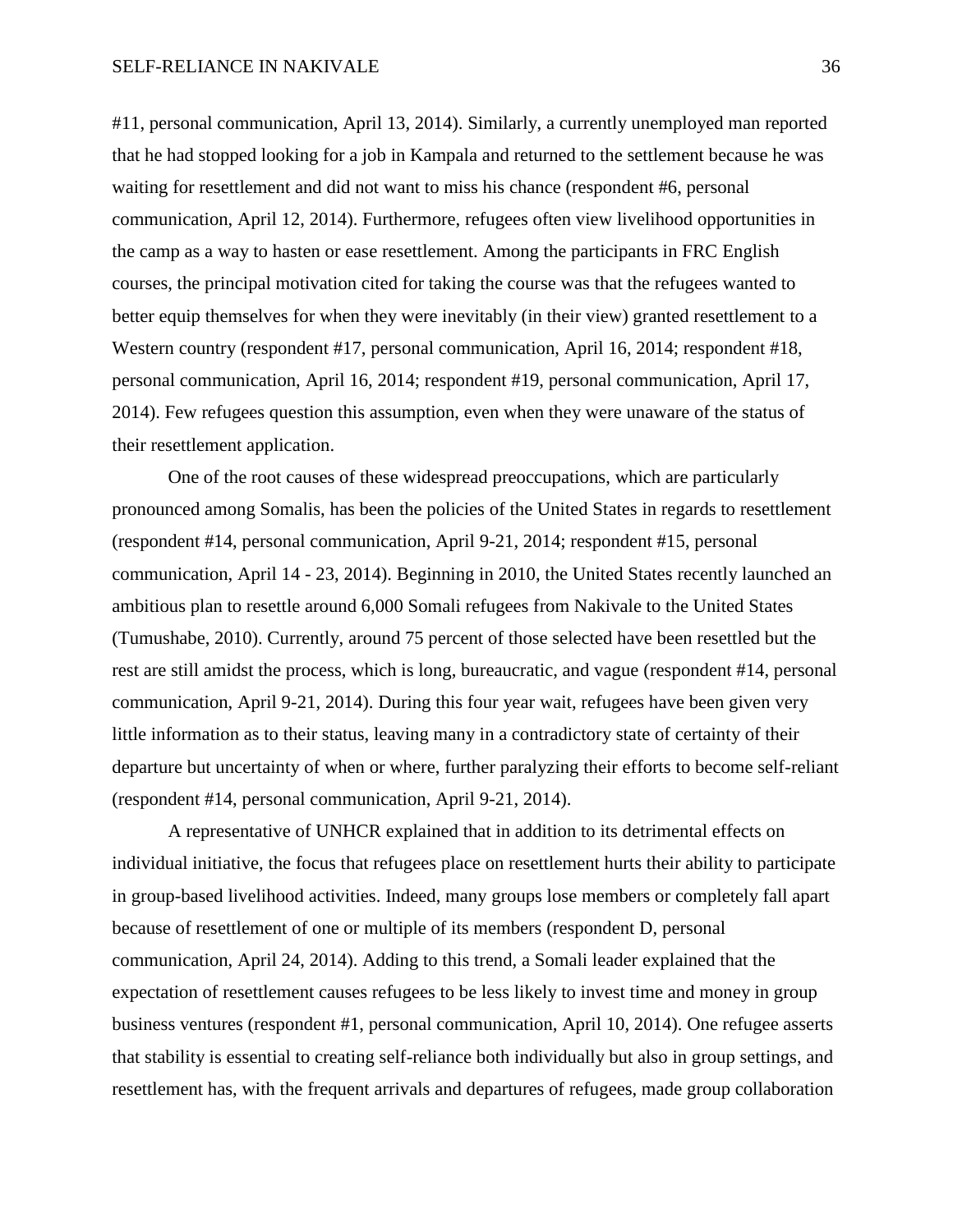#11, personal communication, April 13, 2014). Similarly, a currently unemployed man reported that he had stopped looking for a job in Kampala and returned to the settlement because he was waiting for resettlement and did not want to miss his chance (respondent #6, personal communication, April 12, 2014). Furthermore, refugees often view livelihood opportunities in the camp as a way to hasten or ease resettlement. Among the participants in FRC English courses, the principal motivation cited for taking the course was that the refugees wanted to better equip themselves for when they were inevitably (in their view) granted resettlement to a Western country (respondent #17, personal communication, April 16, 2014; respondent #18, personal communication, April 16, 2014; respondent #19, personal communication, April 17, 2014). Few refugees question this assumption, even when they were unaware of the status of their resettlement application.

One of the root causes of these widespread preoccupations, which are particularly pronounced among Somalis, has been the policies of the United States in regards to resettlement (respondent #14, personal communication, April 9-21, 2014; respondent #15, personal communication, April 14 - 23, 2014). Beginning in 2010, the United States recently launched an ambitious plan to resettle around 6,000 Somali refugees from Nakivale to the United States (Tumushabe, 2010). Currently, around 75 percent of those selected have been resettled but the rest are still amidst the process, which is long, bureaucratic, and vague (respondent #14, personal communication, April 9-21, 2014). During this four year wait, refugees have been given very little information as to their status, leaving many in a contradictory state of certainty of their departure but uncertainty of when or where, further paralyzing their efforts to become self-reliant (respondent #14, personal communication, April 9-21, 2014).

A representative of UNHCR explained that in addition to its detrimental effects on individual initiative, the focus that refugees place on resettlement hurts their ability to participate in group-based livelihood activities. Indeed, many groups lose members or completely fall apart because of resettlement of one or multiple of its members (respondent D, personal communication, April 24, 2014). Adding to this trend, a Somali leader explained that the expectation of resettlement causes refugees to be less likely to invest time and money in group business ventures (respondent #1, personal communication, April 10, 2014). One refugee asserts that stability is essential to creating self-reliance both individually but also in group settings, and resettlement has, with the frequent arrivals and departures of refugees, made group collaboration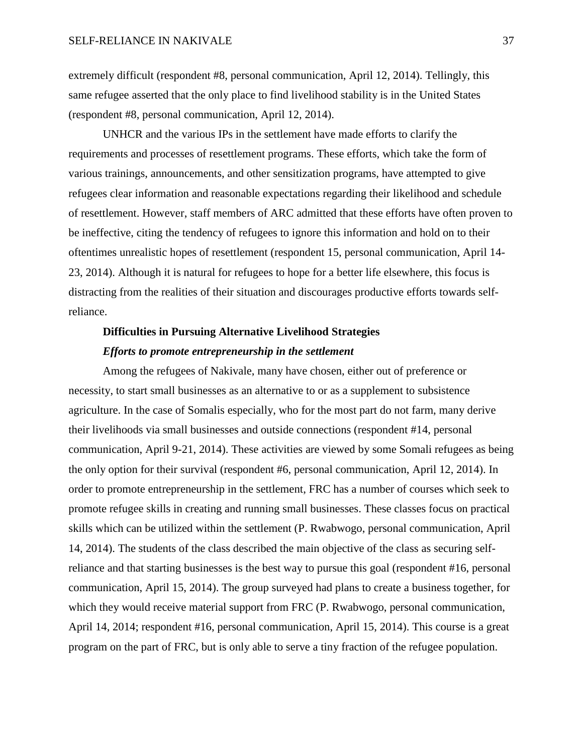extremely difficult (respondent #8, personal communication, April 12, 2014). Tellingly, this same refugee asserted that the only place to find livelihood stability is in the United States (respondent #8, personal communication, April 12, 2014).

UNHCR and the various IPs in the settlement have made efforts to clarify the requirements and processes of resettlement programs. These efforts, which take the form of various trainings, announcements, and other sensitization programs, have attempted to give refugees clear information and reasonable expectations regarding their likelihood and schedule of resettlement. However, staff members of ARC admitted that these efforts have often proven to be ineffective, citing the tendency of refugees to ignore this information and hold on to their oftentimes unrealistic hopes of resettlement (respondent 15, personal communication, April 14-23, 2014). Although it is natural for refugees to hope for a better life elsewhere, this focus is distracting from the realities of their situation and discourages productive efforts towards self-reliance.

## Difficulties in Pursuing Alternative Livelihood Strategies

### *Efforts to promote entrepreneurship in the settlement*

Among the refugees of Nakivale, many have chosen, either out of preference or necessity, to start small businesses as an alternative to or as a supplement to subsistence agriculture. In the case of Somalis especially, who for the most part do not farm, many derive their livelihoods via small businesses and outside connections (respondent #14, personal communication, April 9-21, 2014). These activities are viewed by some Somali refugees as being the only option for their survival (respondent #6, personal communication, April 12, 2014). In order to promote entrepreneurship in the settlement, FRC has a number of courses which seek to promote refugee skills in creating and running small businesses. These classes focus on practical skills which can be utilized within the settlement (P. Rwabwogo, personal communication, April 14, 2014). The students of the class described the main objective of the class as securing self-reliance and that starting businesses is the best way to pursue this goal (respondent #16, personal communication, April 15, 2014). The group surveyed had plans to create a business together, for which they would receive material support from FRC (P. Rwabwogo, personal communication, April 14, 2014; respondent #16, personal communication, April 15, 2014). This course is a great program on the part of FRC, but is only able to serve a tiny fraction of the refugee population.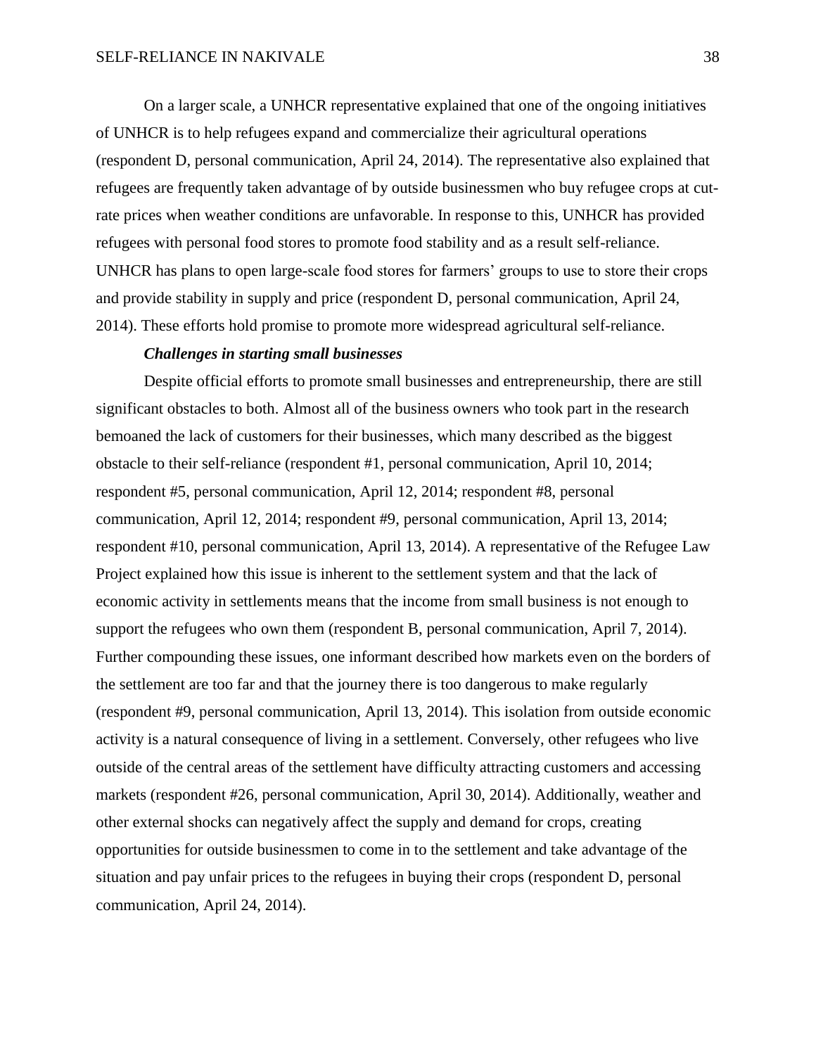On a larger scale, a UNHCR representative explained that one of the ongoing initiatives of UNHCR is to help refugees expand and commercialize their agricultural operations (respondent D, personal communication, April 24, 2014). The representative also explained that refugees are frequently taken advantage of by outside businessmen who buy refugee crops at cut-rate prices when weather conditions are unfavorable. In response to this, UNHCR has provided refugees with personal food stores to promote food stability and as a result self-reliance. UNHCR has plans to open large-scale food stores for farmers' groups to use to store their crops and provide stability in supply and price (respondent D, personal communication, April 24, 2014). These efforts hold promise to promote more widespread agricultural self-reliance.

***Challenges in starting small businesses***

Despite official efforts to promote small businesses and entrepreneurship, there are still significant obstacles to both. Almost all of the business owners who took part in the research bemoaned the lack of customers for their businesses, which many described as the biggest obstacle to their self-reliance (respondent #1, personal communication, April 10, 2014; respondent #5, personal communication, April 12, 2014; respondent #8, personal communication, April 12, 2014; respondent #9, personal communication, April 13, 2014; respondent #10, personal communication, April 13, 2014). A representative of the Refugee Law Project explained how this issue is inherent to the settlement system and that the lack of economic activity in settlements means that the income from small business is not enough to support the refugees who own them (respondent B, personal communication, April 7, 2014). Further compounding these issues, one informant described how markets even on the borders of the settlement are too far and that the journey there is too dangerous to make regularly (respondent #9, personal communication, April 13, 2014). This isolation from outside economic activity is a natural consequence of living in a settlement. Conversely, other refugees who live outside of the central areas of the settlement have difficulty attracting customers and accessing markets (respondent #26, personal communication, April 30, 2014). Additionally, weather and other external shocks can negatively affect the supply and demand for crops, creating opportunities for outside businessmen to come in to the settlement and take advantage of the situation and pay unfair prices to the refugees in buying their crops (respondent D, personal communication, April 24, 2014).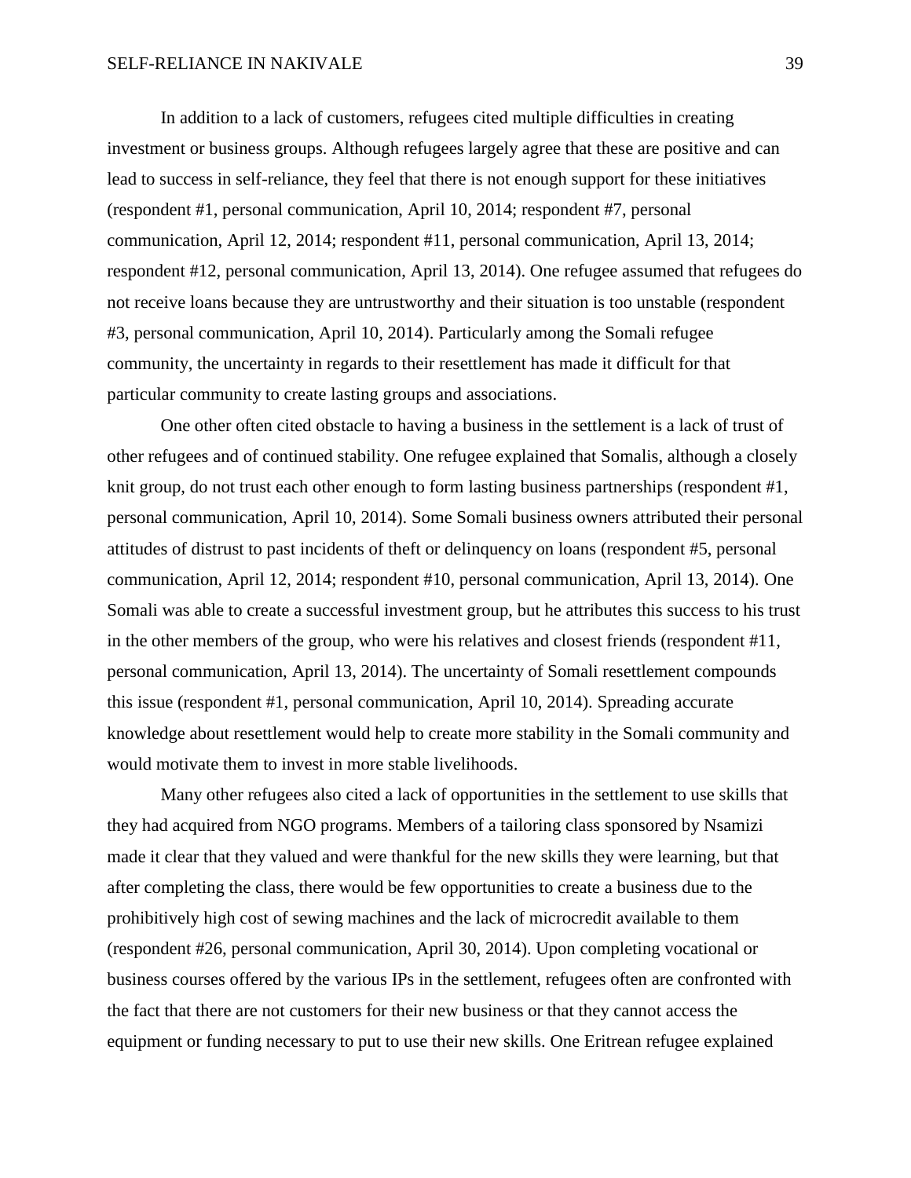In addition to a lack of customers, refugees cited multiple difficulties in creating investment or business groups. Although refugees largely agree that these are positive and can lead to success in self-reliance, they feel that there is not enough support for these initiatives (respondent #1, personal communication, April 10, 2014; respondent #7, personal communication, April 12, 2014; respondent #11, personal communication, April 13, 2014; respondent #12, personal communication, April 13, 2014). One refugee assumed that refugees do not receive loans because they are untrustworthy and their situation is too unstable (respondent #3, personal communication, April 10, 2014). Particularly among the Somali refugee community, the uncertainty in regards to their resettlement has made it difficult for that particular community to create lasting groups and associations.

One other often cited obstacle to having a business in the settlement is a lack of trust of other refugees and of continued stability. One refugee explained that Somalis, although a closely knit group, do not trust each other enough to form lasting business partnerships (respondent #1, personal communication, April 10, 2014). Some Somali business owners attributed their personal attitudes of distrust to past incidents of theft or delinquency on loans (respondent #5, personal communication, April 12, 2014; respondent #10, personal communication, April 13, 2014). One Somali was able to create a successful investment group, but he attributes this success to his trust in the other members of the group, who were his relatives and closest friends (respondent #11, personal communication, April 13, 2014). The uncertainty of Somali resettlement compounds this issue (respondent #1, personal communication, April 10, 2014). Spreading accurate knowledge about resettlement would help to create more stability in the Somali community and would motivate them to invest in more stable livelihoods.

Many other refugees also cited a lack of opportunities in the settlement to use skills that they had acquired from NGO programs. Members of a tailoring class sponsored by Nsamizi made it clear that they valued and were thankful for the new skills they were learning, but that after completing the class, there would be few opportunities to create a business due to the prohibitively high cost of sewing machines and the lack of microcredit available to them (respondent #26, personal communication, April 30, 2014). Upon completing vocational or business courses offered by the various IPs in the settlement, refugees often are confronted with the fact that there are not customers for their new business or that they cannot access the equipment or funding necessary to put to use their new skills. One Eritrean refugee explained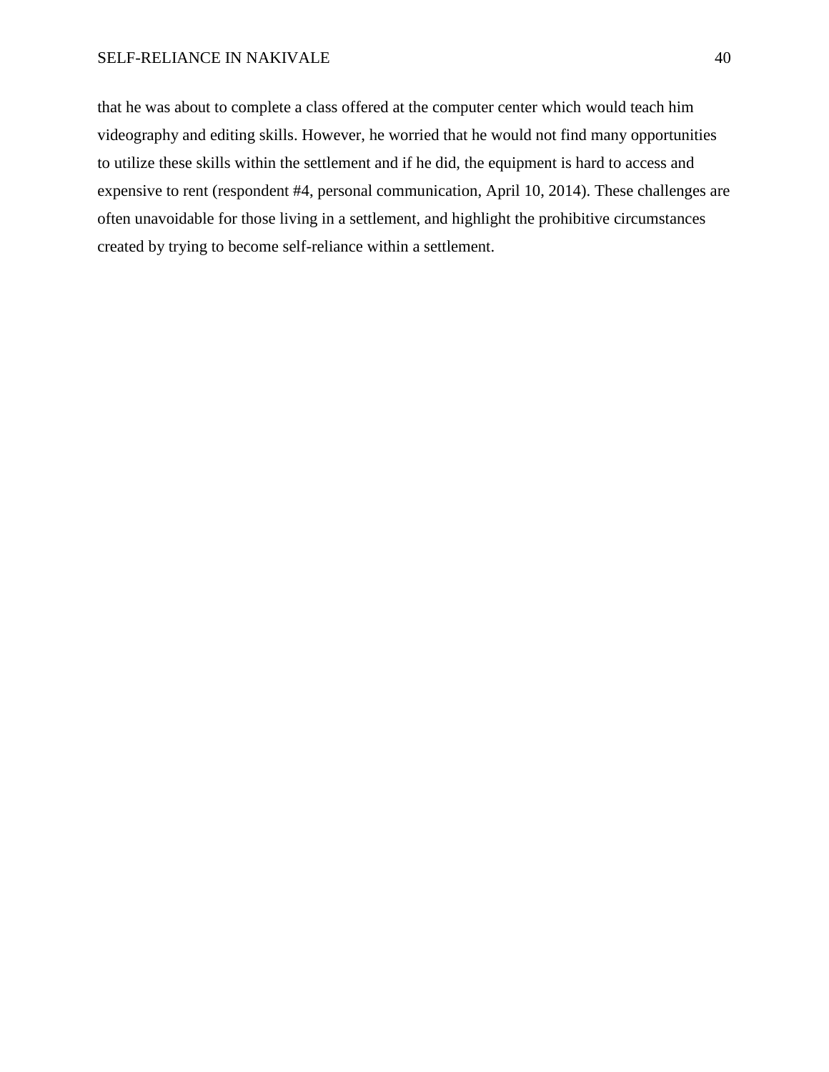that he was about to complete a class offered at the computer center which would teach him videography and editing skills. However, he worried that he would not find many opportunities to utilize these skills within the settlement and if he did, the equipment is hard to access and expensive to rent (respondent #4, personal communication, April 10, 2014). These challenges are often unavoidable for those living in a settlement, and highlight the prohibitive circumstances created by trying to become self-reliance within a settlement.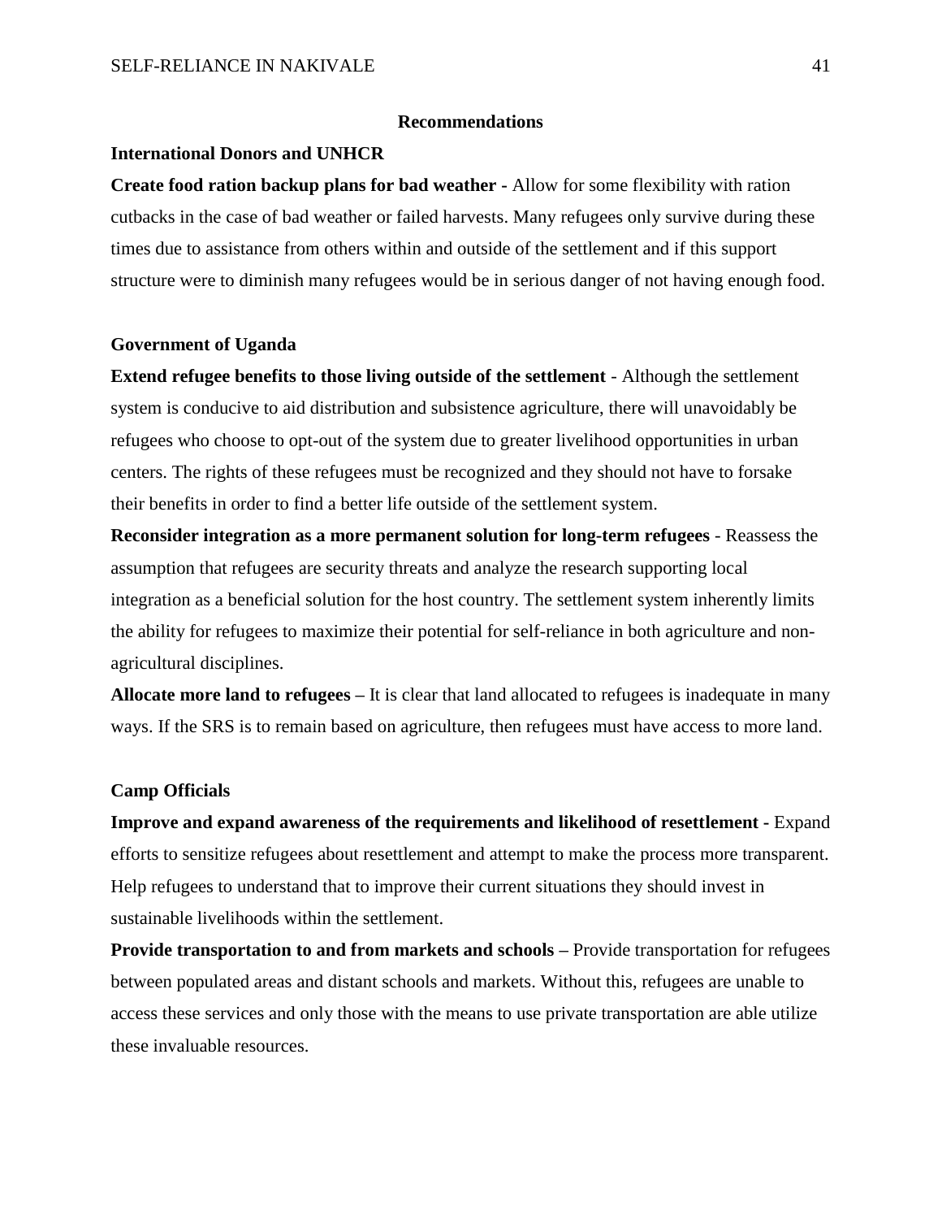## Recommendations

### International Donors and UNHCR

**Create food ration backup plans for bad weather -** Allow for some flexibility with ration cutbacks in the case of bad weather or failed harvests. Many refugees only survive during these times due to assistance from others within and outside of the settlement and if this support structure were to diminish many refugees would be in serious danger of not having enough food.

### Government of Uganda

**Extend refugee benefits to those living outside of the settlement** - Although the settlement system is conducive to aid distribution and subsistence agriculture, there will unavoidably be refugees who choose to opt-out of the system due to greater livelihood opportunities in urban centers. The rights of these refugees must be recognized and they should not have to forsake their benefits in order to find a better life outside of the settlement system.

**Reconsider integration as a more permanent solution for long-term refugees** - Reassess the assumption that refugees are security threats and analyze the research supporting local integration as a beneficial solution for the host country. The settlement system inherently limits the ability for refugees to maximize their potential for self-reliance in both agriculture and non-agricultural disciplines.

**Allocate more land to refugees –** It is clear that land allocated to refugees is inadequate in many ways. If the SRS is to remain based on agriculture, then refugees must have access to more land.

### Camp Officials

**Improve and expand awareness of the requirements and likelihood of resettlement -** Expand efforts to sensitize refugees about resettlement and attempt to make the process more transparent. Help refugees to understand that to improve their current situations they should invest in sustainable livelihoods within the settlement.

**Provide transportation to and from markets and schools –** Provide transportation for refugees between populated areas and distant schools and markets. Without this, refugees are unable to access these services and only those with the means to use private transportation are able utilize these invaluable resources.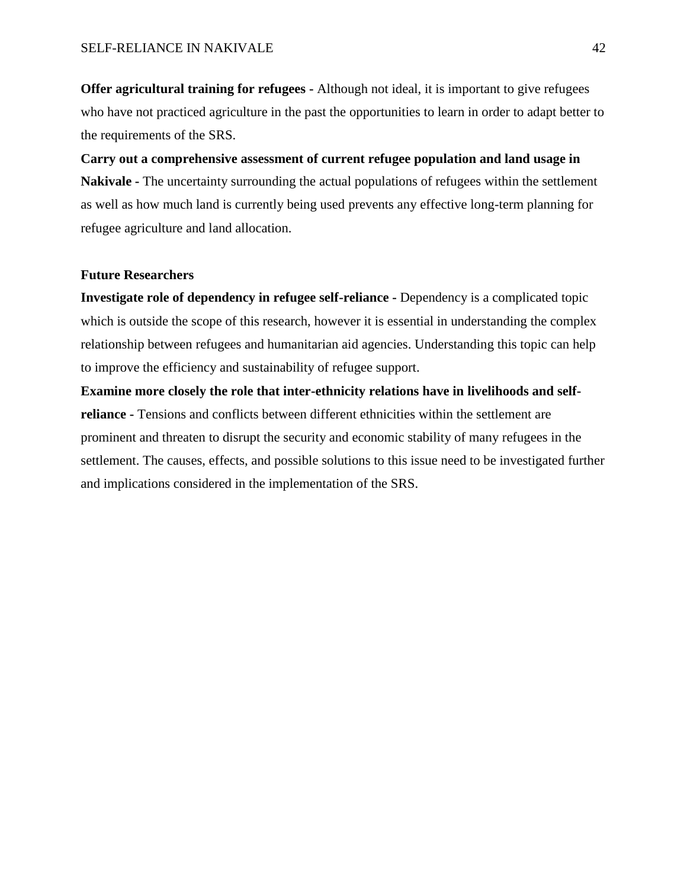**Offer agricultural training for refugees -** Although not ideal, it is important to give refugees who have not practiced agriculture in the past the opportunities to learn in order to adapt better to the requirements of the SRS.

**Carry out a comprehensive assessment of current refugee population and land usage in Nakivale -** The uncertainty surrounding the actual populations of refugees within the settlement as well as how much land is currently being used prevents any effective long-term planning for refugee agriculture and land allocation.

**Future Researchers**

**Investigate role of dependency in refugee self-reliance -** Dependency is a complicated topic which is outside the scope of this research, however it is essential in understanding the complex relationship between refugees and humanitarian aid agencies. Understanding this topic can help to improve the efficiency and sustainability of refugee support.

**Examine more closely the role that inter-ethnicity relations have in livelihoods and self-reliance -** Tensions and conflicts between different ethnicities within the settlement are prominent and threaten to disrupt the security and economic stability of many refugees in the settlement. The causes, effects, and possible solutions to this issue need to be investigated further and implications considered in the implementation of the SRS.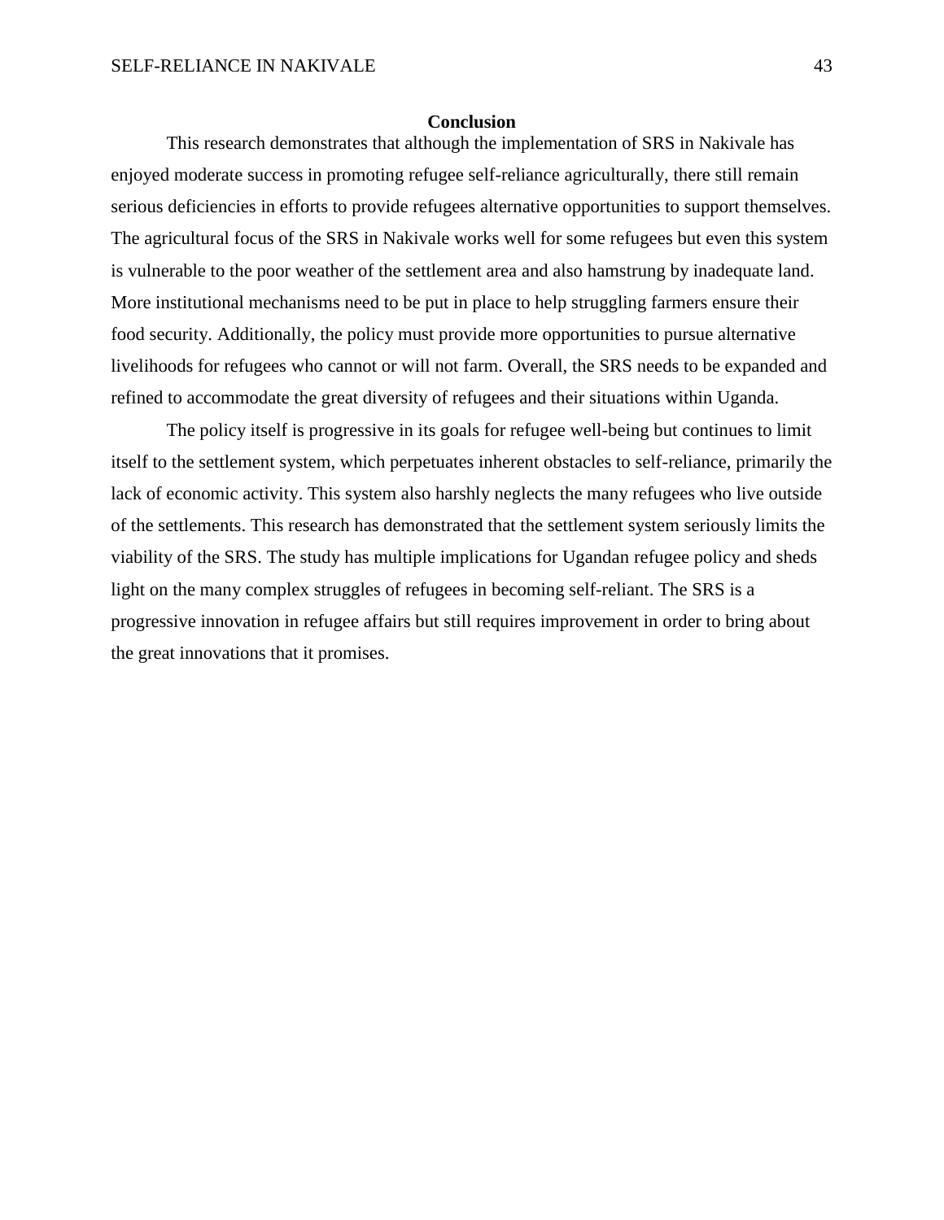## Conclusion

This research demonstrates that although the implementation of SRS in Nakivale has enjoyed moderate success in promoting refugee self-reliance agriculturally, there still remain serious deficiencies in efforts to provide refugees alternative opportunities to support themselves. The agricultural focus of the SRS in Nakivale works well for some refugees but even this system is vulnerable to the poor weather of the settlement area and also hamstrung by inadequate land. More institutional mechanisms need to be put in place to help struggling farmers ensure their food security. Additionally, the policy must provide more opportunities to pursue alternative livelihoods for refugees who cannot or will not farm. Overall, the SRS needs to be expanded and refined to accommodate the great diversity of refugees and their situations within Uganda.

The policy itself is progressive in its goals for refugee well-being but continues to limit itself to the settlement system, which perpetuates inherent obstacles to self-reliance, primarily the lack of economic activity. This system also harshly neglects the many refugees who live outside of the settlements. This research has demonstrated that the settlement system seriously limits the viability of the SRS. The study has multiple implications for Ugandan refugee policy and sheds light on the many complex struggles of refugees in becoming self-reliant. The SRS is a progressive innovation in refugee affairs but still requires improvement in order to bring about the great innovations that it promises.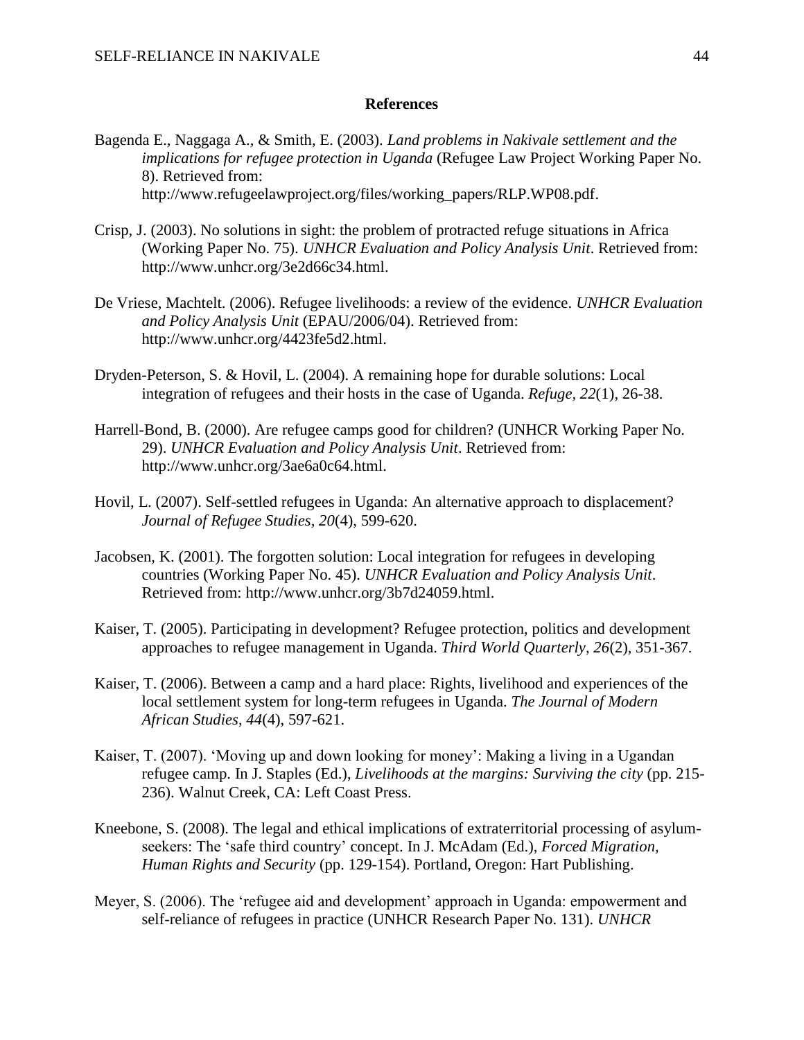## References

Bagenda E., Naggaga A., & Smith, E. (2003). *Land problems in Nakivale settlement and the implications for refugee protection in Uganda* (Refugee Law Project Working Paper No. 8). Retrieved from: http://www.refugeelawproject.org/files/working_papers/RLP.WP08.pdf.

Crisp, J. (2003). No solutions in sight: the problem of protracted refuge situations in Africa (Working Paper No. 75). *UNHCR Evaluation and Policy Analysis Unit*. Retrieved from: http://www.unhcr.org/3e2d66c34.html.

De Vriese, Machtelt. (2006). Refugee livelihoods: a review of the evidence. *UNHCR Evaluation and Policy Analysis Unit* (EPAU/2006/04). Retrieved from: http://www.unhcr.org/4423fe5d2.html.

Dryden-Peterson, S. & Hovil, L. (2004). A remaining hope for durable solutions: Local integration of refugees and their hosts in the case of Uganda. *Refuge, 22*(1), 26-38.

Harrell-Bond, B. (2000). Are refugee camps good for children? (UNHCR Working Paper No. 29). *UNHCR Evaluation and Policy Analysis Unit*. Retrieved from: http://www.unhcr.org/3ae6a0c64.html.

Hovil, L. (2007). Self-settled refugees in Uganda: An alternative approach to displacement? *Journal of Refugee Studies, 20*(4), 599-620.

Jacobsen, K. (2001). The forgotten solution: Local integration for refugees in developing countries (Working Paper No. 45). *UNHCR Evaluation and Policy Analysis Unit*. Retrieved from: http://www.unhcr.org/3b7d24059.html.

Kaiser, T. (2005). Participating in development? Refugee protection, politics and development approaches to refugee management in Uganda. *Third World Quarterly, 26*(2), 351-367.

Kaiser, T. (2006). Between a camp and a hard place: Rights, livelihood and experiences of the local settlement system for long-term refugees in Uganda. *The Journal of Modern African Studies, 44*(4), 597-621.

Kaiser, T. (2007). 'Moving up and down looking for money': Making a living in a Ugandan refugee camp. In J. Staples (Ed.), *Livelihoods at the margins: Surviving the city* (pp. 215-236). Walnut Creek, CA: Left Coast Press.

Kneebone, S. (2008). The legal and ethical implications of extraterritorial processing of asylum-seekers: The 'safe third country' concept. In J. McAdam (Ed.), *Forced Migration, Human Rights and Security* (pp. 129-154). Portland, Oregon: Hart Publishing.

Meyer, S. (2006). The 'refugee aid and development' approach in Uganda: empowerment and self-reliance of refugees in practice (UNHCR Research Paper No. 131). *UNHCR*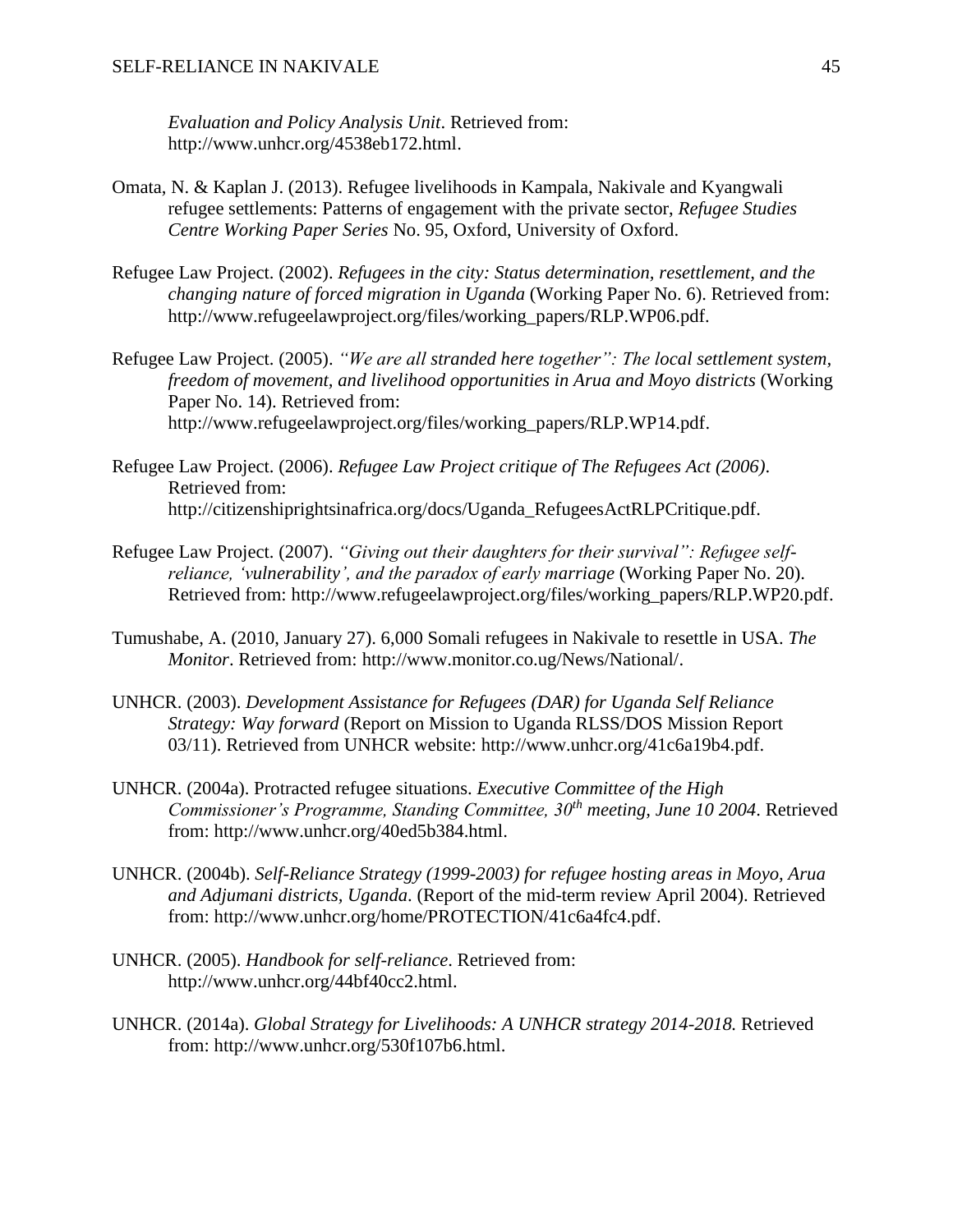*Evaluation and Policy Analysis Unit*. Retrieved from: http://www.unhcr.org/4538eb172.html.

Omata, N. & Kaplan J. (2013). Refugee livelihoods in Kampala, Nakivale and Kyangwali refugee settlements: Patterns of engagement with the private sector, *Refugee Studies Centre Working Paper Series* No. 95, Oxford, University of Oxford.

Refugee Law Project. (2002). *Refugees in the city: Status determination, resettlement, and the changing nature of forced migration in Uganda* (Working Paper No. 6). Retrieved from: http://www.refugeelawproject.org/files/working_papers/RLP.WP06.pdf.

Refugee Law Project. (2005). *"We are all stranded here together": The local settlement system, freedom of movement, and livelihood opportunities in Arua and Moyo districts* (Working Paper No. 14). Retrieved from: http://www.refugeelawproject.org/files/working_papers/RLP.WP14.pdf.

Refugee Law Project. (2006). *Refugee Law Project critique of The Refugees Act (2006)*. Retrieved from: http://citizenshiprightsinafrica.org/docs/Uganda_RefugeesActRLPCritique.pdf.

Refugee Law Project. (2007). *"Giving out their daughters for their survival": Refugee self-reliance, 'vulnerability', and the paradox of early marriage* (Working Paper No. 20). Retrieved from: http://www.refugeelawproject.org/files/working_papers/RLP.WP20.pdf.

Tumushabe, A. (2010, January 27). 6,000 Somali refugees in Nakivale to resettle in USA. *The Monitor*. Retrieved from: http://www.monitor.co.ug/News/National/.

UNHCR. (2003). *Development Assistance for Refugees (DAR) for Uganda Self Reliance Strategy: Way forward* (Report on Mission to Uganda RLSS/DOS Mission Report 03/11). Retrieved from UNHCR website: http://www.unhcr.org/41c6a19b4.pdf.

UNHCR. (2004a). Protracted refugee situations. *Executive Committee of the High Commissioner's Programme, Standing Committee, 30th meeting, June 10 2004*. Retrieved from: http://www.unhcr.org/40ed5b384.html.

UNHCR. (2004b). *Self-Reliance Strategy (1999-2003) for refugee hosting areas in Moyo, Arua and Adjumani districts, Uganda*. (Report of the mid-term review April 2004). Retrieved from: http://www.unhcr.org/home/PROTECTION/41c6a4fc4.pdf.

UNHCR. (2005). *Handbook for self-reliance*. Retrieved from: http://www.unhcr.org/44bf40cc2.html.

UNHCR. (2014a). *Global Strategy for Livelihoods: A UNHCR strategy 2014-2018.* Retrieved from: http://www.unhcr.org/530f107b6.html.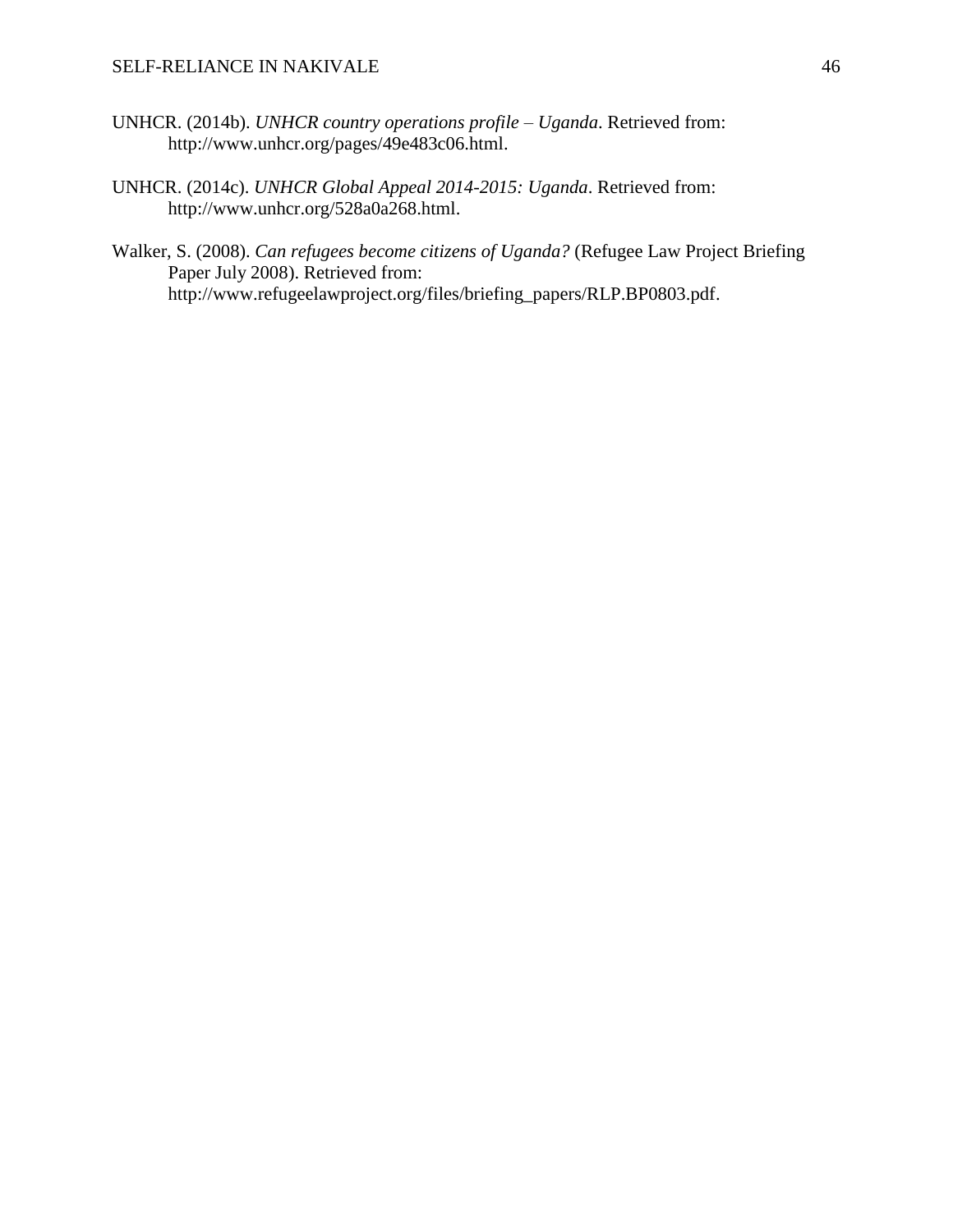UNHCR. (2014b). *UNHCR country operations profile – Uganda*. Retrieved from: http://www.unhcr.org/pages/49e483c06.html.

UNHCR. (2014c). *UNHCR Global Appeal 2014-2015: Uganda*. Retrieved from: http://www.unhcr.org/528a0a268.html.

Walker, S. (2008). *Can refugees become citizens of Uganda?* (Refugee Law Project Briefing Paper July 2008). Retrieved from: http://www.refugeelawproject.org/files/briefing_papers/RLP.BP0803.pdf.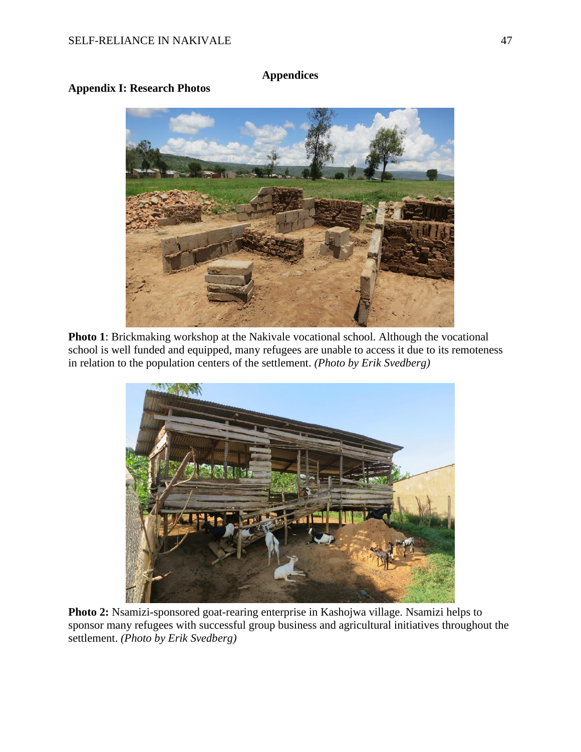# Appendices

## Appendix I: Research Photos

**Photo 1**: Brickmaking workshop at the Nakivale vocational school. Although the vocational school is well funded and equipped, many refugees are unable to access it due to its remoteness in relation to the population centers of the settlement. *(Photo by Erik Svedberg)*

**Photo 2:** Nsamizi-sponsored goat-rearing enterprise in Kashojwa village. Nsamizi helps to sponsor many refugees with successful group business and agricultural initiatives throughout the settlement. *(Photo by Erik Svedberg)*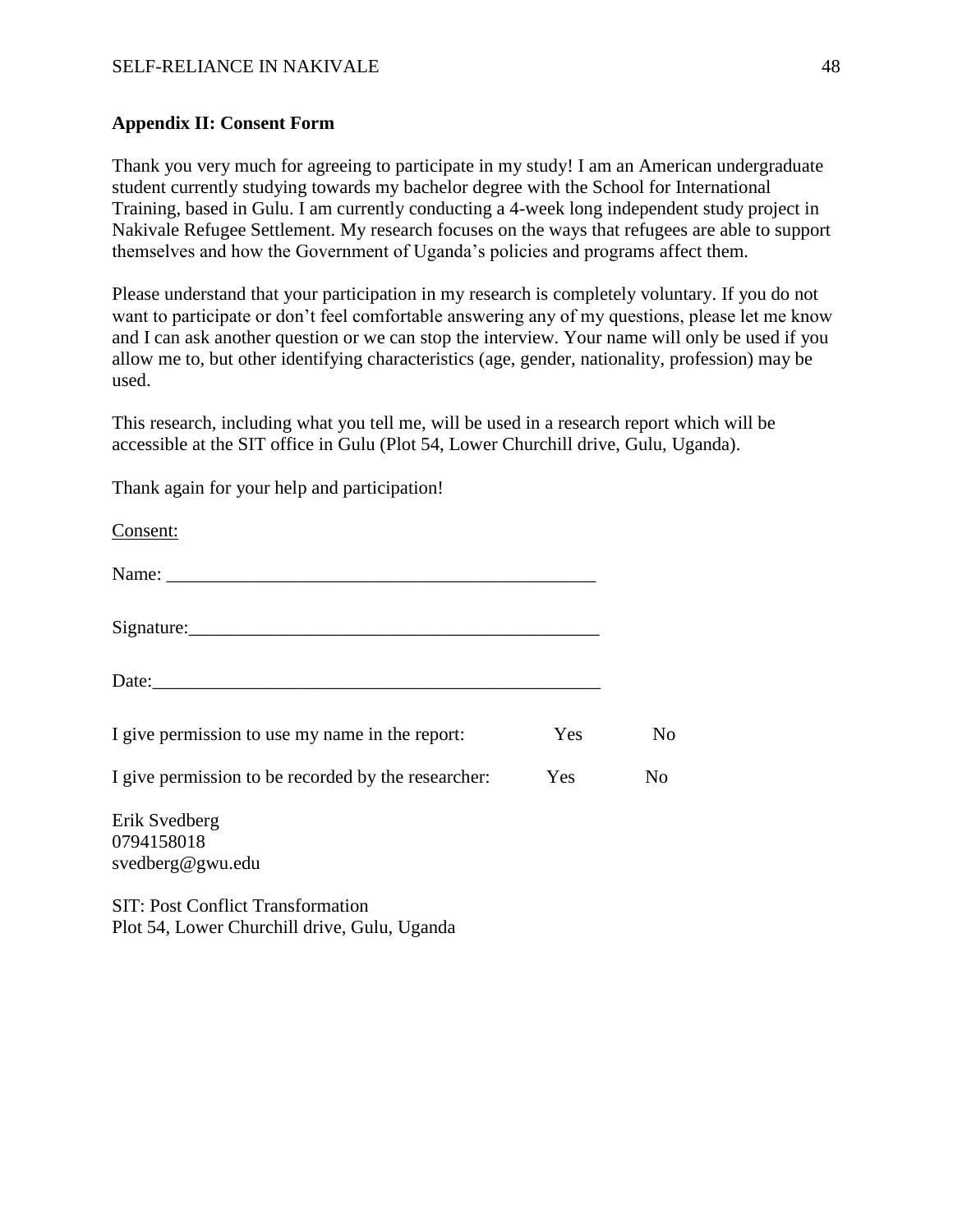## Appendix II: Consent Form

Thank you very much for agreeing to participate in my study! I am an American undergraduate student currently studying towards my bachelor degree with the School for International Training, based in Gulu. I am currently conducting a 4-week long independent study project in Nakivale Refugee Settlement. My research focuses on the ways that refugees are able to support themselves and how the Government of Uganda's policies and programs affect them.

Please understand that your participation in my research is completely voluntary. If you do not want to participate or don't feel comfortable answering any of my questions, please let me know and I can ask another question or we can stop the interview. Your name will only be used if you allow me to, but other identifying characteristics (age, gender, nationality, profession) may be used.

This research, including what you tell me, will be used in a research report which will be accessible at the SIT office in Gulu (Plot 54, Lower Churchill drive, Gulu, Uganda).

Thank again for your help and participation!

Consent:

Name: _______________________________________________

Signature:_____________________________________________

Date:_________________________________________________

I give permission to use my name in the report: Yes No

I give permission to be recorded by the researcher: Yes No

Erik Svedberg
0794158018
svedberg@gwu.edu

SIT: Post Conflict Transformation
Plot 54, Lower Churchill drive, Gulu, Uganda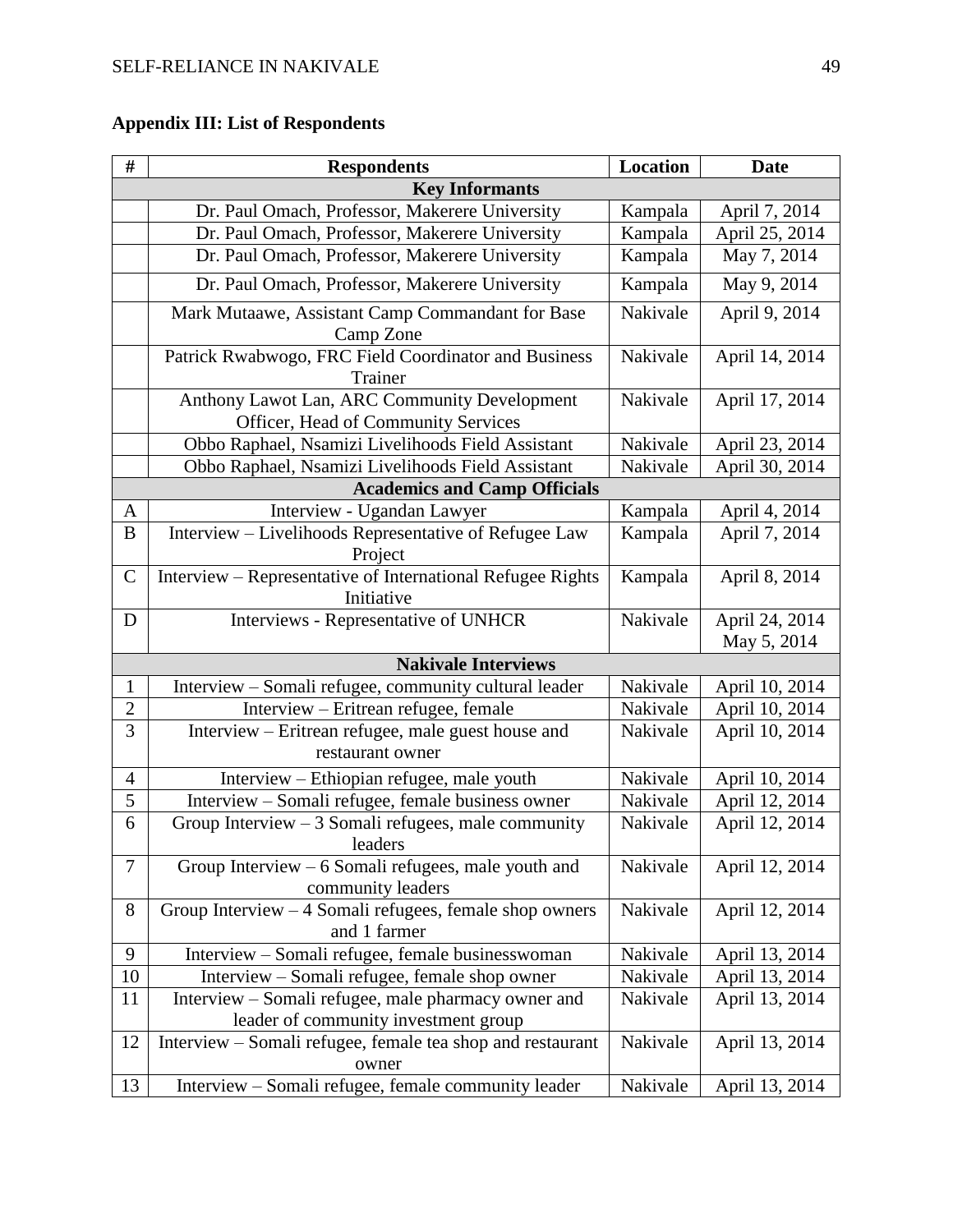**Appendix III: List of Respondents**

| # | Respondents | Location | Date |
|---|---|---|---|
| | **Key Informants** | | |
| | Dr. Paul Omach, Professor, Makerere University | Kampala | April 7, 2014 |
| | Dr. Paul Omach, Professor, Makerere University | Kampala | April 25, 2014 |
| | Dr. Paul Omach, Professor, Makerere University | Kampala | May 7, 2014 |
| | Dr. Paul Omach, Professor, Makerere University | Kampala | May 9, 2014 |
| | Mark Mutaawe, Assistant Camp Commandant for Base Camp Zone | Nakivale | April 9, 2014 |
| | Patrick Rwabwogo, FRC Field Coordinator and Business Trainer | Nakivale | April 14, 2014 |
| | Anthony Lawot Lan, ARC Community Development Officer, Head of Community Services | Nakivale | April 17, 2014 |
| | Obbo Raphael, Nsamizi Livelihoods Field Assistant | Nakivale | April 23, 2014 |
| | Obbo Raphael, Nsamizi Livelihoods Field Assistant | Nakivale | April 30, 2014 |
| | **Academics and Camp Officials** | | |
| A | Interview - Ugandan Lawyer | Kampala | April 4, 2014 |
| B | Interview – Livelihoods Representative of Refugee Law Project | Kampala | April 7, 2014 |
| C | Interview – Representative of International Refugee Rights Initiative | Kampala | April 8, 2014 |
| D | Interviews - Representative of UNHCR | Nakivale | April 24, 2014 May 5, 2014 |
| | **Nakivale Interviews** | | |
| 1 | Interview – Somali refugee, community cultural leader | Nakivale | April 10, 2014 |
| 2 | Interview – Eritrean refugee, female | Nakivale | April 10, 2014 |
| 3 | Interview – Eritrean refugee, male guest house and restaurant owner | Nakivale | April 10, 2014 |
| 4 | Interview – Ethiopian refugee, male youth | Nakivale | April 10, 2014 |
| 5 | Interview – Somali refugee, female business owner | Nakivale | April 12, 2014 |
| 6 | Group Interview – 3 Somali refugees, male community leaders | Nakivale | April 12, 2014 |
| 7 | Group Interview – 6 Somali refugees, male youth and community leaders | Nakivale | April 12, 2014 |
| 8 | Group Interview – 4 Somali refugees, female shop owners and 1 farmer | Nakivale | April 12, 2014 |
| 9 | Interview – Somali refugee, female businesswoman | Nakivale | April 13, 2014 |
| 10 | Interview – Somali refugee, female shop owner | Nakivale | April 13, 2014 |
| 11 | Interview – Somali refugee, male pharmacy owner and leader of community investment group | Nakivale | April 13, 2014 |
| 12 | Interview – Somali refugee, female tea shop and restaurant owner | Nakivale | April 13, 2014 |
| 13 | Interview – Somali refugee, female community leader | Nakivale | April 13, 2014 |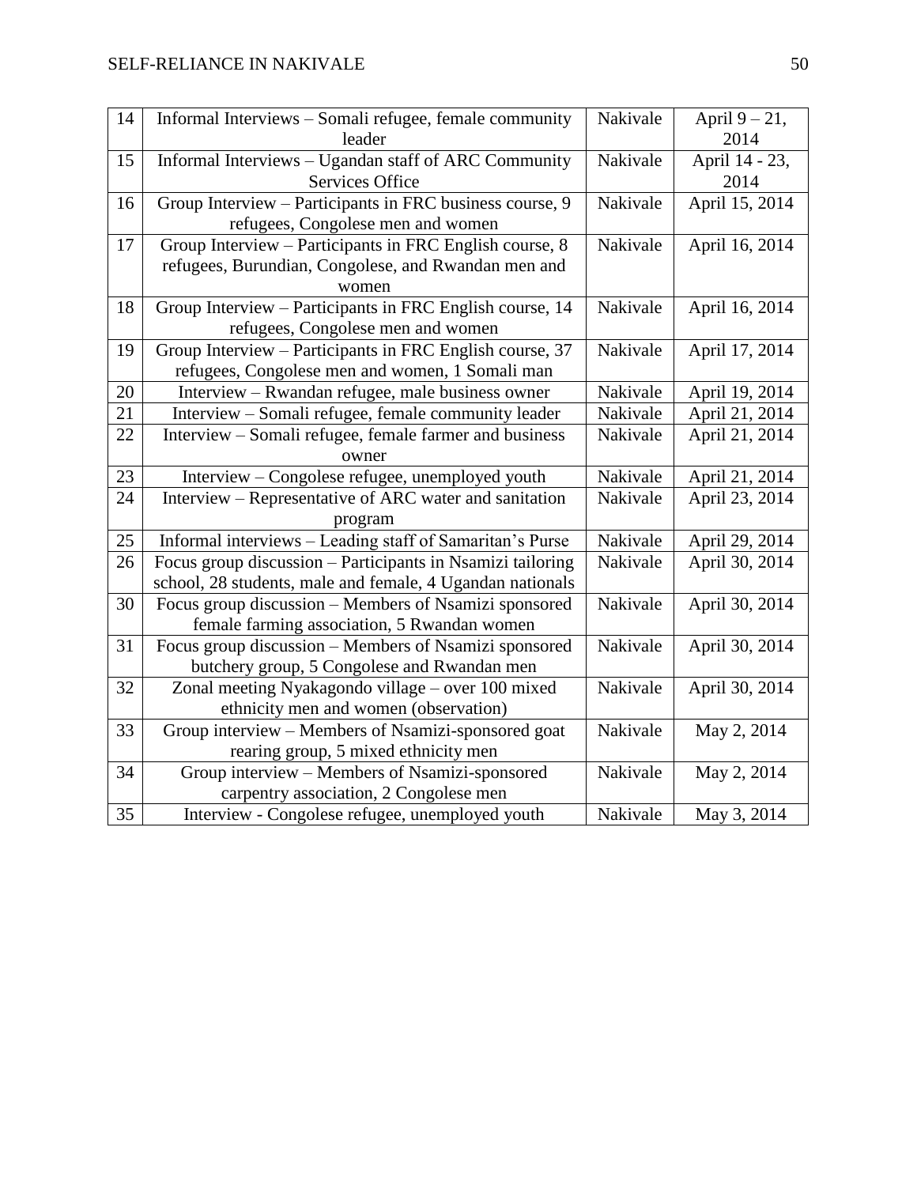| | | | |
|---|---|---|---|
| 14 | Informal Interviews – Somali refugee, female community leader | Nakivale | April 9 – 21, 2014 |
| 15 | Informal Interviews – Ugandan staff of ARC Community Services Office | Nakivale | April 14 - 23, 2014 |
| 16 | Group Interview – Participants in FRC business course, 9 refugees, Congolese men and women | Nakivale | April 15, 2014 |
| 17 | Group Interview – Participants in FRC English course, 8 refugees, Burundian, Congolese, and Rwandan men and women | Nakivale | April 16, 2014 |
| 18 | Group Interview – Participants in FRC English course, 14 refugees, Congolese men and women | Nakivale | April 16, 2014 |
| 19 | Group Interview – Participants in FRC English course, 37 refugees, Congolese men and women, 1 Somali man | Nakivale | April 17, 2014 |
| 20 | Interview – Rwandan refugee, male business owner | Nakivale | April 19, 2014 |
| 21 | Interview – Somali refugee, female community leader | Nakivale | April 21, 2014 |
| 22 | Interview – Somali refugee, female farmer and business owner | Nakivale | April 21, 2014 |
| 23 | Interview – Congolese refugee, unemployed youth | Nakivale | April 21, 2014 |
| 24 | Interview – Representative of ARC water and sanitation program | Nakivale | April 23, 2014 |
| 25 | Informal interviews – Leading staff of Samaritan's Purse | Nakivale | April 29, 2014 |
| 26 | Focus group discussion – Participants in Nsamizi tailoring school, 28 students, male and female, 4 Ugandan nationals | Nakivale | April 30, 2014 |
| 30 | Focus group discussion – Members of Nsamizi sponsored female farming association, 5 Rwandan women | Nakivale | April 30, 2014 |
| 31 | Focus group discussion – Members of Nsamizi sponsored butchery group, 5 Congolese and Rwandan men | Nakivale | April 30, 2014 |
| 32 | Zonal meeting Nyakagondo village – over 100 mixed ethnicity men and women (observation) | Nakivale | April 30, 2014 |
| 33 | Group interview – Members of Nsamizi-sponsored goat rearing group, 5 mixed ethnicity men | Nakivale | May 2, 2014 |
| 34 | Group interview – Members of Nsamizi-sponsored carpentry association, 2 Congolese men | Nakivale | May 2, 2014 |
| 35 | Interview - Congolese refugee, unemployed youth | Nakivale | May 3, 2014 |